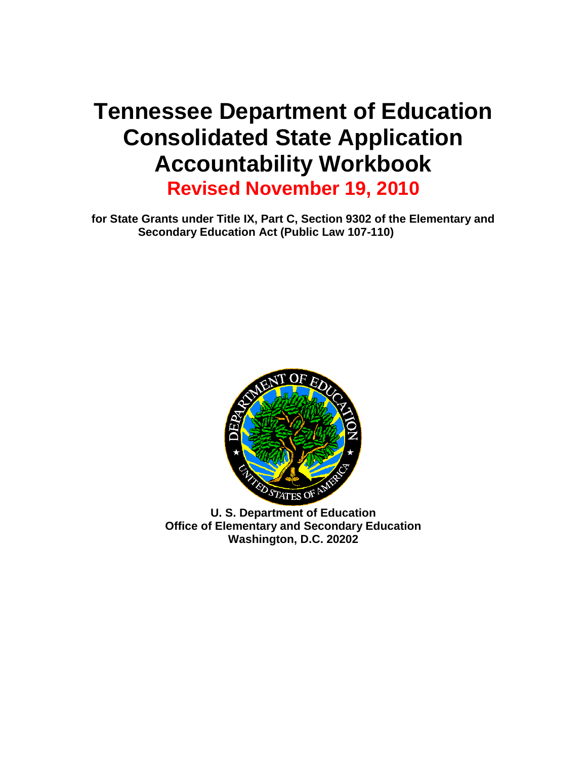# Tennessee Department of Education Consolidated State Application Accountability Workbook

**Revised November 19, 2010**

**for State Grants under Title IX, Part C, Section 9302 of the Elementary and Secondary Education Act (Public Law 107-110)**

**U. S. Department of Education**
**Office of Elementary and Secondary Education**
**Washington, D.C. 20202**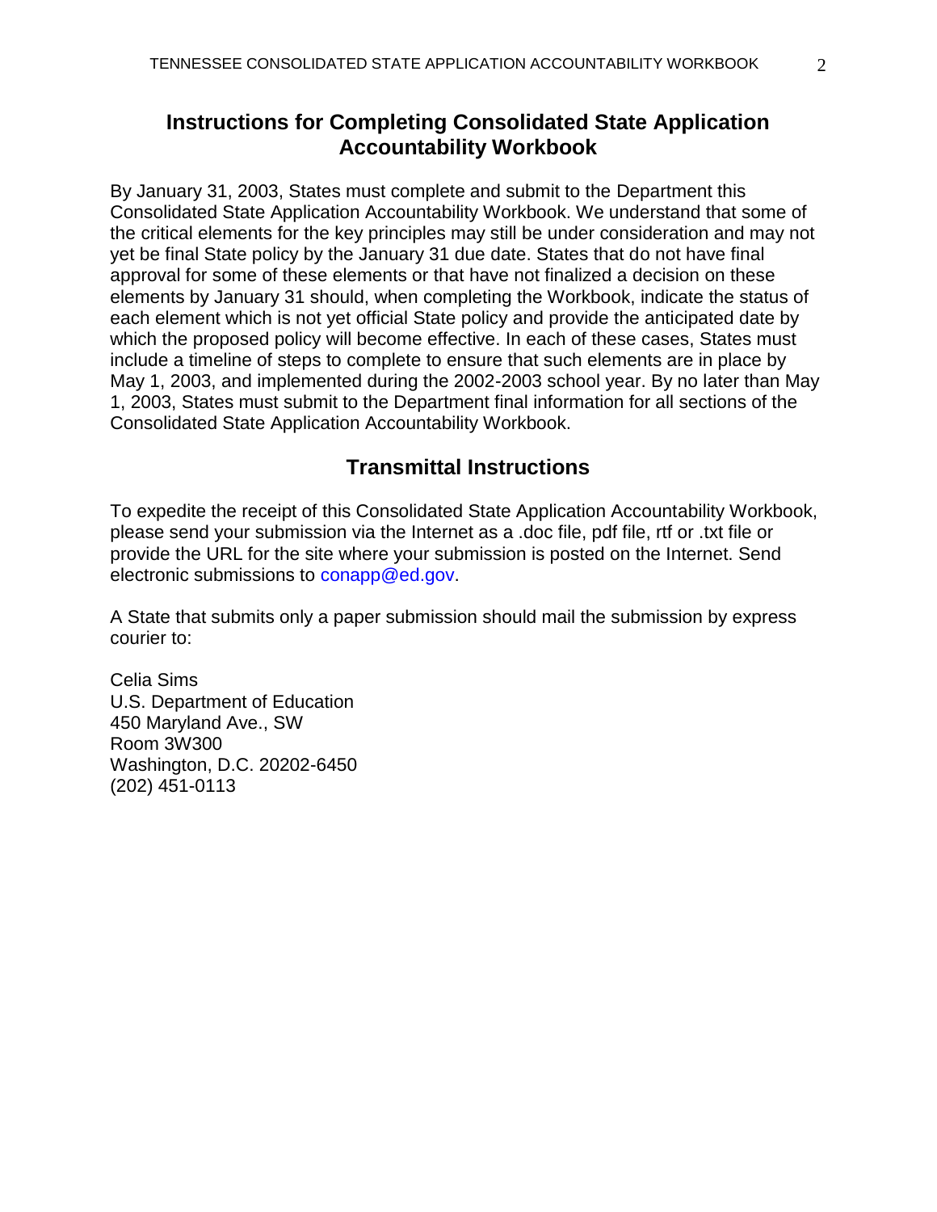## Instructions for Completing Consolidated State Application Accountability Workbook

By January 31, 2003, States must complete and submit to the Department this Consolidated State Application Accountability Workbook. We understand that some of the critical elements for the key principles may still be under consideration and may not yet be final State policy by the January 31 due date. States that do not have final approval for some of these elements or that have not finalized a decision on these elements by January 31 should, when completing the Workbook, indicate the status of each element which is not yet official State policy and provide the anticipated date by which the proposed policy will become effective. In each of these cases, States must include a timeline of steps to complete to ensure that such elements are in place by May 1, 2003, and implemented during the 2002-2003 school year. By no later than May 1, 2003, States must submit to the Department final information for all sections of the Consolidated State Application Accountability Workbook.

## Transmittal Instructions

To expedite the receipt of this Consolidated State Application Accountability Workbook, please send your submission via the Internet as a .doc file, pdf file, rtf or .txt file or provide the URL for the site where your submission is posted on the Internet. Send electronic submissions to conapp@ed.gov.

A State that submits only a paper submission should mail the submission by express courier to:

Celia Sims  
U.S. Department of Education  
450 Maryland Ave., SW  
Room 3W300  
Washington, D.C. 20202-6450  
(202) 451-0113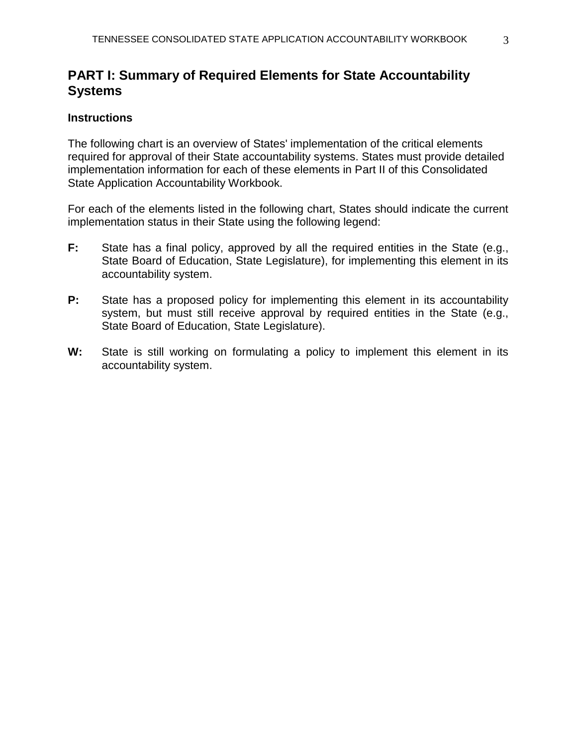## PART I: Summary of Required Elements for State Accountability Systems

### Instructions

The following chart is an overview of States' implementation of the critical elements required for approval of their State accountability systems. States must provide detailed implementation information for each of these elements in Part II of this Consolidated State Application Accountability Workbook.

For each of the elements listed in the following chart, States should indicate the current implementation status in their State using the following legend:

**F:** State has a final policy, approved by all the required entities in the State (e.g., State Board of Education, State Legislature), for implementing this element in its accountability system.

**P:** State has a proposed policy for implementing this element in its accountability system, but must still receive approval by required entities in the State (e.g., State Board of Education, State Legislature).

**W:** State is still working on formulating a policy to implement this element in its accountability system.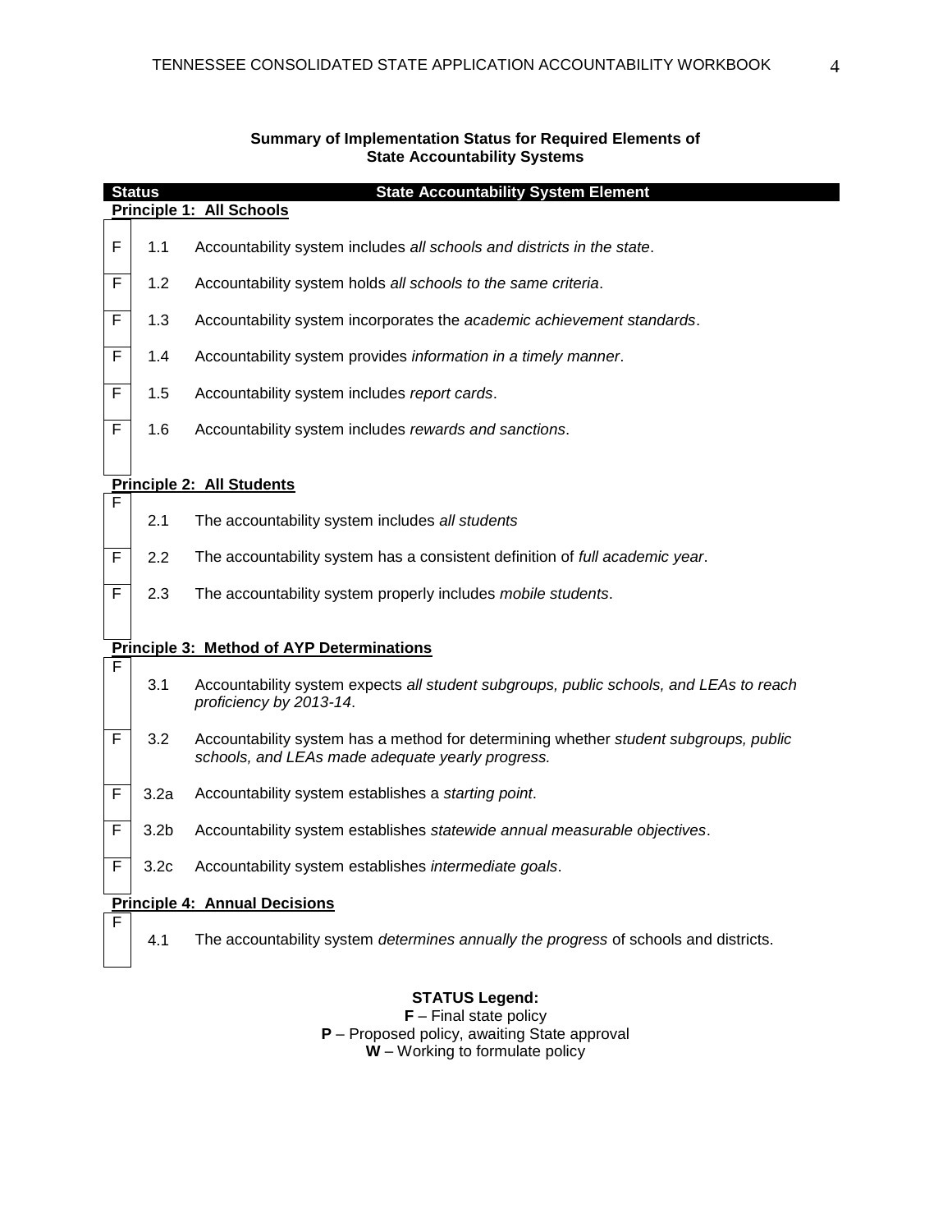**Summary of Implementation Status for Required Elements of State Accountability Systems**

| Status | | State Accountability System Element |
|---|---|---|
| **Principle 1: All Schools** | | |
| F | 1.1 | Accountability system includes *all schools and districts in the state*. |
| F | 1.2 | Accountability system holds *all schools to the same criteria*. |
| F | 1.3 | Accountability system incorporates the *academic achievement standards*. |
| F | 1.4 | Accountability system provides *information in a timely manner*. |
| F | 1.5 | Accountability system includes *report cards*. |
| F | 1.6 | Accountability system includes *rewards and sanctions*. |
| **Principle 2: All Students** | | |
| F | 2.1 | The accountability system includes *all students* |
| F | 2.2 | The accountability system has a consistent definition of *full academic year*. |
| F | 2.3 | The accountability system properly includes *mobile students*. |
| **Principle 3: Method of AYP Determinations** | | |
| F | 3.1 | Accountability system expects *all student subgroups, public schools, and LEAs to reach proficiency by 2013-14*. |
| F | 3.2 | Accountability system has a method for determining whether *student subgroups, public schools, and LEAs made adequate yearly progress.* |
| F | 3.2a | Accountability system establishes a *starting point*. |
| F | 3.2b | Accountability system establishes *statewide annual measurable objectives*. |
| F | 3.2c | Accountability system establishes *intermediate goals*. |
| **Principle 4: Annual Decisions** | | |
| F | 4.1 | The accountability system *determines annually the progress* of schools and districts. |

**STATUS Legend:**

**F** – Final state policy

**P** – Proposed policy, awaiting State approval

**W** – Working to formulate policy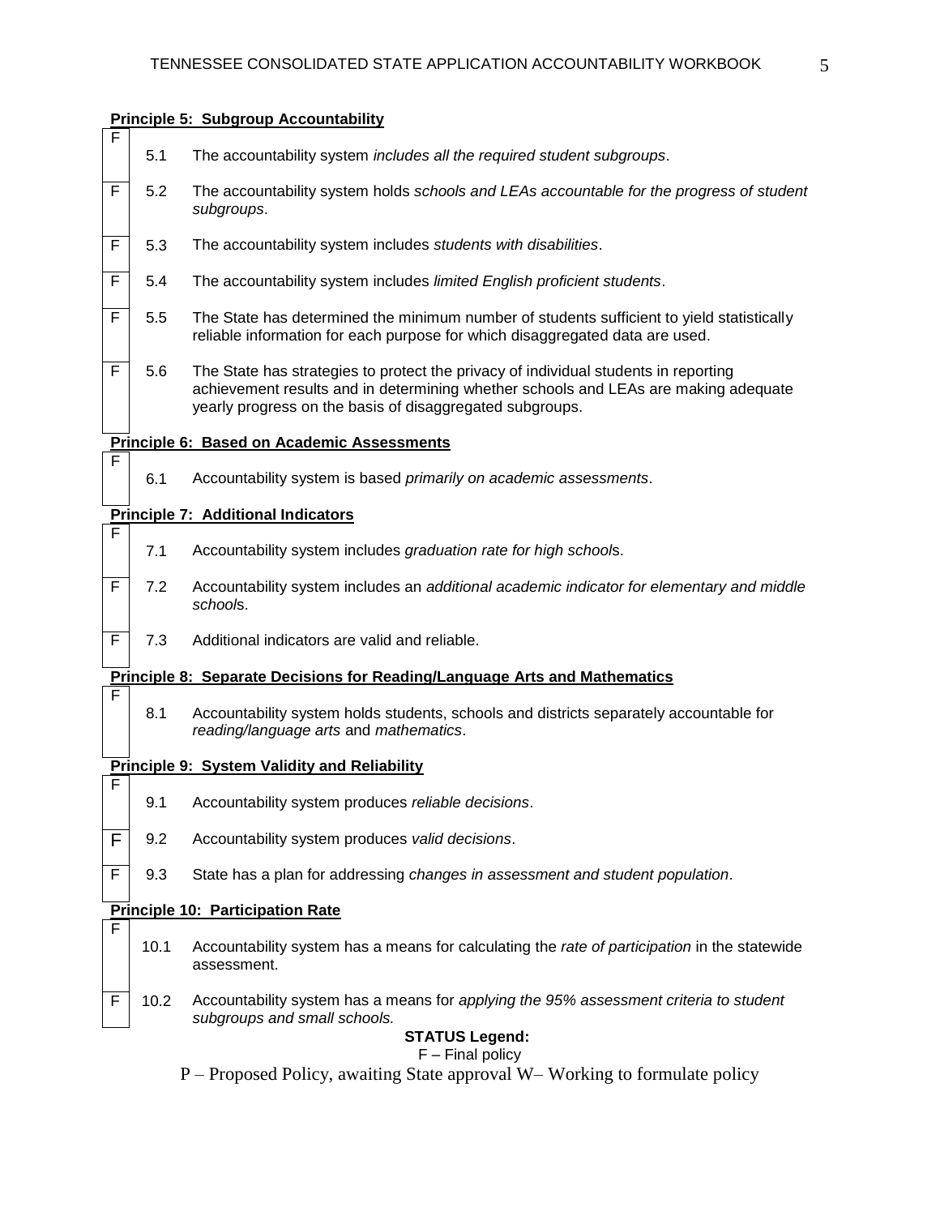**Principle 5: Subgroup Accountability**

| Status | | |
|---|---|---|
| F | 5.1 | The accountability system *includes all the required student subgroups*. |
| F | 5.2 | The accountability system holds *schools and LEAs accountable for the progress of student subgroups*. |
| F | 5.3 | The accountability system includes *students with disabilities*. |
| F | 5.4 | The accountability system includes *limited English proficient students*. |
| F | 5.5 | The State has determined the minimum number of students sufficient to yield statistically reliable information for each purpose for which disaggregated data are used. |
| F | 5.6 | The State has strategies to protect the privacy of individual students in reporting achievement results and in determining whether schools and LEAs are making adequate yearly progress on the basis of disaggregated subgroups. |

**Principle 6: Based on Academic Assessments**

| Status | | |
|---|---|---|
| F | 6.1 | Accountability system is based *primarily on academic assessments*. |

**Principle 7: Additional Indicators**

| Status | | |
|---|---|---|
| F | 7.1 | Accountability system includes *graduation rate for high schools*. |
| F | 7.2 | Accountability system includes an *additional academic indicator for elementary and middle schools*. |
| F | 7.3 | Additional indicators are valid and reliable. |

**Principle 8: Separate Decisions for Reading/Language Arts and Mathematics**

| Status | | |
|---|---|---|
| F | 8.1 | Accountability system holds students, schools and districts separately accountable for *reading/language arts* and *mathematics*. |

**Principle 9: System Validity and Reliability**

| Status | | |
|---|---|---|
| F | 9.1 | Accountability system produces *reliable decisions*. |
| F | 9.2 | Accountability system produces *valid decisions*. |
| F | 9.3 | State has a plan for addressing *changes in assessment and student population*. |

**Principle 10: Participation Rate**

| Status | | |
|---|---|---|
| F | 10.1 | Accountability system has a means for calculating the *rate of participation* in the statewide assessment. |
| F | 10.2 | Accountability system has a means for *applying the 95% assessment criteria to student subgroups and small schools.* |

**STATUS Legend:**

F – Final policy

P – Proposed Policy, awaiting State approval W– Working to formulate policy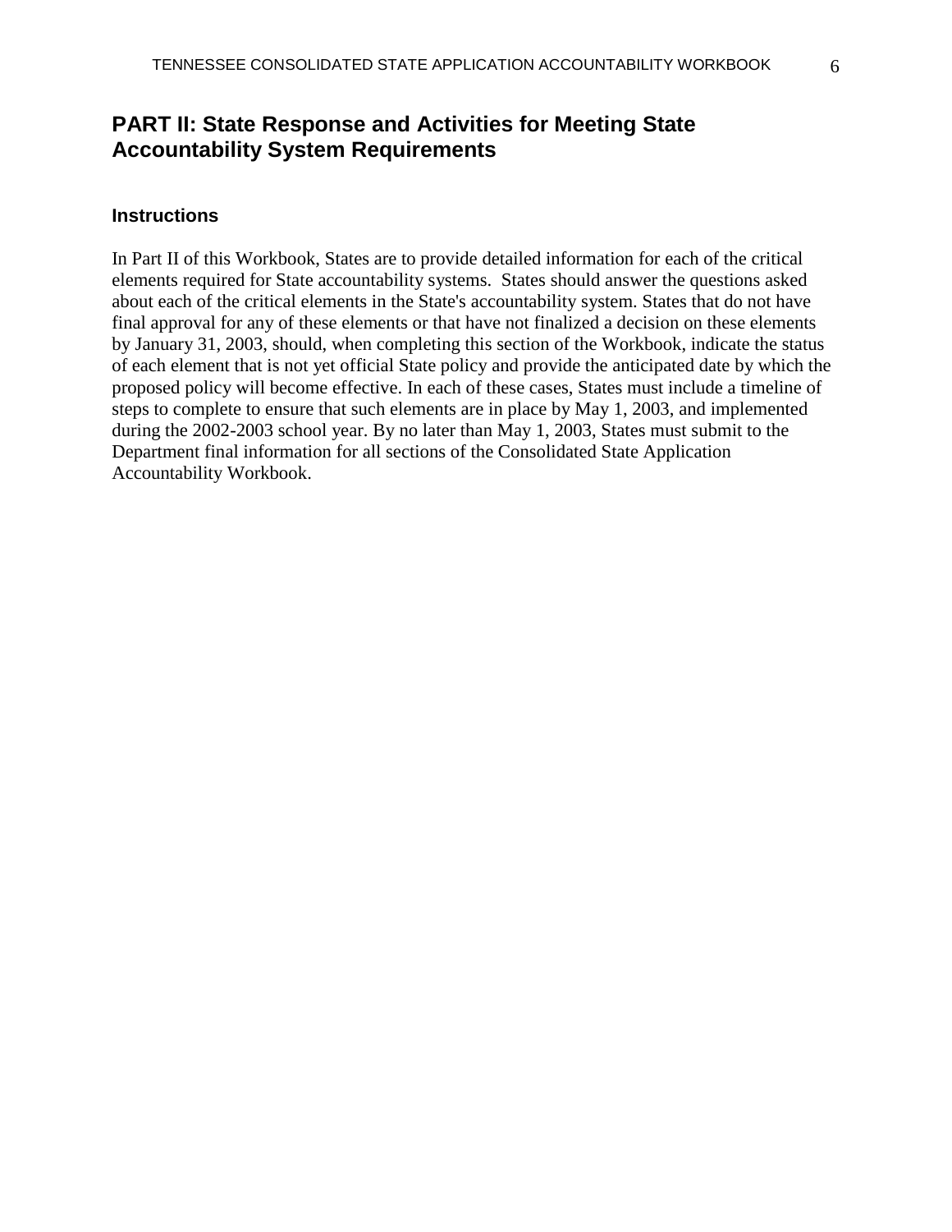## PART II: State Response and Activities for Meeting State Accountability System Requirements

### Instructions

In Part II of this Workbook, States are to provide detailed information for each of the critical elements required for State accountability systems. States should answer the questions asked about each of the critical elements in the State's accountability system. States that do not have final approval for any of these elements or that have not finalized a decision on these elements by January 31, 2003, should, when completing this section of the Workbook, indicate the status of each element that is not yet official State policy and provide the anticipated date by which the proposed policy will become effective. In each of these cases, States must include a timeline of steps to complete to ensure that such elements are in place by May 1, 2003, and implemented during the 2002-2003 school year. By no later than May 1, 2003, States must submit to the Department final information for all sections of the Consolidated State Application Accountability Workbook.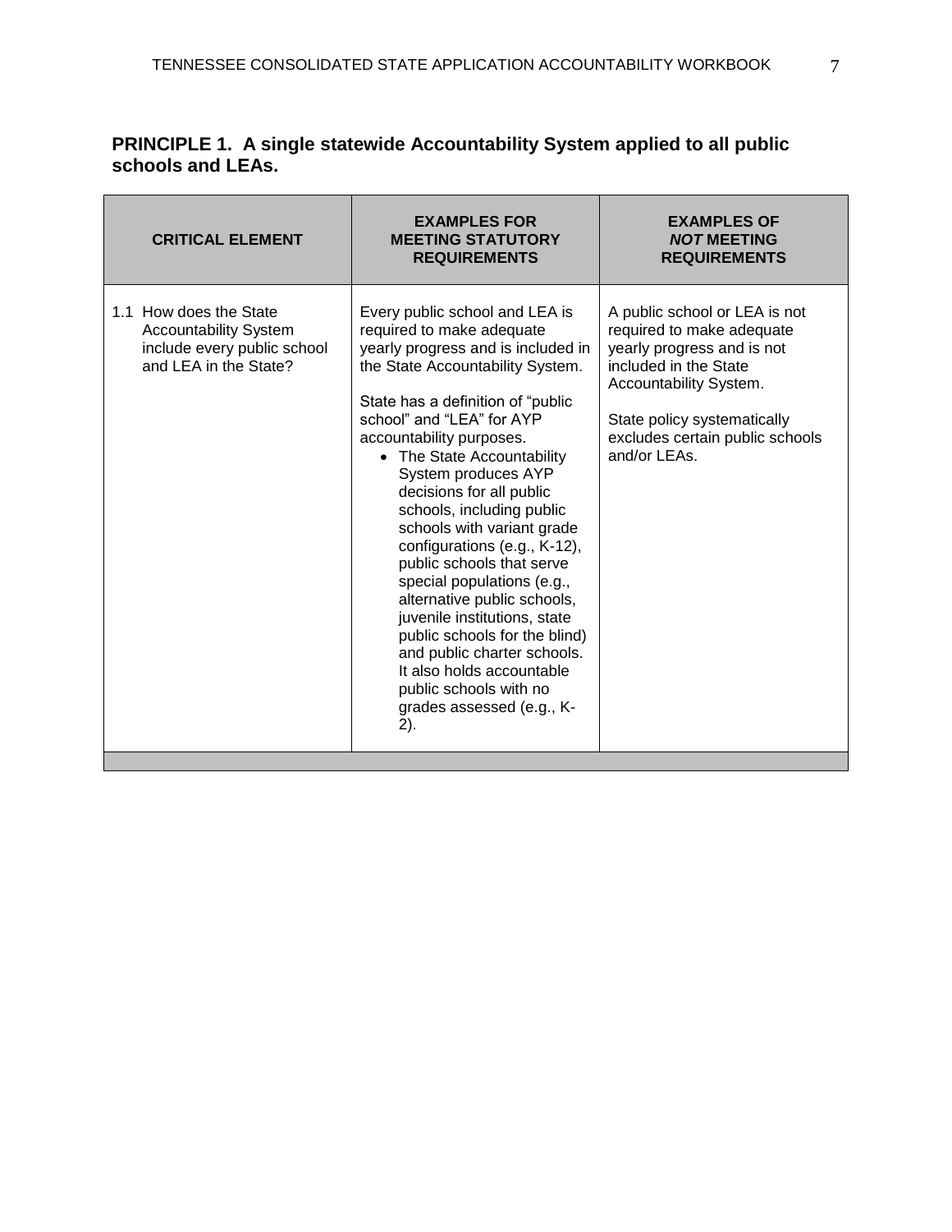## PRINCIPLE 1. A single statewide Accountability System applied to all public schools and LEAs.

| CRITICAL ELEMENT | EXAMPLES FOR MEETING STATUTORY REQUIREMENTS | EXAMPLES OF *NOT* MEETING REQUIREMENTS |
|---|---|---|
| 1.1 How does the State Accountability System include every public school and LEA in the State? | Every public school and LEA is required to make adequate yearly progress and is included in the State Accountability System.<br><br>State has a definition of "public school" and "LEA" for AYP accountability purposes.<br>• The State Accountability System produces AYP decisions for all public schools, including public schools with variant grade configurations (e.g., K-12), public schools that serve special populations (e.g., alternative public schools, juvenile institutions, state public schools for the blind) and public charter schools. It also holds accountable public schools with no grades assessed (e.g., K-2). | A public school or LEA is not required to make adequate yearly progress and is not included in the State Accountability System.<br><br>State policy systematically excludes certain public schools and/or LEAs. |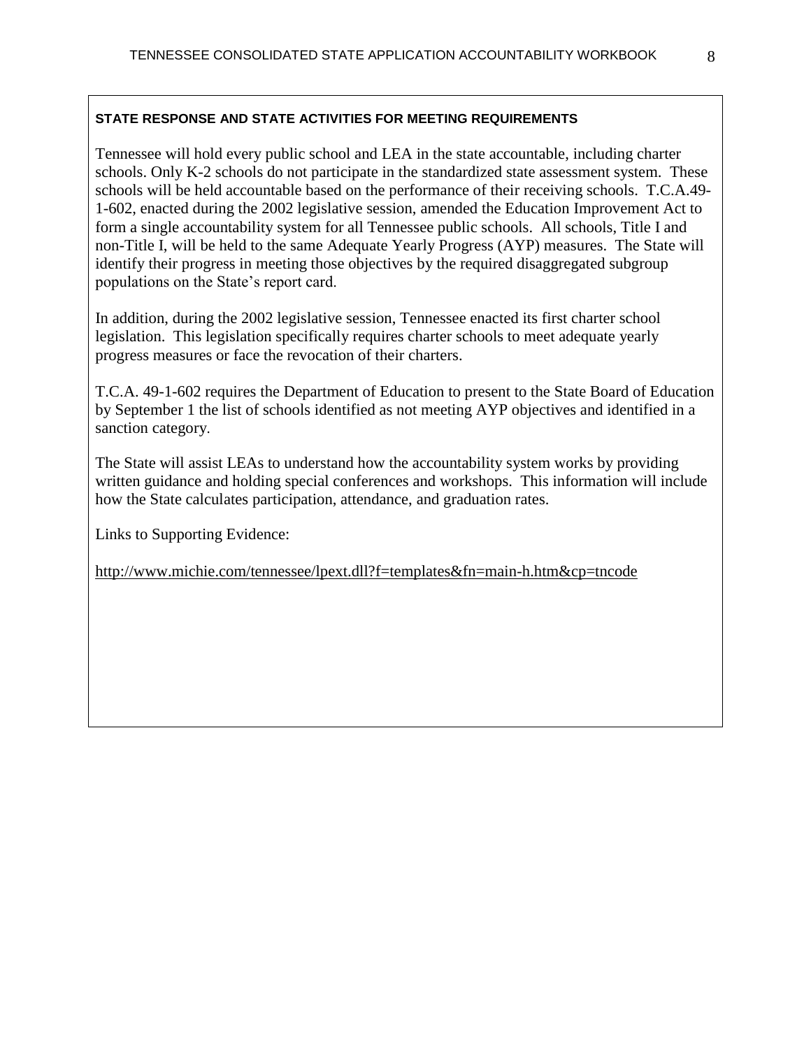**STATE RESPONSE AND STATE ACTIVITIES FOR MEETING REQUIREMENTS**

Tennessee will hold every public school and LEA in the state accountable, including charter schools. Only K-2 schools do not participate in the standardized state assessment system. These schools will be held accountable based on the performance of their receiving schools. T.C.A.49-1-602, enacted during the 2002 legislative session, amended the Education Improvement Act to form a single accountability system for all Tennessee public schools. All schools, Title I and non-Title I, will be held to the same Adequate Yearly Progress (AYP) measures. The State will identify their progress in meeting those objectives by the required disaggregated subgroup populations on the State's report card.

In addition, during the 2002 legislative session, Tennessee enacted its first charter school legislation. This legislation specifically requires charter schools to meet adequate yearly progress measures or face the revocation of their charters.

T.C.A. 49-1-602 requires the Department of Education to present to the State Board of Education by September 1 the list of schools identified as not meeting AYP objectives and identified in a sanction category.

The State will assist LEAs to understand how the accountability system works by providing written guidance and holding special conferences and workshops. This information will include how the State calculates participation, attendance, and graduation rates.

Links to Supporting Evidence:

http://www.michie.com/tennessee/lpext.dll?f=templates&fn=main-h.htm&cp=tncode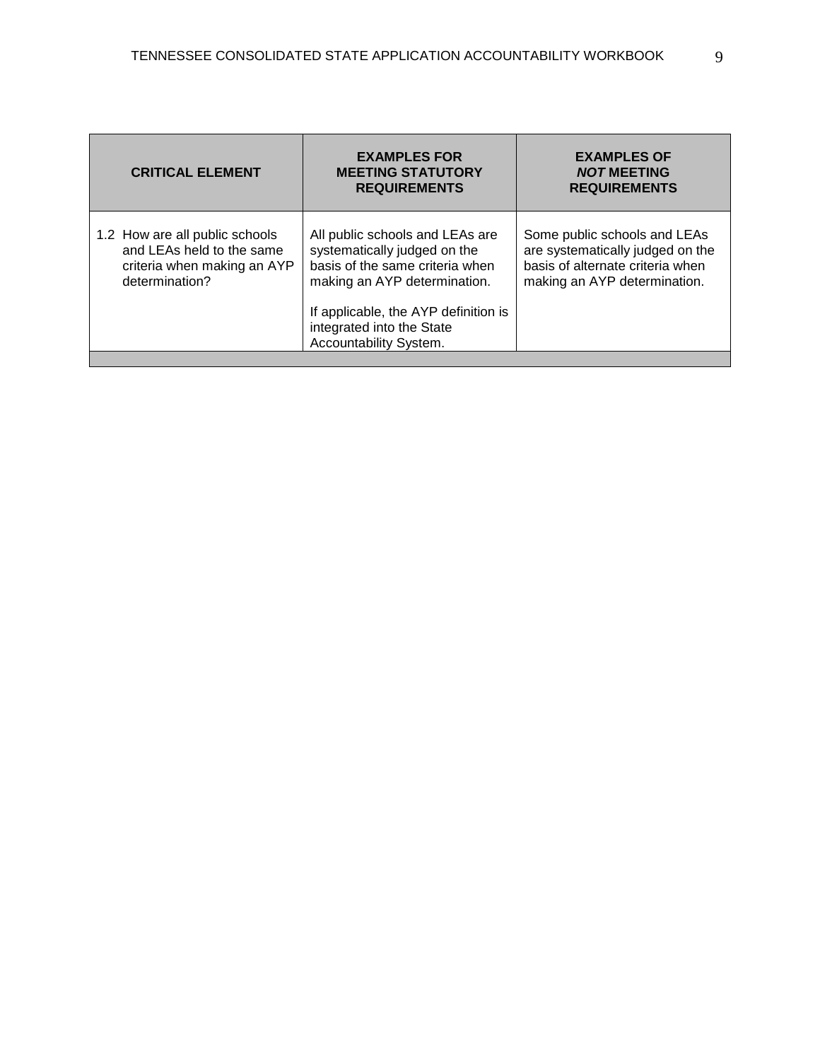| CRITICAL ELEMENT | EXAMPLES FOR MEETING STATUTORY REQUIREMENTS | EXAMPLES OF ***NOT*** MEETING REQUIREMENTS |
|---|---|---|
| 1.2 How are all public schools and LEAs held to the same criteria when making an AYP determination? | All public schools and LEAs are systematically judged on the basis of the same criteria when making an AYP determination.<br><br>If applicable, the AYP definition is integrated into the State Accountability System. | Some public schools and LEAs are systematically judged on the basis of alternate criteria when making an AYP determination. |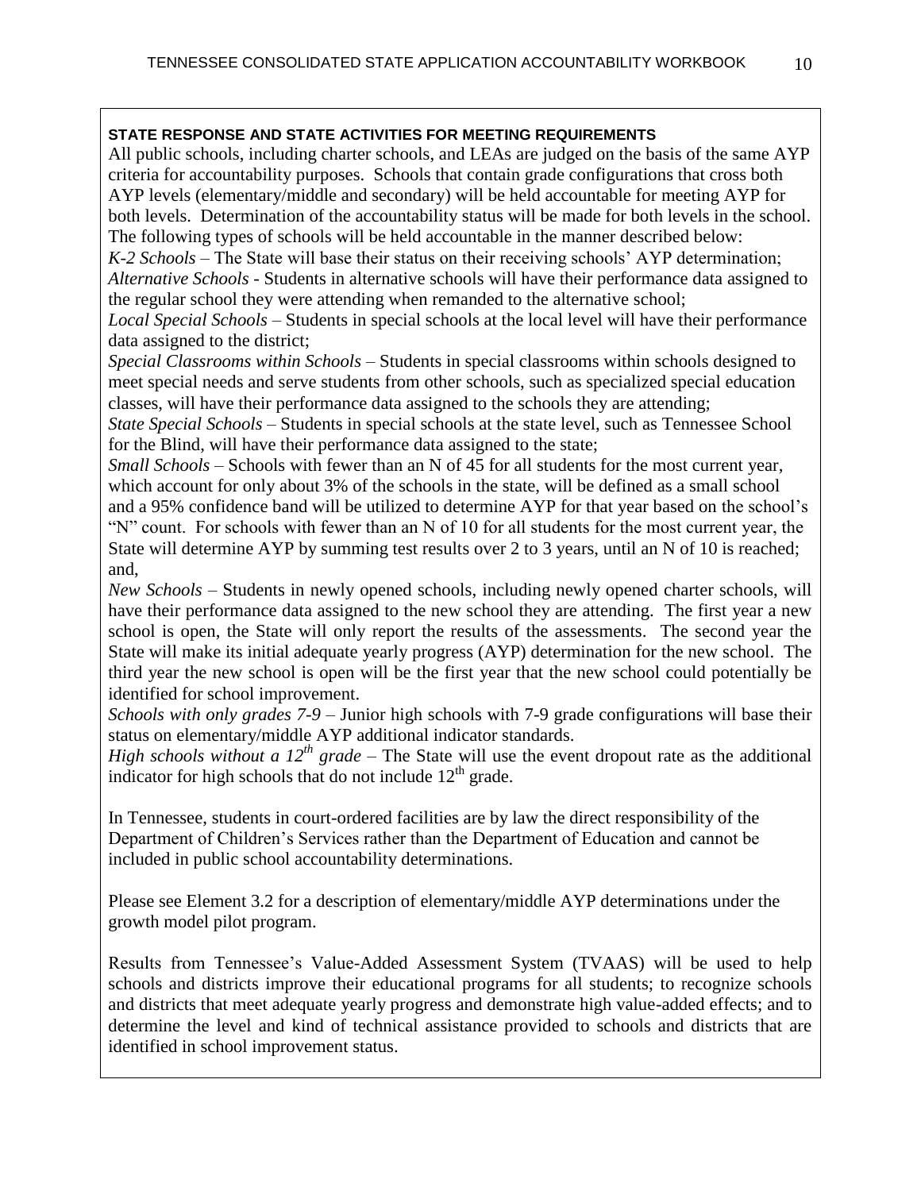**STATE RESPONSE AND STATE ACTIVITIES FOR MEETING REQUIREMENTS**

All public schools, including charter schools, and LEAs are judged on the basis of the same AYP criteria for accountability purposes. Schools that contain grade configurations that cross both AYP levels (elementary/middle and secondary) will be held accountable for meeting AYP for both levels. Determination of the accountability status will be made for both levels in the school. The following types of schools will be held accountable in the manner described below:

*K-2 Schools* – The State will base their status on their receiving schools' AYP determination;

*Alternative Schools* - Students in alternative schools will have their performance data assigned to the regular school they were attending when remanded to the alternative school;

*Local Special Schools* – Students in special schools at the local level will have their performance data assigned to the district;

*Special Classrooms within Schools* – Students in special classrooms within schools designed to meet special needs and serve students from other schools, such as specialized special education classes, will have their performance data assigned to the schools they are attending;

*State Special Schools* – Students in special schools at the state level, such as Tennessee School for the Blind, will have their performance data assigned to the state;

*Small Schools* – Schools with fewer than an N of 45 for all students for the most current year, which account for only about 3% of the schools in the state, will be defined as a small school and a 95% confidence band will be utilized to determine AYP for that year based on the school's "N" count. For schools with fewer than an N of 10 for all students for the most current year, the State will determine AYP by summing test results over 2 to 3 years, until an N of 10 is reached; and,

*New Schools* – Students in newly opened schools, including newly opened charter schools, will have their performance data assigned to the new school they are attending. The first year a new school is open, the State will only report the results of the assessments. The second year the State will make its initial adequate yearly progress (AYP) determination for the new school. The third year the new school is open will be the first year that the new school could potentially be identified for school improvement.

*Schools with only grades 7-9* – Junior high schools with 7-9 grade configurations will base their status on elementary/middle AYP additional indicator standards.

*High schools without a 12th grade* – The State will use the event dropout rate as the additional indicator for high schools that do not include 12th grade.

In Tennessee, students in court-ordered facilities are by law the direct responsibility of the Department of Children's Services rather than the Department of Education and cannot be included in public school accountability determinations.

Please see Element 3.2 for a description of elementary/middle AYP determinations under the growth model pilot program.

Results from Tennessee's Value-Added Assessment System (TVAAS) will be used to help schools and districts improve their educational programs for all students; to recognize schools and districts that meet adequate yearly progress and demonstrate high value-added effects; and to determine the level and kind of technical assistance provided to schools and districts that are identified in school improvement status.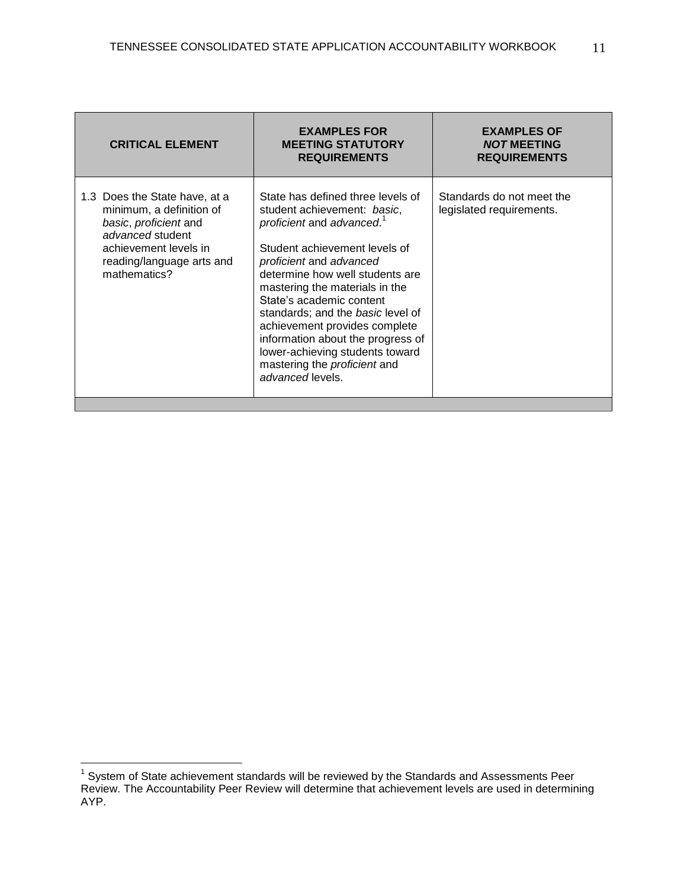| CRITICAL ELEMENT | EXAMPLES FOR MEETING STATUTORY REQUIREMENTS | EXAMPLES OF *NOT* MEETING REQUIREMENTS |
|---|---|---|
| 1.3 Does the State have, at a minimum, a definition of *basic*, *proficient* and *advanced* student achievement levels in reading/language arts and mathematics? | State has defined three levels of student achievement: *basic*, *proficient* and *advanced*.[1]<br><br>Student achievement levels of *proficient* and *advanced* determine how well students are mastering the materials in the State's academic content standards; and the *basic* level of achievement provides complete information about the progress of lower-achieving students toward mastering the *proficient* and *advanced* levels. | Standards do not meet the legislated requirements. |

[1] System of State achievement standards will be reviewed by the Standards and Assessments Peer Review. The Accountability Peer Review will determine that achievement levels are used in determining AYP.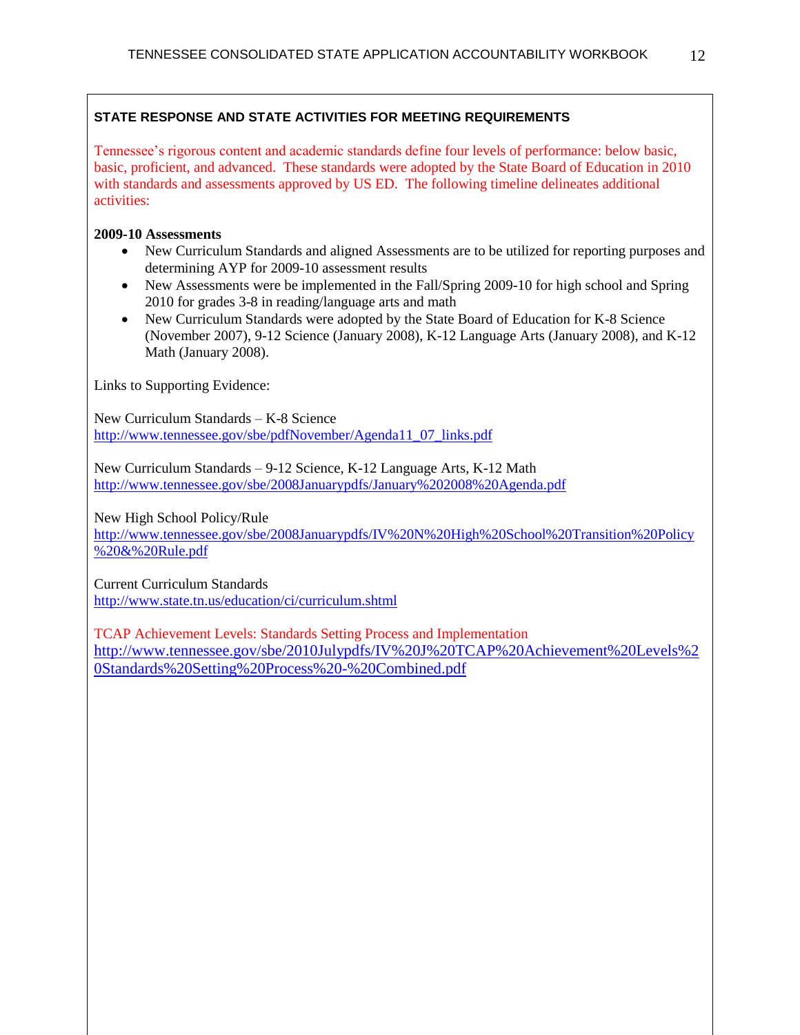**STATE RESPONSE AND STATE ACTIVITIES FOR MEETING REQUIREMENTS**

Tennessee's rigorous content and academic standards define four levels of performance: below basic, basic, proficient, and advanced. These standards were adopted by the State Board of Education in 2010 with standards and assessments approved by US ED. The following timeline delineates additional activities:

**2009-10 Assessments**

- New Curriculum Standards and aligned Assessments are to be utilized for reporting purposes and determining AYP for 2009-10 assessment results
- New Assessments were be implemented in the Fall/Spring 2009-10 for high school and Spring 2010 for grades 3-8 in reading/language arts and math
- New Curriculum Standards were adopted by the State Board of Education for K-8 Science (November 2007), 9-12 Science (January 2008), K-12 Language Arts (January 2008), and K-12 Math (January 2008).

Links to Supporting Evidence:

New Curriculum Standards – K-8 Science
http://www.tennessee.gov/sbe/pdfNovember/Agenda11_07_links.pdf

New Curriculum Standards – 9-12 Science, K-12 Language Arts, K-12 Math
http://www.tennessee.gov/sbe/2008Januarypdfs/January%202008%20Agenda.pdf

New High School Policy/Rule
http://www.tennessee.gov/sbe/2008Januarypdfs/IV%20N%20High%20School%20Transition%20Policy%20&%20Rule.pdf

Current Curriculum Standards
http://www.state.tn.us/education/ci/curriculum.shtml

TCAP Achievement Levels: Standards Setting Process and Implementation
http://www.tennessee.gov/sbe/2010Julypdfs/IV%20J%20TCAP%20Achievement%20Levels%20Standards%20Setting%20Process%20-%20Combined.pdf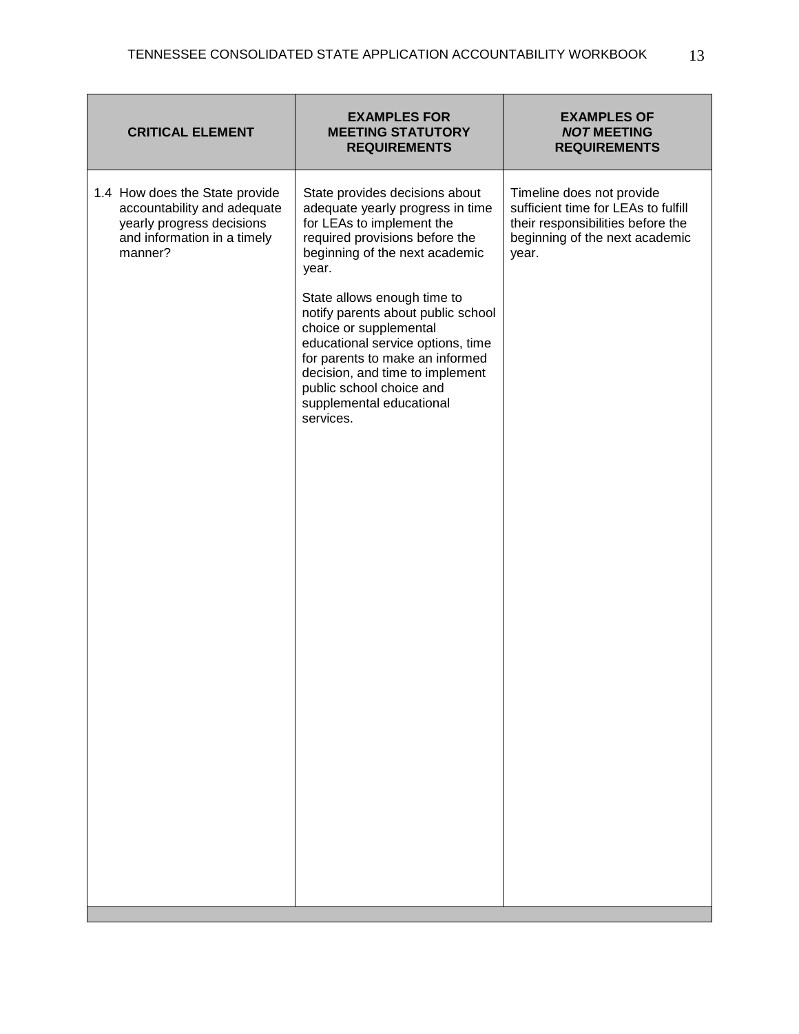| CRITICAL ELEMENT | EXAMPLES FOR MEETING STATUTORY REQUIREMENTS | EXAMPLES OF ***NOT*** MEETING REQUIREMENTS |
|---|---|---|
| 1.4 How does the State provide accountability and adequate yearly progress decisions and information in a timely manner? | State provides decisions about adequate yearly progress in time for LEAs to implement the required provisions before the beginning of the next academic year.<br><br>State allows enough time to notify parents about public school choice or supplemental educational service options, time for parents to make an informed decision, and time to implement public school choice and supplemental educational services. | Timeline does not provide sufficient time for LEAs to fulfill their responsibilities before the beginning of the next academic year. |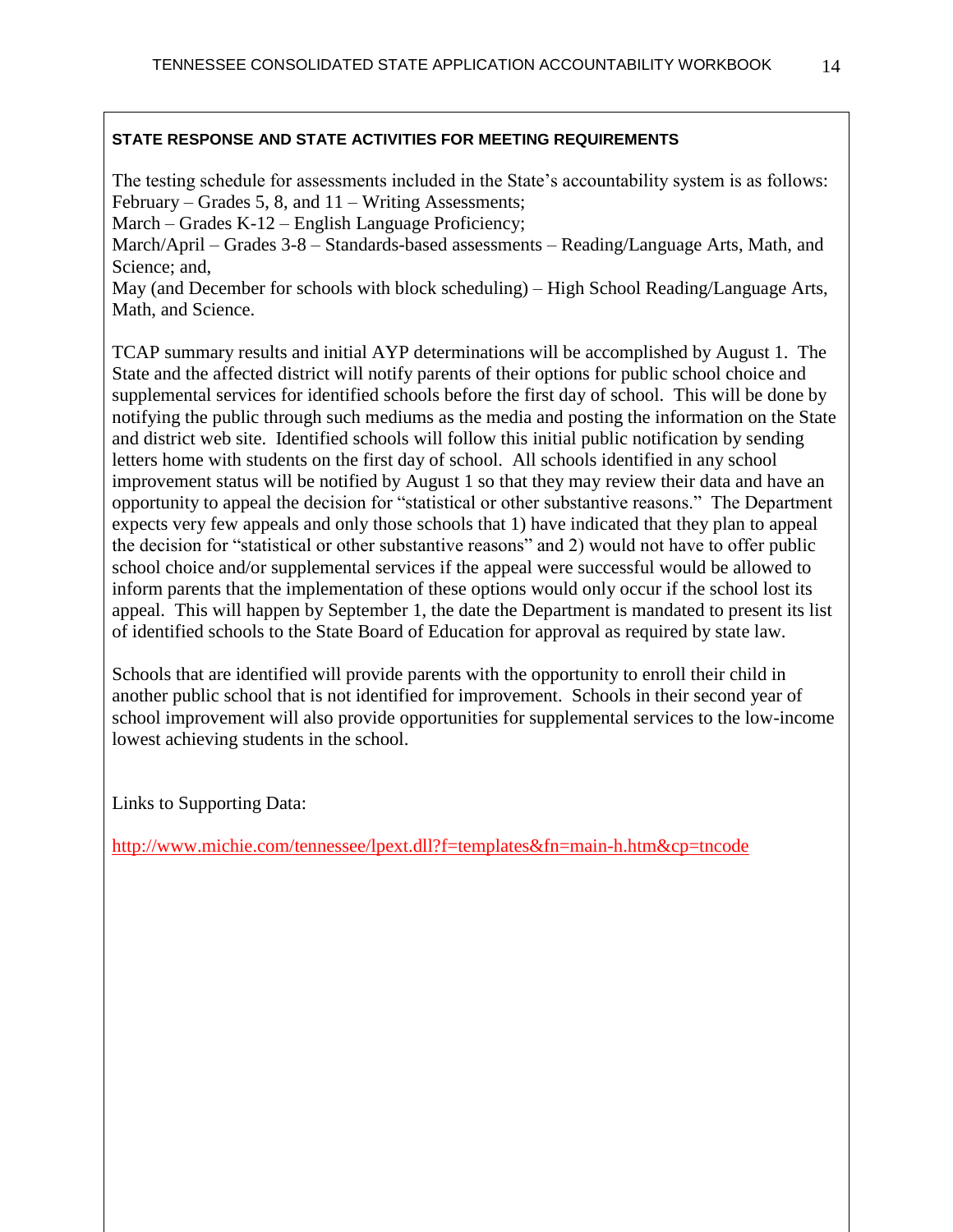**STATE RESPONSE AND STATE ACTIVITIES FOR MEETING REQUIREMENTS**

The testing schedule for assessments included in the State's accountability system is as follows:
February – Grades 5, 8, and 11 – Writing Assessments;
March – Grades K-12 – English Language Proficiency;
March/April – Grades 3-8 – Standards-based assessments – Reading/Language Arts, Math, and Science; and,
May (and December for schools with block scheduling) – High School Reading/Language Arts, Math, and Science.

TCAP summary results and initial AYP determinations will be accomplished by August 1. The State and the affected district will notify parents of their options for public school choice and supplemental services for identified schools before the first day of school. This will be done by notifying the public through such mediums as the media and posting the information on the State and district web site. Identified schools will follow this initial public notification by sending letters home with students on the first day of school. All schools identified in any school improvement status will be notified by August 1 so that they may review their data and have an opportunity to appeal the decision for "statistical or other substantive reasons." The Department expects very few appeals and only those schools that 1) have indicated that they plan to appeal the decision for "statistical or other substantive reasons" and 2) would not have to offer public school choice and/or supplemental services if the appeal were successful would be allowed to inform parents that the implementation of these options would only occur if the school lost its appeal. This will happen by September 1, the date the Department is mandated to present its list of identified schools to the State Board of Education for approval as required by state law.

Schools that are identified will provide parents with the opportunity to enroll their child in another public school that is not identified for improvement. Schools in their second year of school improvement will also provide opportunities for supplemental services to the low-income lowest achieving students in the school.

Links to Supporting Data:

http://www.michie.com/tennessee/lpext.dll?f=templates&fn=main-h.htm&cp=tncode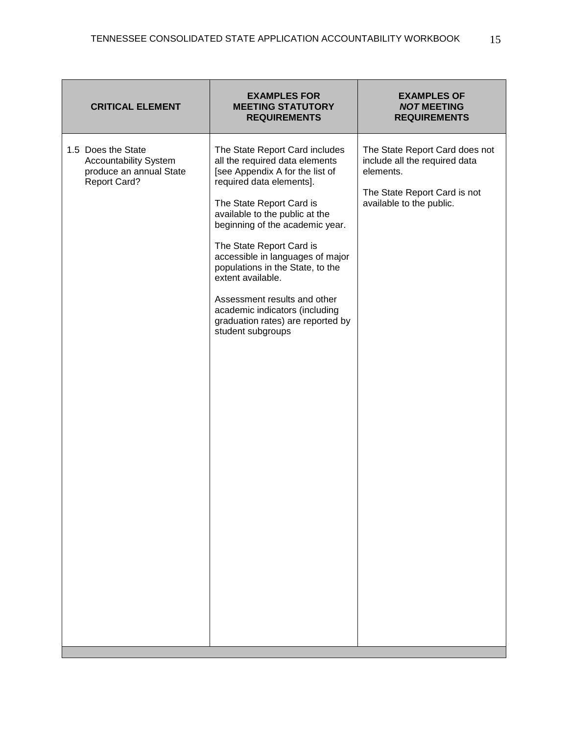| CRITICAL ELEMENT | EXAMPLES FOR MEETING STATUTORY REQUIREMENTS | EXAMPLES OF ***NOT*** MEETING REQUIREMENTS |
|---|---|---|
| 1.5 Does the State Accountability System produce an annual State Report Card? | The State Report Card includes all the required data elements [see Appendix A for the list of required data elements].<br><br>The State Report Card is available to the public at the beginning of the academic year.<br><br>The State Report Card is accessible in languages of major populations in the State, to the extent available.<br><br>Assessment results and other academic indicators (including graduation rates) are reported by student subgroups | The State Report Card does not include all the required data elements.<br><br>The State Report Card is not available to the public. |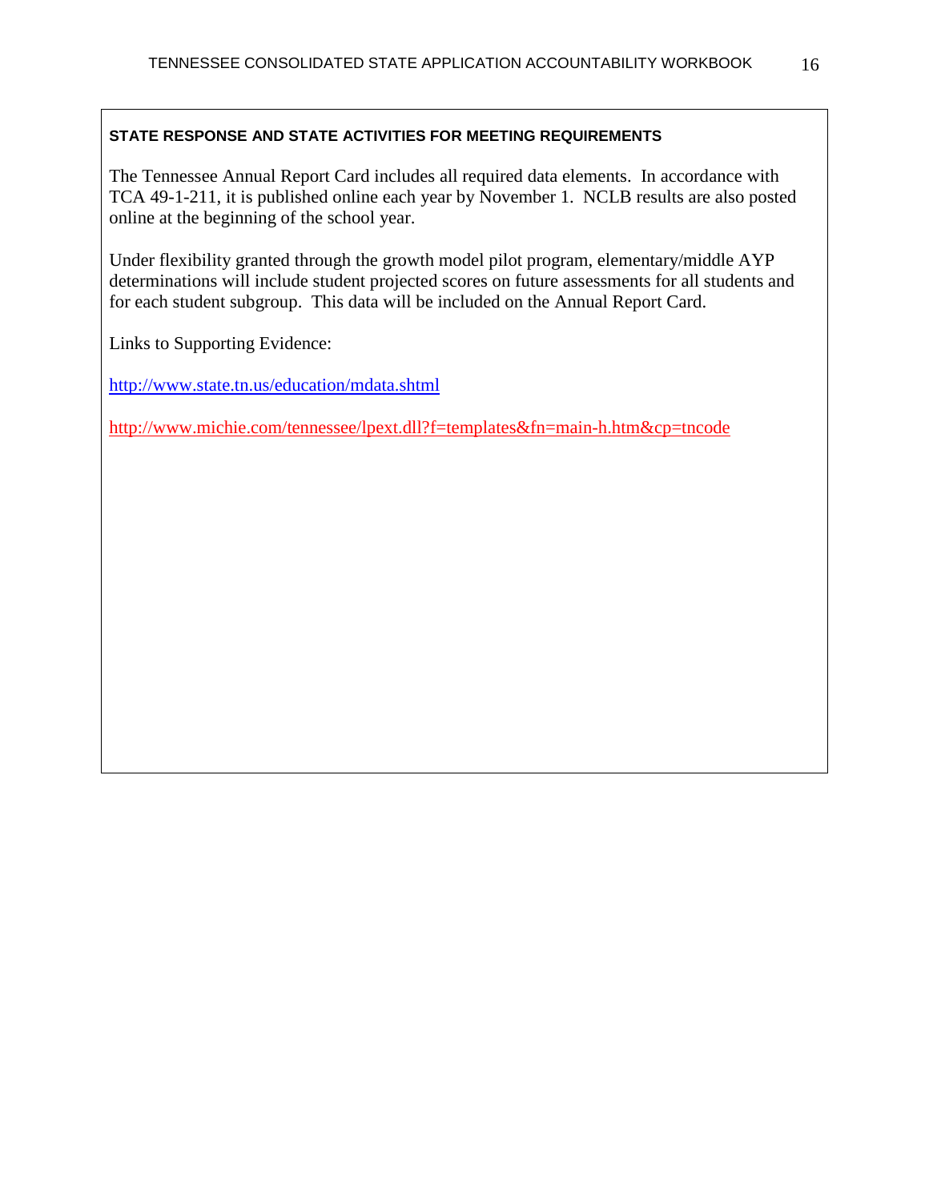**STATE RESPONSE AND STATE ACTIVITIES FOR MEETING REQUIREMENTS**

The Tennessee Annual Report Card includes all required data elements. In accordance with TCA 49-1-211, it is published online each year by November 1. NCLB results are also posted online at the beginning of the school year.

Under flexibility granted through the growth model pilot program, elementary/middle AYP determinations will include student projected scores on future assessments for all students and for each student subgroup. This data will be included on the Annual Report Card.

Links to Supporting Evidence:

http://www.state.tn.us/education/mdata.shtml

http://www.michie.com/tennessee/lpext.dll?f=templates&fn=main-h.htm&cp=tncode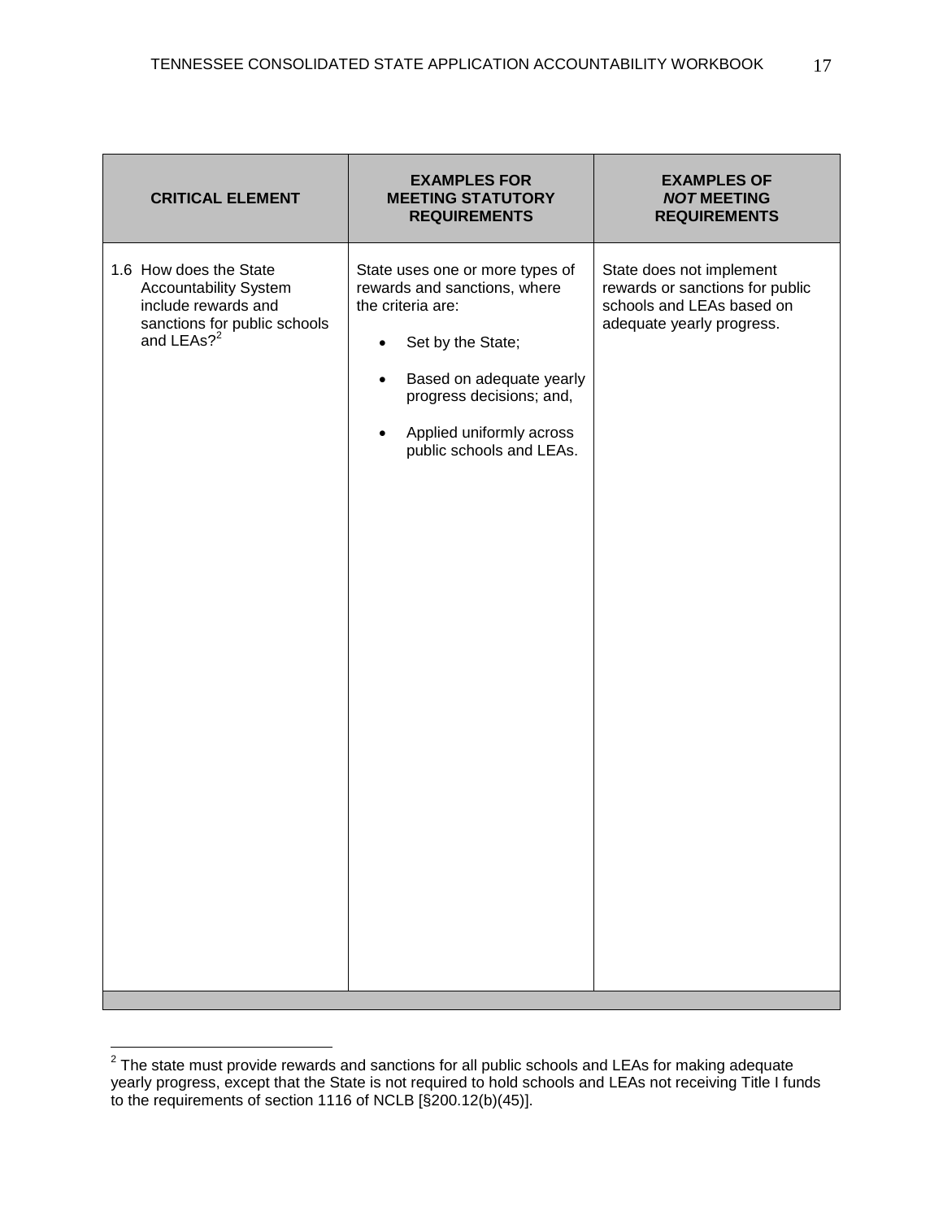| CRITICAL ELEMENT | EXAMPLES FOR MEETING STATUTORY REQUIREMENTS | EXAMPLES OF *NOT* MEETING REQUIREMENTS |
|---|---|---|
| 1.6 How does the State Accountability System include rewards and sanctions for public schools and LEAs?[2] | State uses one or more types of rewards and sanctions, where the criteria are:<br>• Set by the State;<br>• Based on adequate yearly progress decisions; and,<br>• Applied uniformly across public schools and LEAs. | State does not implement rewards or sanctions for public schools and LEAs based on adequate yearly progress. |

[2] The state must provide rewards and sanctions for all public schools and LEAs for making adequate yearly progress, except that the State is not required to hold schools and LEAs not receiving Title I funds to the requirements of section 1116 of NCLB [§200.12(b)(45)].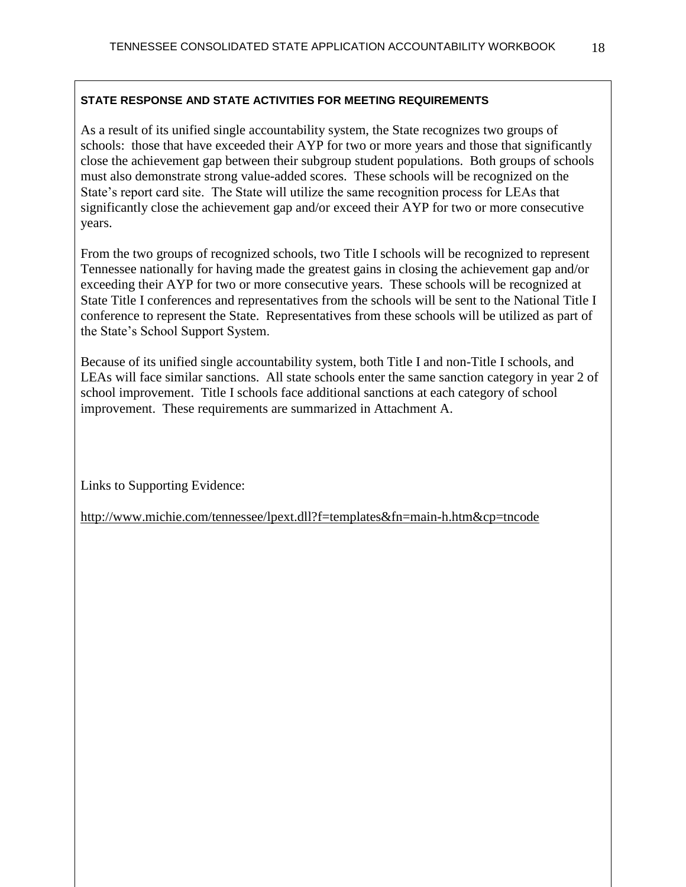**STATE RESPONSE AND STATE ACTIVITIES FOR MEETING REQUIREMENTS**

As a result of its unified single accountability system, the State recognizes two groups of schools: those that have exceeded their AYP for two or more years and those that significantly close the achievement gap between their subgroup student populations. Both groups of schools must also demonstrate strong value-added scores. These schools will be recognized on the State's report card site. The State will utilize the same recognition process for LEAs that significantly close the achievement gap and/or exceed their AYP for two or more consecutive years.

From the two groups of recognized schools, two Title I schools will be recognized to represent Tennessee nationally for having made the greatest gains in closing the achievement gap and/or exceeding their AYP for two or more consecutive years. These schools will be recognized at State Title I conferences and representatives from the schools will be sent to the National Title I conference to represent the State. Representatives from these schools will be utilized as part of the State's School Support System.

Because of its unified single accountability system, both Title I and non-Title I schools, and LEAs will face similar sanctions. All state schools enter the same sanction category in year 2 of school improvement. Title I schools face additional sanctions at each category of school improvement. These requirements are summarized in Attachment A.

Links to Supporting Evidence:

http://www.michie.com/tennessee/lpext.dll?f=templates&fn=main-h.htm&cp=tncode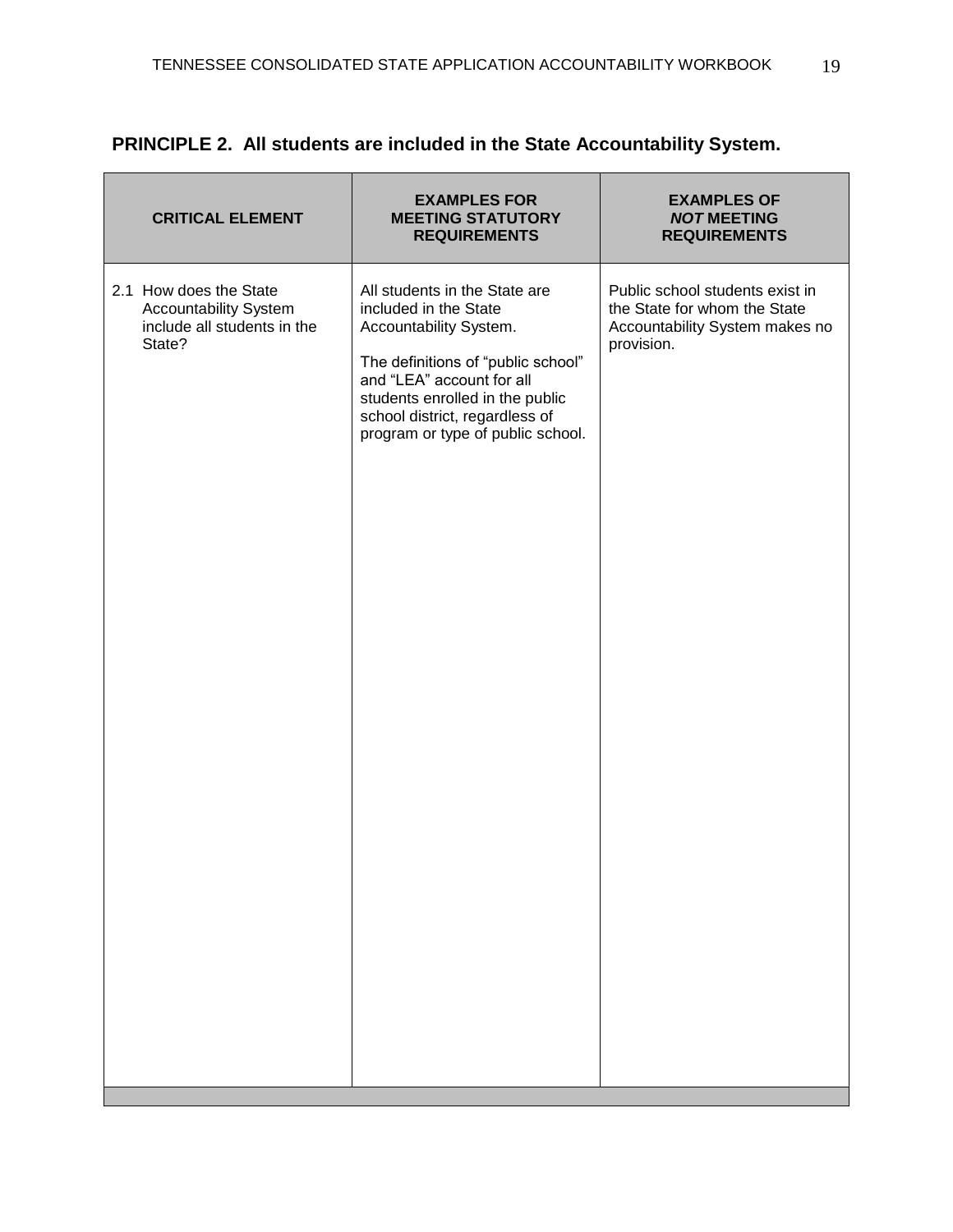**PRINCIPLE 2. All students are included in the State Accountability System.**

| CRITICAL ELEMENT | EXAMPLES FOR MEETING STATUTORY REQUIREMENTS | EXAMPLES OF *NOT* MEETING REQUIREMENTS |
|---|---|---|
| 2.1 How does the State Accountability System include all students in the State? | All students in the State are included in the State Accountability System.<br><br>The definitions of "public school" and "LEA" account for all students enrolled in the public school district, regardless of program or type of public school. | Public school students exist in the State for whom the State Accountability System makes no provision. |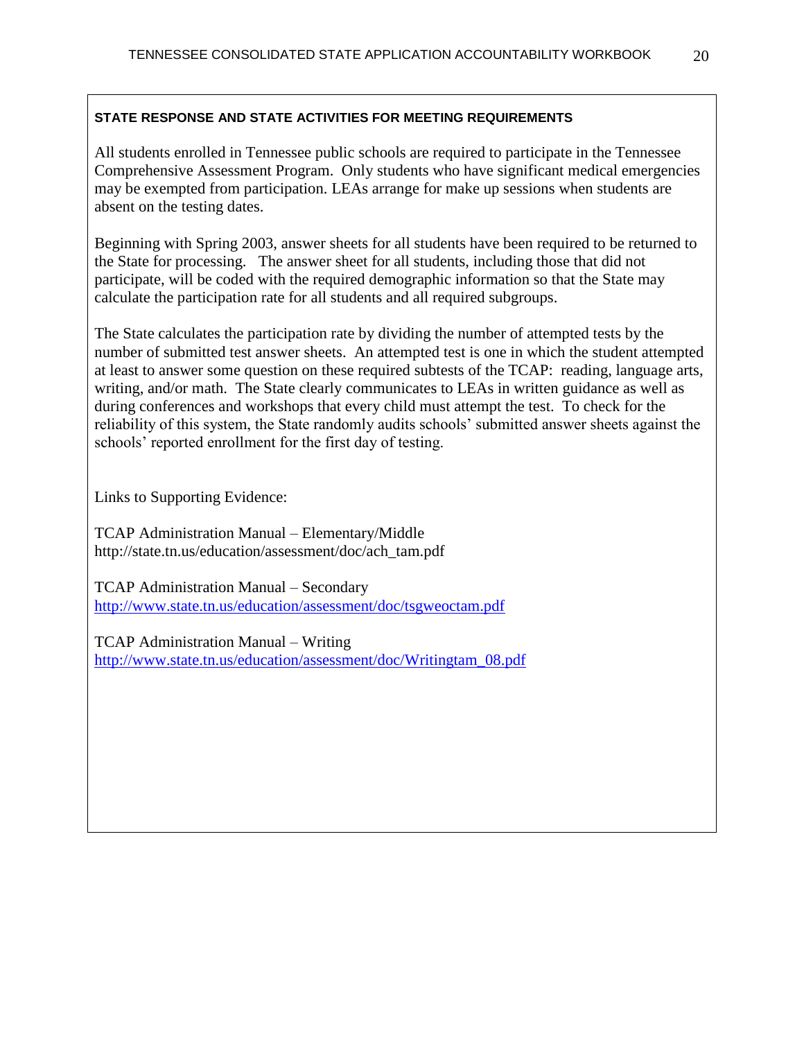**STATE RESPONSE AND STATE ACTIVITIES FOR MEETING REQUIREMENTS**

All students enrolled in Tennessee public schools are required to participate in the Tennessee Comprehensive Assessment Program. Only students who have significant medical emergencies may be exempted from participation. LEAs arrange for make up sessions when students are absent on the testing dates.

Beginning with Spring 2003, answer sheets for all students have been required to be returned to the State for processing. The answer sheet for all students, including those that did not participate, will be coded with the required demographic information so that the State may calculate the participation rate for all students and all required subgroups.

The State calculates the participation rate by dividing the number of attempted tests by the number of submitted test answer sheets. An attempted test is one in which the student attempted at least to answer some question on these required subtests of the TCAP: reading, language arts, writing, and/or math. The State clearly communicates to LEAs in written guidance as well as during conferences and workshops that every child must attempt the test. To check for the reliability of this system, the State randomly audits schools' submitted answer sheets against the schools' reported enrollment for the first day of testing.

Links to Supporting Evidence:

TCAP Administration Manual – Elementary/Middle
http://state.tn.us/education/assessment/doc/ach_tam.pdf

TCAP Administration Manual – Secondary
http://www.state.tn.us/education/assessment/doc/tsgweoctam.pdf

TCAP Administration Manual – Writing
http://www.state.tn.us/education/assessment/doc/Writingtam_08.pdf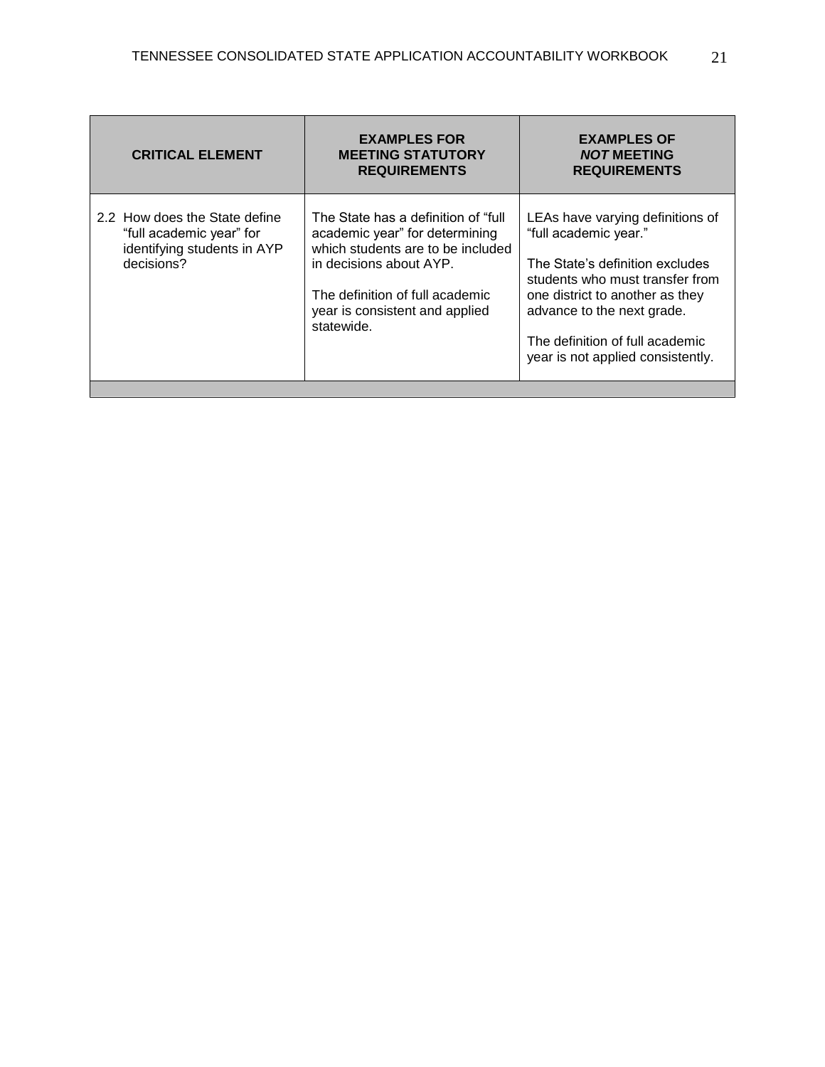| CRITICAL ELEMENT | EXAMPLES FOR MEETING STATUTORY REQUIREMENTS | EXAMPLES OF ***NOT*** MEETING REQUIREMENTS |
|---|---|---|
| 2.2 How does the State define "full academic year" for identifying students in AYP decisions? | The State has a definition of "full academic year" for determining which students are to be included in decisions about AYP.<br><br>The definition of full academic year is consistent and applied statewide. | LEAs have varying definitions of "full academic year."<br><br>The State's definition excludes students who must transfer from one district to another as they advance to the next grade.<br><br>The definition of full academic year is not applied consistently. |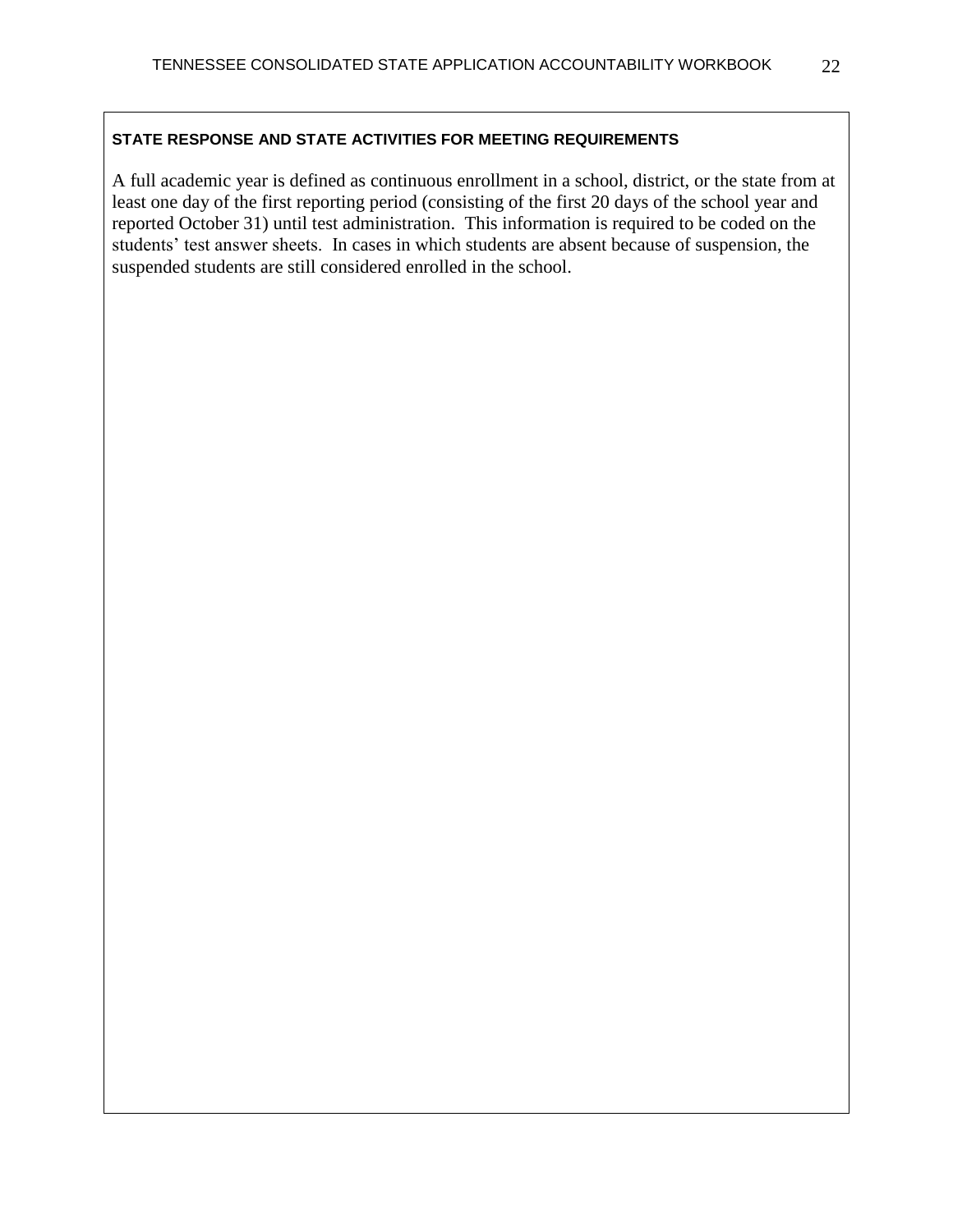**STATE RESPONSE AND STATE ACTIVITIES FOR MEETING REQUIREMENTS**

A full academic year is defined as continuous enrollment in a school, district, or the state from at least one day of the first reporting period (consisting of the first 20 days of the school year and reported October 31) until test administration. This information is required to be coded on the students' test answer sheets. In cases in which students are absent because of suspension, the suspended students are still considered enrolled in the school.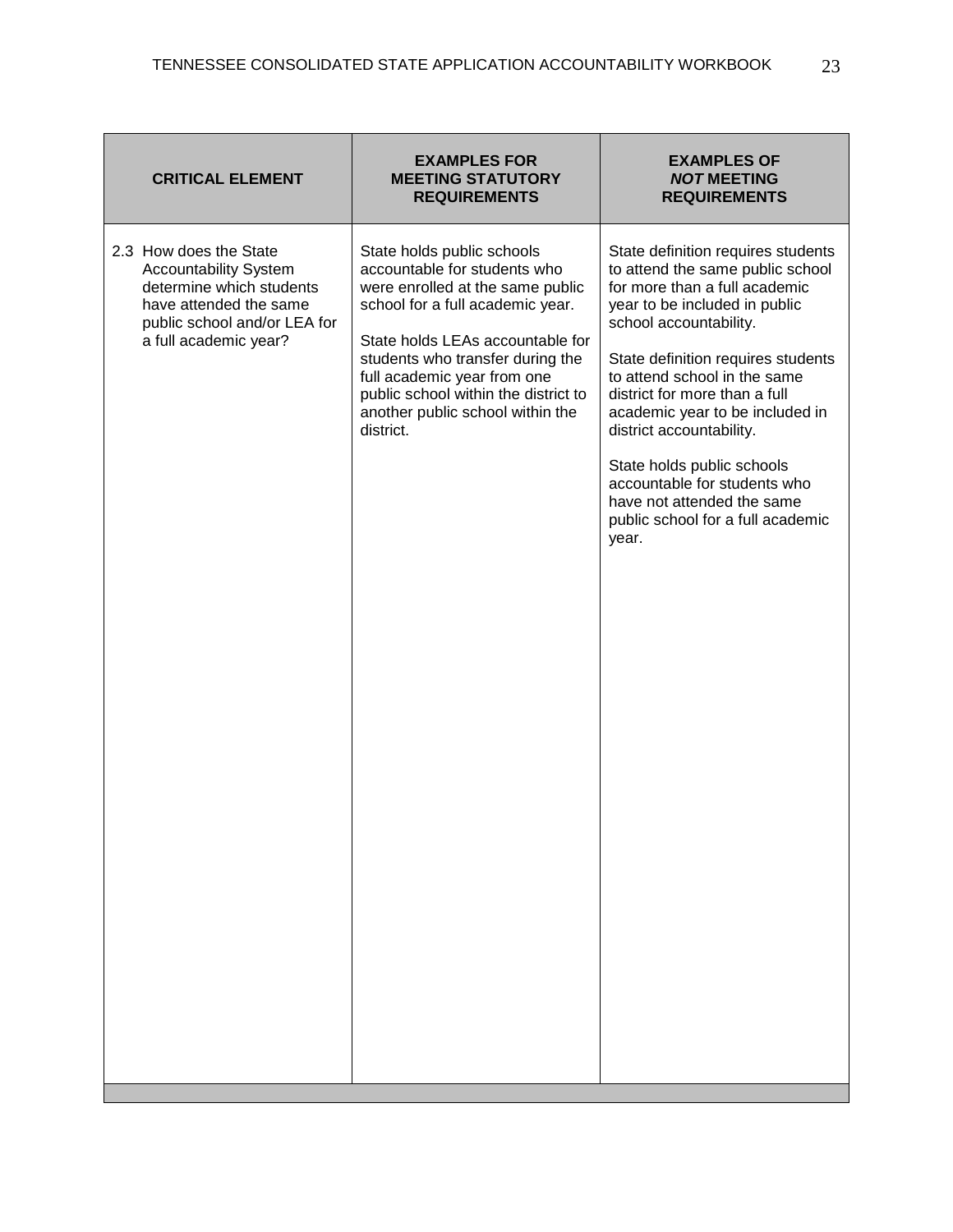| CRITICAL ELEMENT | EXAMPLES FOR MEETING STATUTORY REQUIREMENTS | EXAMPLES OF ***NOT*** MEETING REQUIREMENTS |
|---|---|---|
| 2.3 How does the State Accountability System determine which students have attended the same public school and/or LEA for a full academic year? | State holds public schools accountable for students who were enrolled at the same public school for a full academic year.<br><br>State holds LEAs accountable for students who transfer during the full academic year from one public school within the district to another public school within the district. | State definition requires students to attend the same public school for more than a full academic year to be included in public school accountability.<br><br>State definition requires students to attend school in the same district for more than a full academic year to be included in district accountability.<br><br>State holds public schools accountable for students who have not attended the same public school for a full academic year. |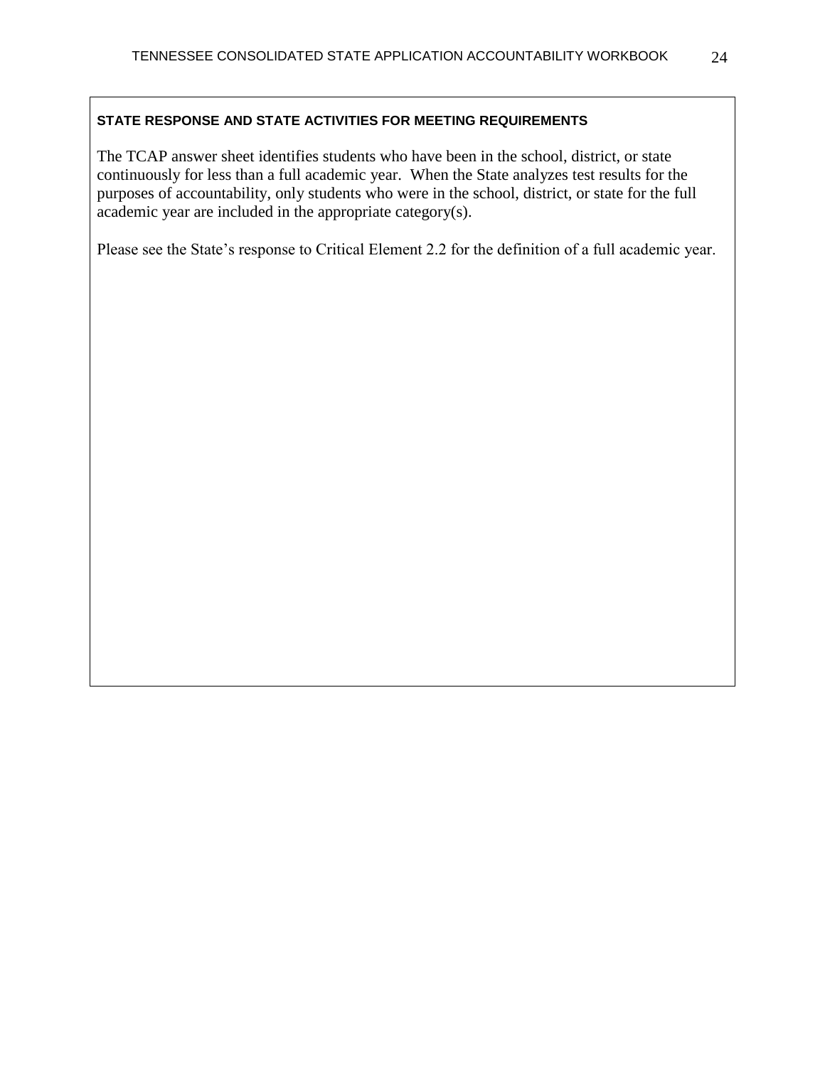**STATE RESPONSE AND STATE ACTIVITIES FOR MEETING REQUIREMENTS**

The TCAP answer sheet identifies students who have been in the school, district, or state continuously for less than a full academic year. When the State analyzes test results for the purposes of accountability, only students who were in the school, district, or state for the full academic year are included in the appropriate category(s).

Please see the State's response to Critical Element 2.2 for the definition of a full academic year.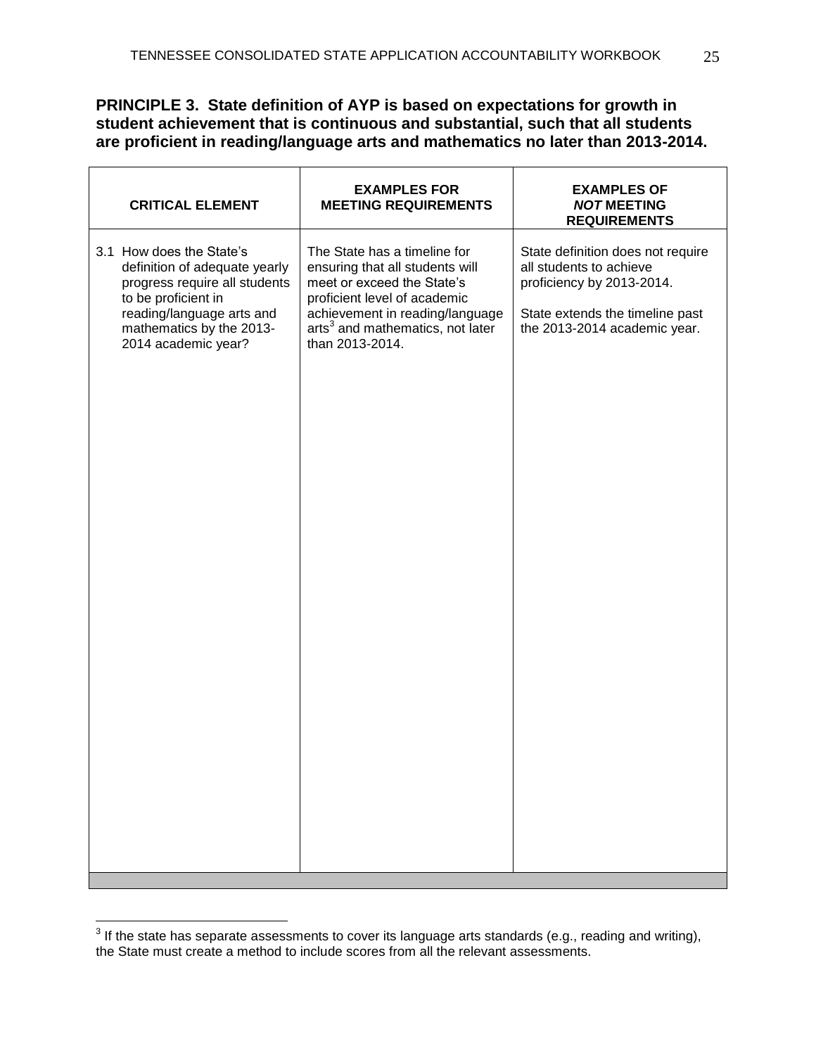**PRINCIPLE 3. State definition of AYP is based on expectations for growth in student achievement that is continuous and substantial, such that all students are proficient in reading/language arts and mathematics no later than 2013-2014.**

| CRITICAL ELEMENT | EXAMPLES FOR MEETING REQUIREMENTS | EXAMPLES OF *NOT* MEETING REQUIREMENTS |
| --- | --- | --- |
| 3.1 How does the State's definition of adequate yearly progress require all students to be proficient in reading/language arts and mathematics by the 2013-2014 academic year? | The State has a timeline for ensuring that all students will meet or exceed the State's proficient level of academic achievement in reading/language arts[3] and mathematics, not later than 2013-2014. | State definition does not require all students to achieve proficiency by 2013-2014.<br><br>State extends the timeline past the 2013-2014 academic year. |

[3] If the state has separate assessments to cover its language arts standards (e.g., reading and writing), the State must create a method to include scores from all the relevant assessments.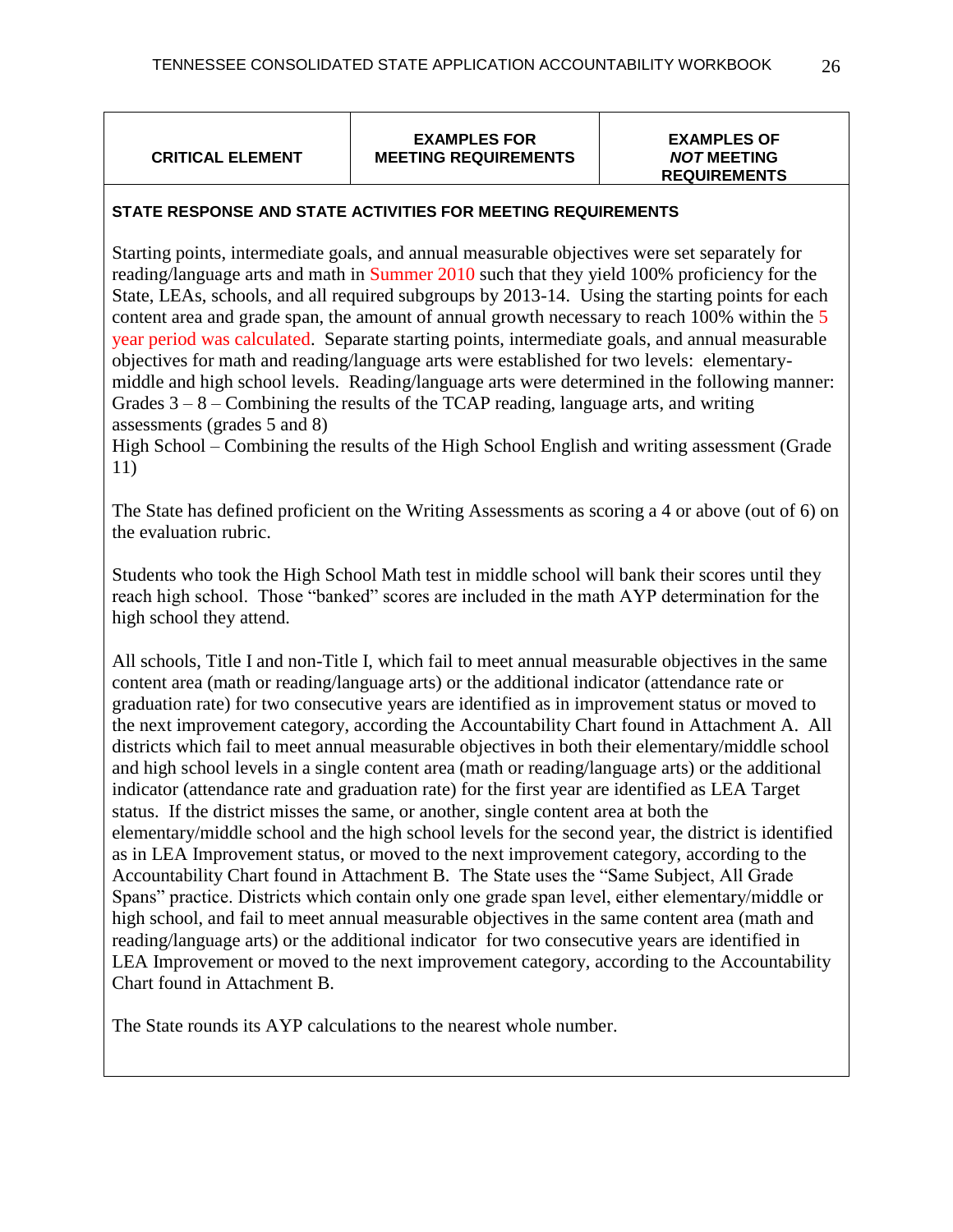| CRITICAL ELEMENT | EXAMPLES FOR MEETING REQUIREMENTS | EXAMPLES OF *NOT* MEETING REQUIREMENTS |
|---|---|---|

**STATE RESPONSE AND STATE ACTIVITIES FOR MEETING REQUIREMENTS**

Starting points, intermediate goals, and annual measurable objectives were set separately for reading/language arts and math in Summer 2010 such that they yield 100% proficiency for the State, LEAs, schools, and all required subgroups by 2013-14. Using the starting points for each content area and grade span, the amount of annual growth necessary to reach 100% within the 5 year period was calculated. Separate starting points, intermediate goals, and annual measurable objectives for math and reading/language arts were established for two levels: elementary-middle and high school levels. Reading/language arts were determined in the following manner:
Grades 3 – 8 – Combining the results of the TCAP reading, language arts, and writing assessments (grades 5 and 8)
High School – Combining the results of the High School English and writing assessment (Grade 11)

The State has defined proficient on the Writing Assessments as scoring a 4 or above (out of 6) on the evaluation rubric.

Students who took the High School Math test in middle school will bank their scores until they reach high school. Those "banked" scores are included in the math AYP determination for the high school they attend.

All schools, Title I and non-Title I, which fail to meet annual measurable objectives in the same content area (math or reading/language arts) or the additional indicator (attendance rate or graduation rate) for two consecutive years are identified as in improvement status or moved to the next improvement category, according the Accountability Chart found in Attachment A. All districts which fail to meet annual measurable objectives in both their elementary/middle school and high school levels in a single content area (math or reading/language arts) or the additional indicator (attendance rate and graduation rate) for the first year are identified as LEA Target status. If the district misses the same, or another, single content area at both the elementary/middle school and the high school levels for the second year, the district is identified as in LEA Improvement status, or moved to the next improvement category, according to the Accountability Chart found in Attachment B. The State uses the "Same Subject, All Grade Spans" practice. Districts which contain only one grade span level, either elementary/middle or high school, and fail to meet annual measurable objectives in the same content area (math and reading/language arts) or the additional indicator for two consecutive years are identified in LEA Improvement or moved to the next improvement category, according to the Accountability Chart found in Attachment B.

The State rounds its AYP calculations to the nearest whole number.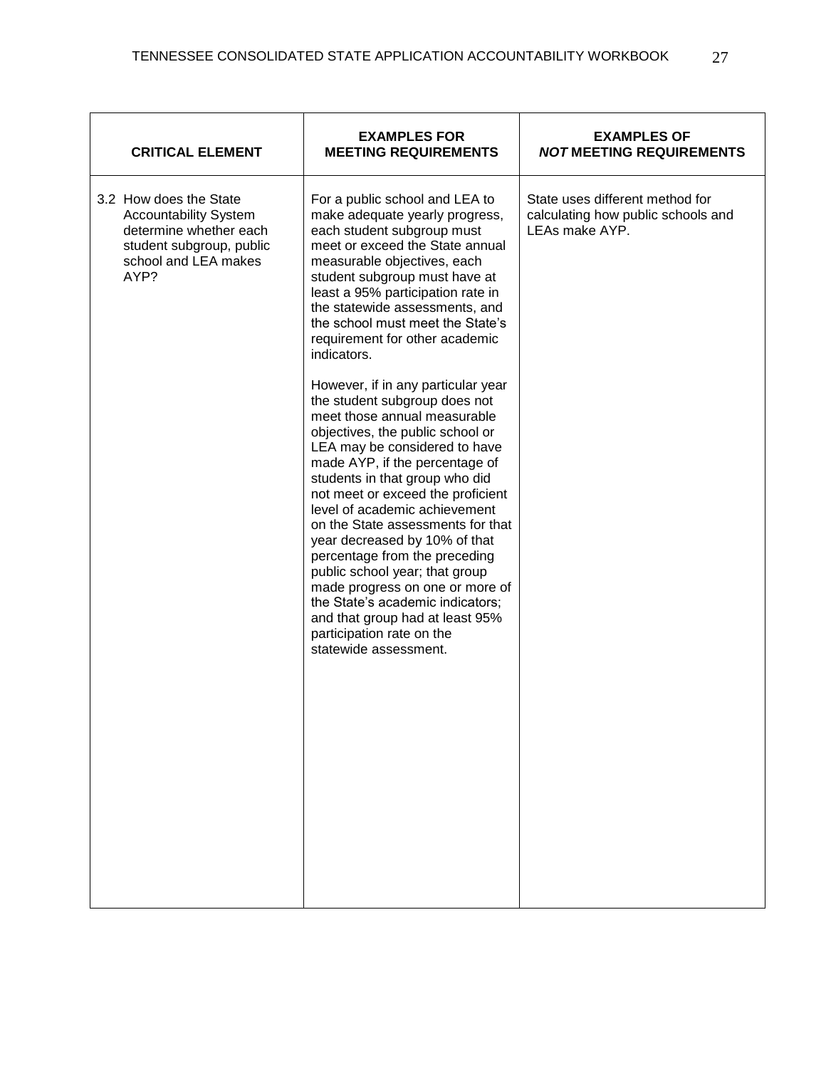| CRITICAL ELEMENT | EXAMPLES FOR MEETING REQUIREMENTS | EXAMPLES OF *NOT* MEETING REQUIREMENTS |
|---|---|---|
| 3.2 How does the State Accountability System determine whether each student subgroup, public school and LEA makes AYP? | For a public school and LEA to make adequate yearly progress, each student subgroup must meet or exceed the State annual measurable objectives, each student subgroup must have at least a 95% participation rate in the statewide assessments, and the school must meet the State's requirement for other academic indicators.<br><br>However, if in any particular year the student subgroup does not meet those annual measurable objectives, the public school or LEA may be considered to have made AYP, if the percentage of students in that group who did not meet or exceed the proficient level of academic achievement on the State assessments for that year decreased by 10% of that percentage from the preceding public school year; that group made progress on one or more of the State's academic indicators; and that group had at least 95% participation rate on the statewide assessment. | State uses different method for calculating how public schools and LEAs make AYP. |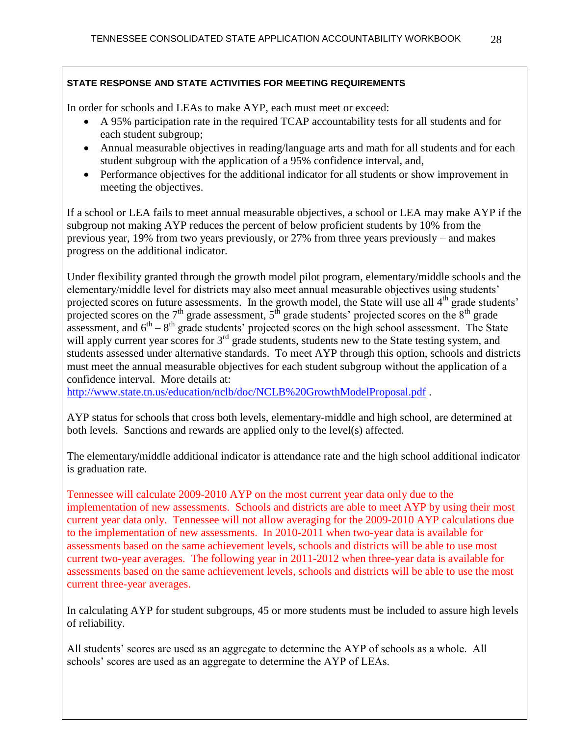**STATE RESPONSE AND STATE ACTIVITIES FOR MEETING REQUIREMENTS**

In order for schools and LEAs to make AYP, each must meet or exceed:

- A 95% participation rate in the required TCAP accountability tests for all students and for each student subgroup;
- Annual measurable objectives in reading/language arts and math for all students and for each student subgroup with the application of a 95% confidence interval, and,
- Performance objectives for the additional indicator for all students or show improvement in meeting the objectives.

If a school or LEA fails to meet annual measurable objectives, a school or LEA may make AYP if the subgroup not making AYP reduces the percent of below proficient students by 10% from the previous year, 19% from two years previously, or 27% from three years previously – and makes progress on the additional indicator.

Under flexibility granted through the growth model pilot program, elementary/middle schools and the elementary/middle level for districts may also meet annual measurable objectives using students' projected scores on future assessments. In the growth model, the State will use all 4th grade students' projected scores on the 7th grade assessment, 5th grade students' projected scores on the 8th grade assessment, and 6th – 8th grade students' projected scores on the high school assessment. The State will apply current year scores for 3rd grade students, students new to the State testing system, and students assessed under alternative standards. To meet AYP through this option, schools and districts must meet the annual measurable objectives for each student subgroup without the application of a confidence interval. More details at: http://www.state.tn.us/education/nclb/doc/NCLB%20GrowthModelProposal.pdf .

AYP status for schools that cross both levels, elementary-middle and high school, are determined at both levels. Sanctions and rewards are applied only to the level(s) affected.

The elementary/middle additional indicator is attendance rate and the high school additional indicator is graduation rate.

Tennessee will calculate 2009-2010 AYP on the most current year data only due to the implementation of new assessments. Schools and districts are able to meet AYP by using their most current year data only. Tennessee will not allow averaging for the 2009-2010 AYP calculations due to the implementation of new assessments. In 2010-2011 when two-year data is available for assessments based on the same achievement levels, schools and districts will be able to use most current two-year averages. The following year in 2011-2012 when three-year data is available for assessments based on the same achievement levels, schools and districts will be able to use the most current three-year averages.

In calculating AYP for student subgroups, 45 or more students must be included to assure high levels of reliability.

All students' scores are used as an aggregate to determine the AYP of schools as a whole. All schools' scores are used as an aggregate to determine the AYP of LEAs.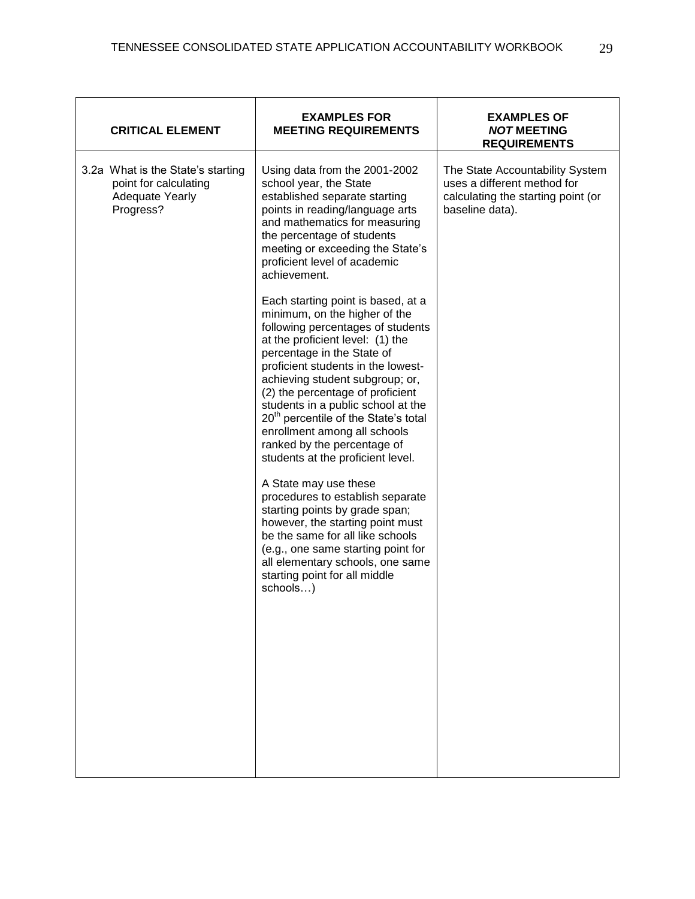| CRITICAL ELEMENT | EXAMPLES FOR MEETING REQUIREMENTS | EXAMPLES OF ***NOT*** MEETING REQUIREMENTS |
|---|---|---|
| 3.2a What is the State's starting point for calculating Adequate Yearly Progress? | Using data from the 2001-2002 school year, the State established separate starting points in reading/language arts and mathematics for measuring the percentage of students meeting or exceeding the State's proficient level of academic achievement.<br><br>Each starting point is based, at a minimum, on the higher of the following percentages of students at the proficient level: (1) the percentage in the State of proficient students in the lowest-achieving student subgroup; or, (2) the percentage of proficient students in a public school at the 20th percentile of the State's total enrollment among all schools ranked by the percentage of students at the proficient level.<br><br>A State may use these procedures to establish separate starting points by grade span; however, the starting point must be the same for all like schools (e.g., one same starting point for all elementary schools, one same starting point for all middle schools…) | The State Accountability System uses a different method for calculating the starting point (or baseline data). |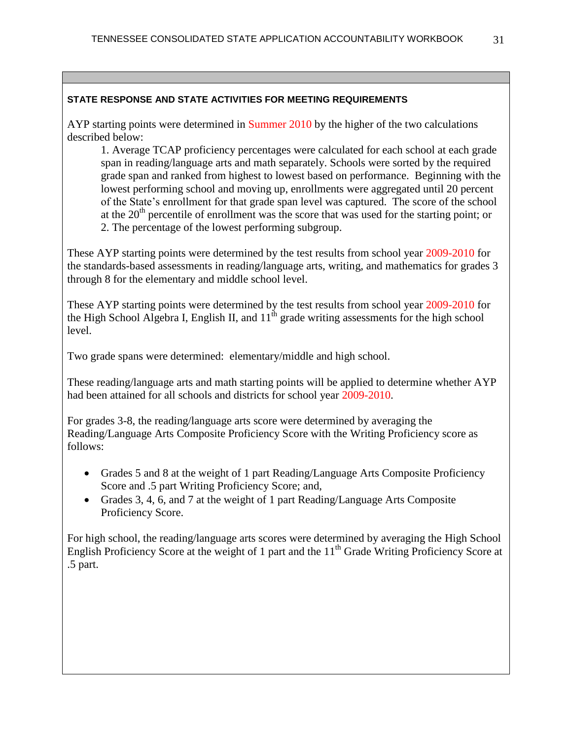**STATE RESPONSE AND STATE ACTIVITIES FOR MEETING REQUIREMENTS**

AYP starting points were determined in Summer 2010 by the higher of the two calculations described below:

1. Average TCAP proficiency percentages were calculated for each school at each grade span in reading/language arts and math separately. Schools were sorted by the required grade span and ranked from highest to lowest based on performance. Beginning with the lowest performing school and moving up, enrollments were aggregated until 20 percent of the State's enrollment for that grade span level was captured. The score of the school at the 20th percentile of enrollment was the score that was used for the starting point; or
2. The percentage of the lowest performing subgroup.

These AYP starting points were determined by the test results from school year 2009-2010 for the standards-based assessments in reading/language arts, writing, and mathematics for grades 3 through 8 for the elementary and middle school level.

These AYP starting points were determined by the test results from school year 2009-2010 for the High School Algebra I, English II, and 11th grade writing assessments for the high school level.

Two grade spans were determined: elementary/middle and high school.

These reading/language arts and math starting points will be applied to determine whether AYP had been attained for all schools and districts for school year 2009-2010.

For grades 3-8, the reading/language arts score were determined by averaging the Reading/Language Arts Composite Proficiency Score with the Writing Proficiency score as follows:

- Grades 5 and 8 at the weight of 1 part Reading/Language Arts Composite Proficiency Score and .5 part Writing Proficiency Score; and,
- Grades 3, 4, 6, and 7 at the weight of 1 part Reading/Language Arts Composite Proficiency Score.

For high school, the reading/language arts scores were determined by averaging the High School English Proficiency Score at the weight of 1 part and the 11th Grade Writing Proficiency Score at .5 part.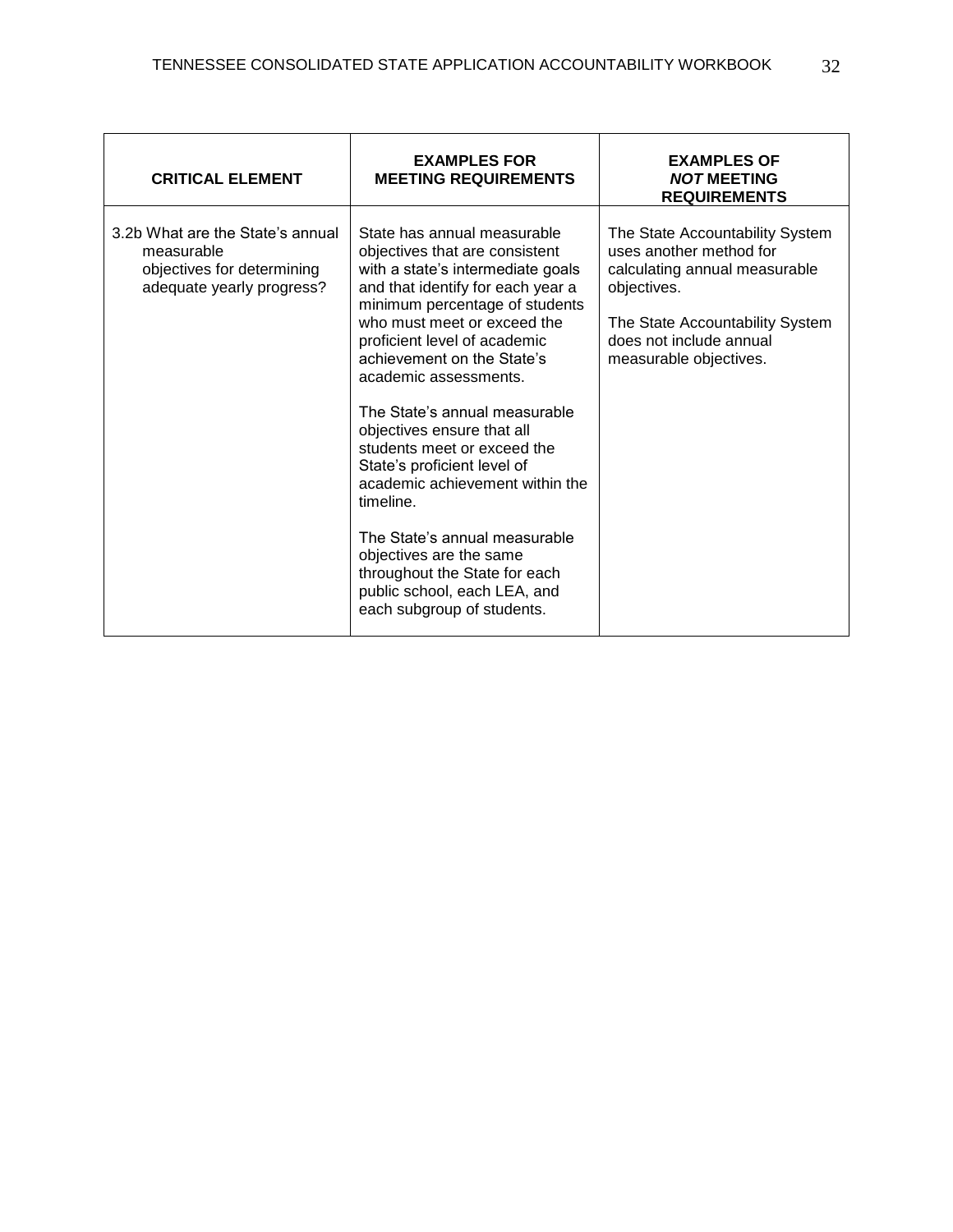| CRITICAL ELEMENT | EXAMPLES FOR MEETING REQUIREMENTS | EXAMPLES OF *NOT* MEETING REQUIREMENTS |
|---|---|---|
| 3.2b What are the State's annual measurable objectives for determining adequate yearly progress? | State has annual measurable objectives that are consistent with a state's intermediate goals and that identify for each year a minimum percentage of students who must meet or exceed the proficient level of academic achievement on the State's academic assessments.<br><br>The State's annual measurable objectives ensure that all students meet or exceed the State's proficient level of academic achievement within the timeline.<br><br>The State's annual measurable objectives are the same throughout the State for each public school, each LEA, and each subgroup of students. | The State Accountability System uses another method for calculating annual measurable objectives.<br><br>The State Accountability System does not include annual measurable objectives. |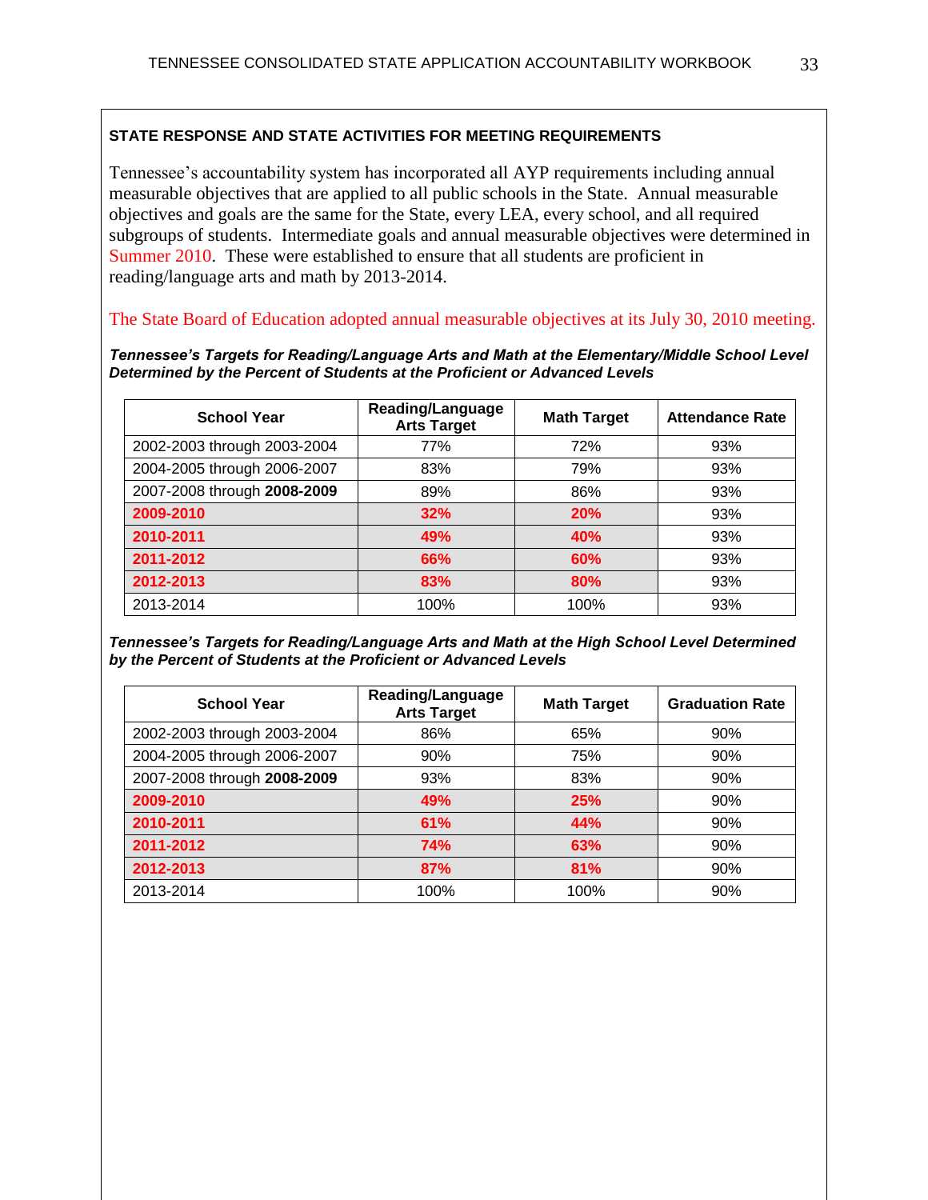**STATE RESPONSE AND STATE ACTIVITIES FOR MEETING REQUIREMENTS**

Tennessee's accountability system has incorporated all AYP requirements including annual measurable objectives that are applied to all public schools in the State. Annual measurable objectives and goals are the same for the State, every LEA, every school, and all required subgroups of students. Intermediate goals and annual measurable objectives were determined in Summer 2010. These were established to ensure that all students are proficient in reading/language arts and math by 2013-2014.

The State Board of Education adopted annual measurable objectives at its July 30, 2010 meeting.

***Tennessee's Targets for Reading/Language Arts and Math at the Elementary/Middle School Level Determined by the Percent of Students at the Proficient or Advanced Levels***

| School Year | Reading/Language Arts Target | Math Target | Attendance Rate |
|---|---|---|---|
| 2002-2003 through 2003-2004 | 77% | 72% | 93% |
| 2004-2005 through 2006-2007 | 83% | 79% | 93% |
| 2007-2008 through **2008-2009** | 89% | 86% | 93% |
| **2009-2010** | **32%** | **20%** | 93% |
| **2010-2011** | **49%** | **40%** | 93% |
| **2011-2012** | **66%** | **60%** | 93% |
| **2012-2013** | **83%** | **80%** | 93% |
| 2013-2014 | 100% | 100% | 93% |

***Tennessee's Targets for Reading/Language Arts and Math at the High School Level Determined by the Percent of Students at the Proficient or Advanced Levels***

| School Year | Reading/Language Arts Target | Math Target | Graduation Rate |
|---|---|---|---|
| 2002-2003 through 2003-2004 | 86% | 65% | 90% |
| 2004-2005 through 2006-2007 | 90% | 75% | 90% |
| 2007-2008 through **2008-2009** | 93% | 83% | 90% |
| **2009-2010** | **49%** | **25%** | 90% |
| **2010-2011** | **61%** | **44%** | 90% |
| **2011-2012** | **74%** | **63%** | 90% |
| **2012-2013** | **87%** | **81%** | 90% |
| 2013-2014 | 100% | 100% | 90% |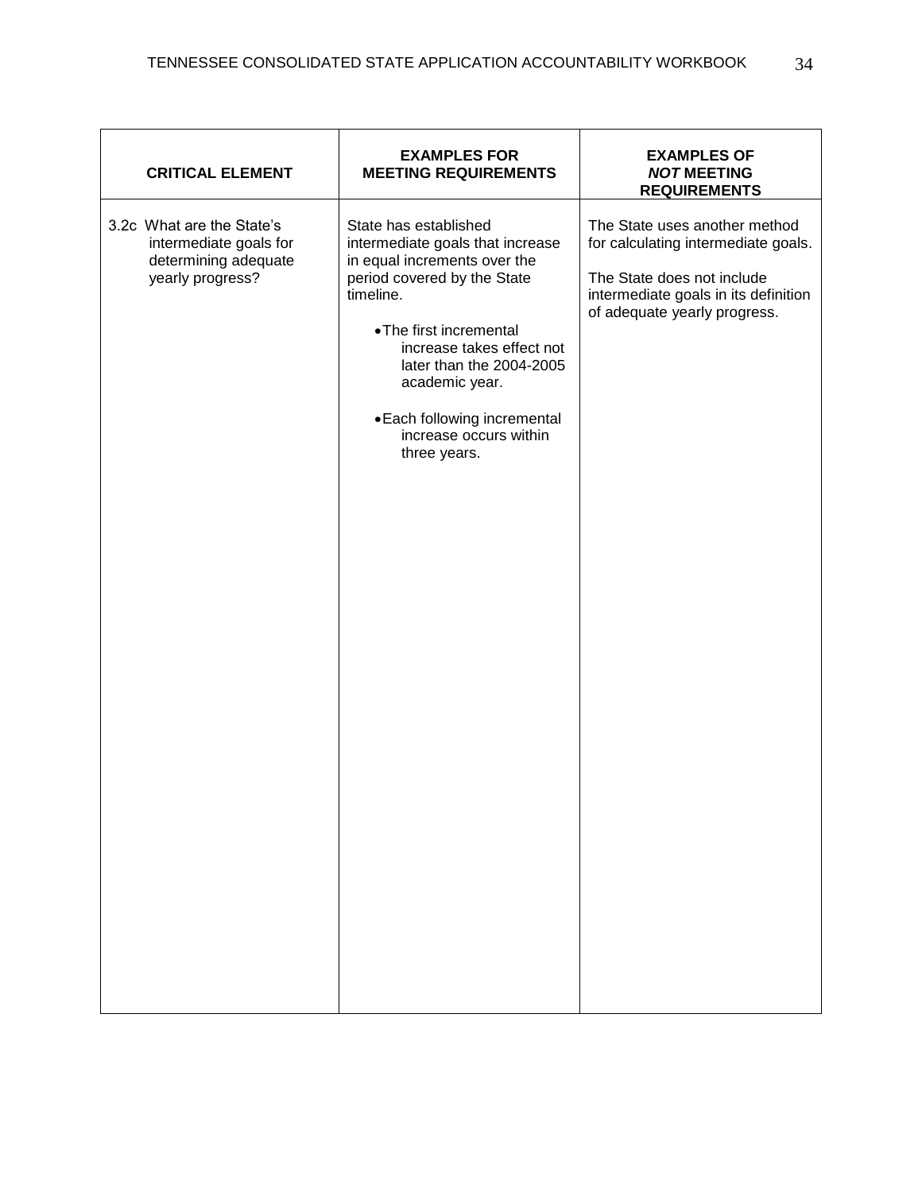| CRITICAL ELEMENT | EXAMPLES FOR MEETING REQUIREMENTS | EXAMPLES OF ***NOT*** MEETING REQUIREMENTS |
|---|---|---|
| 3.2c What are the State's intermediate goals for determining adequate yearly progress? | State has established intermediate goals that increase in equal increments over the period covered by the State timeline.<br><br>• The first incremental increase takes effect not later than the 2004-2005 academic year.<br><br>• Each following incremental increase occurs within three years. | The State uses another method for calculating intermediate goals.<br><br>The State does not include intermediate goals in its definition of adequate yearly progress. |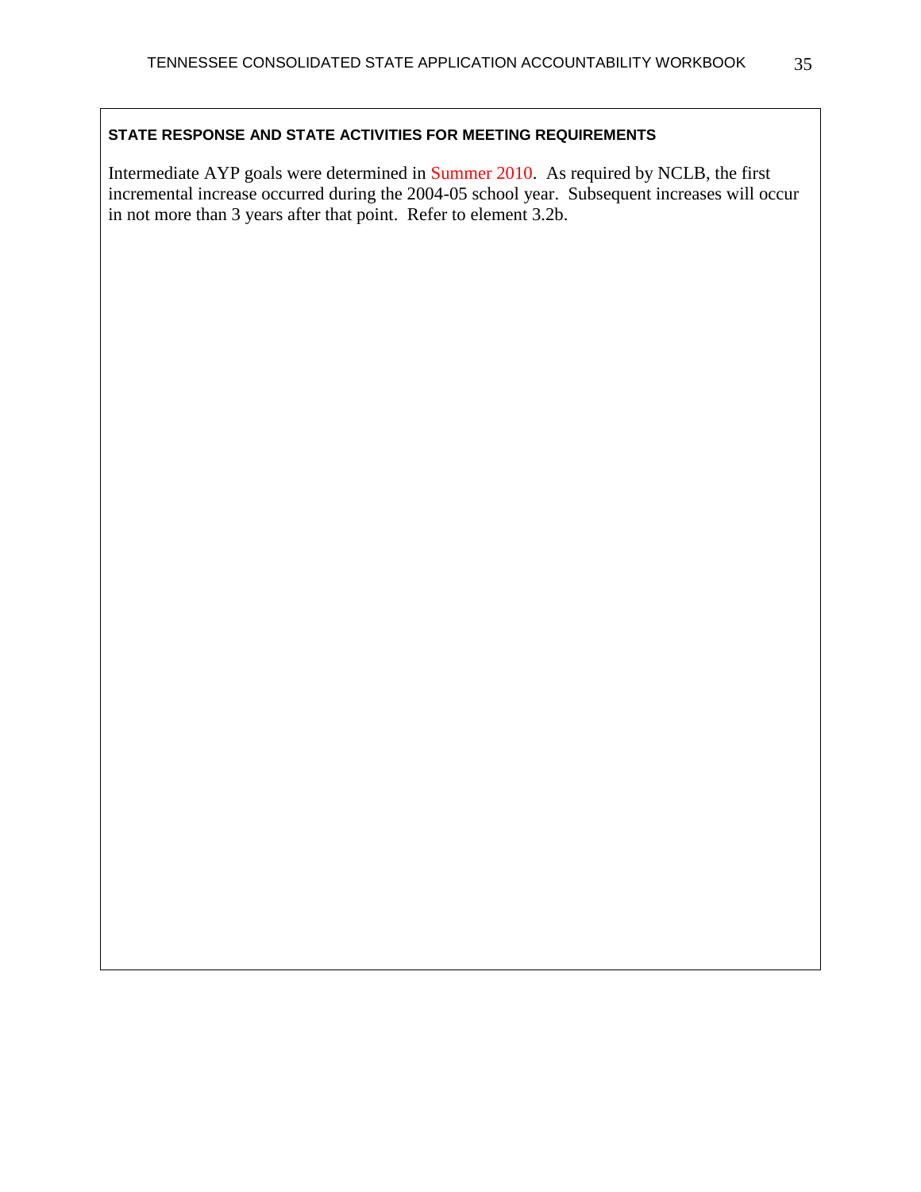**STATE RESPONSE AND STATE ACTIVITIES FOR MEETING REQUIREMENTS**

Intermediate AYP goals were determined in Summer 2010. As required by NCLB, the first incremental increase occurred during the 2004-05 school year. Subsequent increases will occur in not more than 3 years after that point. Refer to element 3.2b.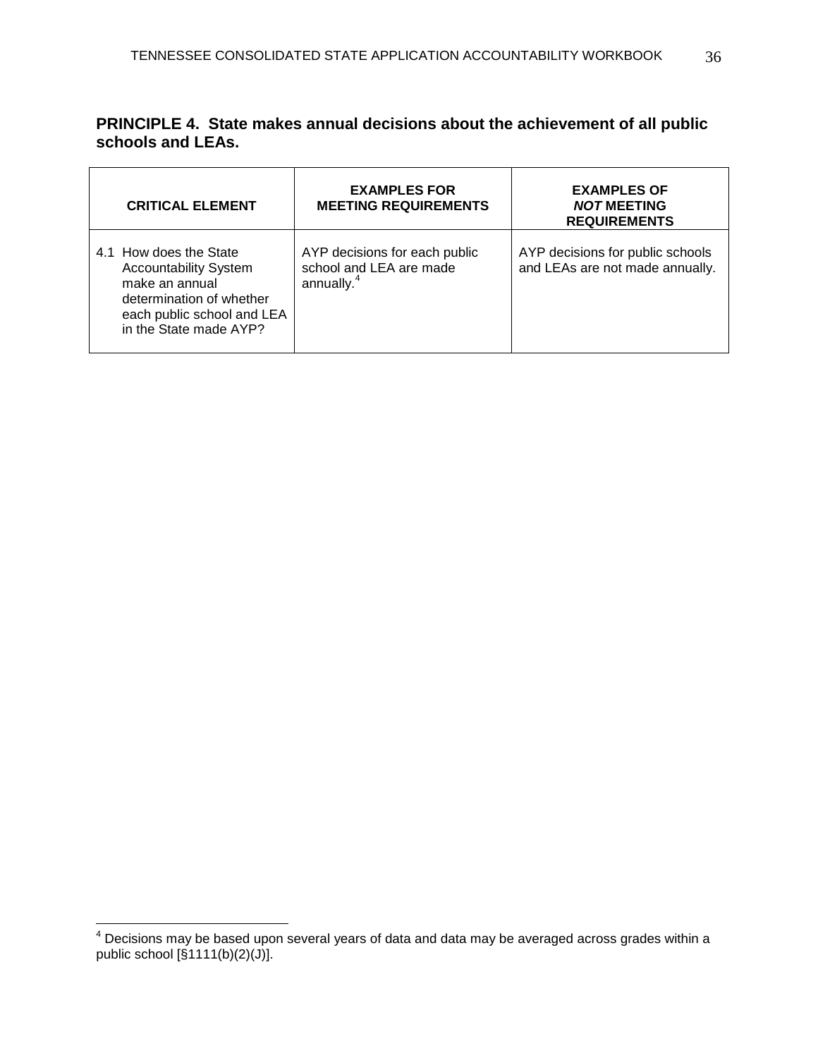## PRINCIPLE 4. State makes annual decisions about the achievement of all public schools and LEAs.

| CRITICAL ELEMENT | EXAMPLES FOR MEETING REQUIREMENTS | EXAMPLES OF *NOT* MEETING REQUIREMENTS |
|---|---|---|
| 4.1 How does the State Accountability System make an annual determination of whether each public school and LEA in the State made AYP? | AYP decisions for each public school and LEA are made annually.[4] | AYP decisions for public schools and LEAs are not made annually. |

[4] Decisions may be based upon several years of data and data may be averaged across grades within a public school [§1111(b)(2)(J)].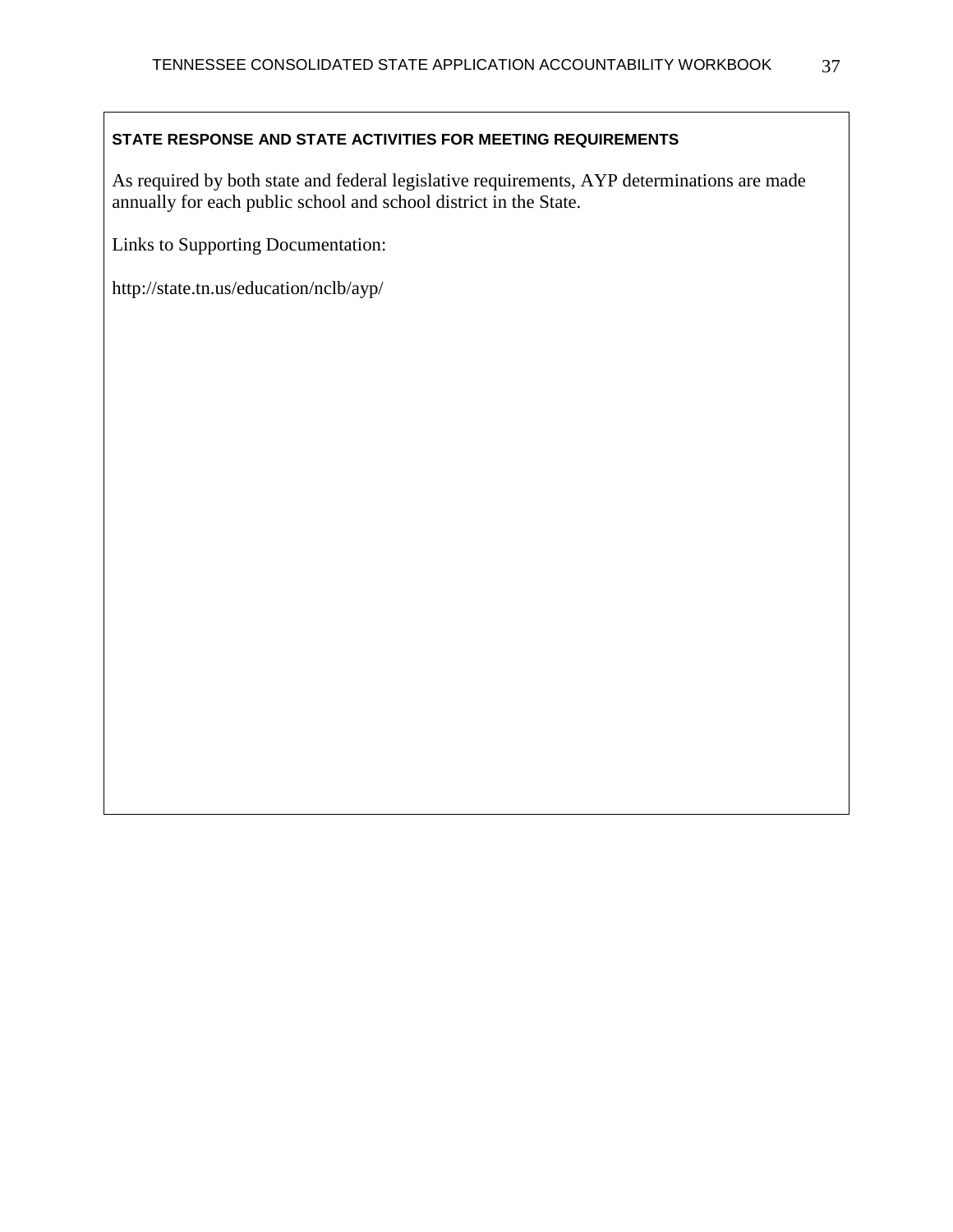**STATE RESPONSE AND STATE ACTIVITIES FOR MEETING REQUIREMENTS**

As required by both state and federal legislative requirements, AYP determinations are made annually for each public school and school district in the State.

Links to Supporting Documentation:

http://state.tn.us/education/nclb/ayp/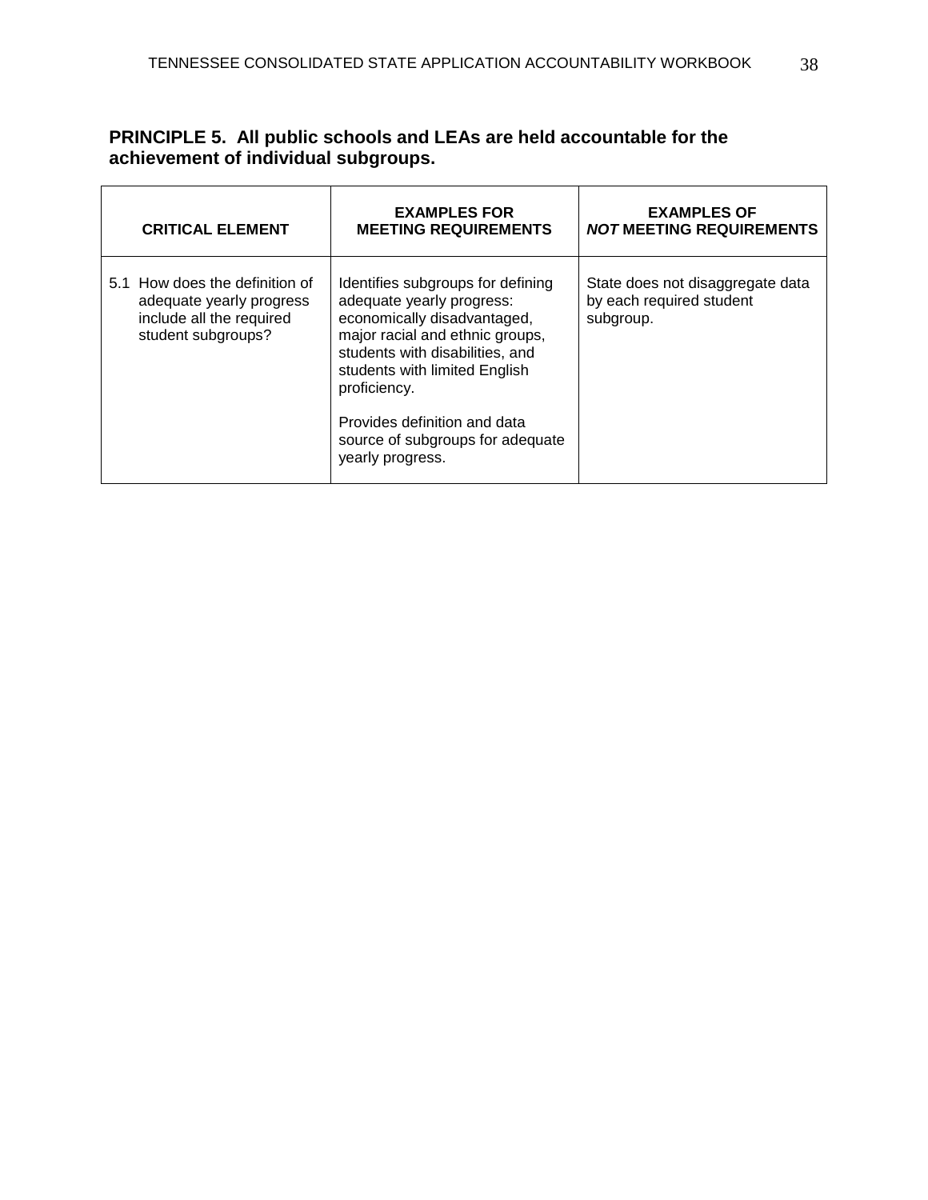## PRINCIPLE 5. All public schools and LEAs are held accountable for the achievement of individual subgroups.

| CRITICAL ELEMENT | EXAMPLES FOR MEETING REQUIREMENTS | EXAMPLES OF *NOT* MEETING REQUIREMENTS |
|---|---|---|
| 5.1 How does the definition of adequate yearly progress include all the required student subgroups? | Identifies subgroups for defining adequate yearly progress: economically disadvantaged, major racial and ethnic groups, students with disabilities, and students with limited English proficiency.<br><br>Provides definition and data source of subgroups for adequate yearly progress. | State does not disaggregate data by each required student subgroup. |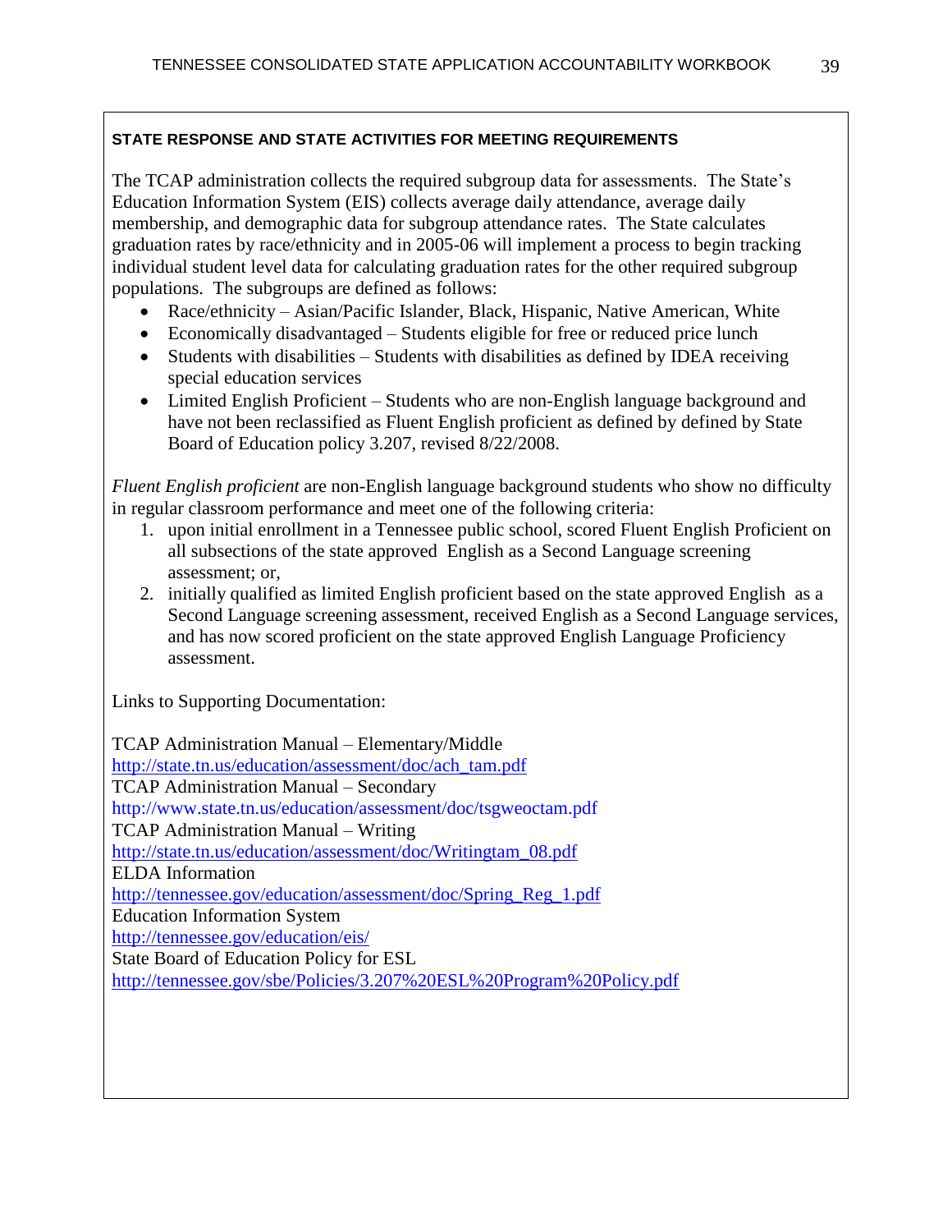**STATE RESPONSE AND STATE ACTIVITIES FOR MEETING REQUIREMENTS**

The TCAP administration collects the required subgroup data for assessments. The State's Education Information System (EIS) collects average daily attendance, average daily membership, and demographic data for subgroup attendance rates. The State calculates graduation rates by race/ethnicity and in 2005-06 will implement a process to begin tracking individual student level data for calculating graduation rates for the other required subgroup populations. The subgroups are defined as follows:

- Race/ethnicity – Asian/Pacific Islander, Black, Hispanic, Native American, White
- Economically disadvantaged – Students eligible for free or reduced price lunch
- Students with disabilities – Students with disabilities as defined by IDEA receiving special education services
- Limited English Proficient – Students who are non-English language background and have not been reclassified as Fluent English proficient as defined by defined by State Board of Education policy 3.207, revised 8/22/2008.

*Fluent English proficient* are non-English language background students who show no difficulty in regular classroom performance and meet one of the following criteria:

1. upon initial enrollment in a Tennessee public school, scored Fluent English Proficient on all subsections of the state approved English as a Second Language screening assessment; or,
2. initially qualified as limited English proficient based on the state approved English as a Second Language screening assessment, received English as a Second Language services, and has now scored proficient on the state approved English Language Proficiency assessment.

Links to Supporting Documentation:

TCAP Administration Manual – Elementary/Middle
http://state.tn.us/education/assessment/doc/ach_tam.pdf
TCAP Administration Manual – Secondary
http://www.state.tn.us/education/assessment/doc/tsgweoctam.pdf
TCAP Administration Manual – Writing
http://state.tn.us/education/assessment/doc/Writingtam_08.pdf
ELDA Information
http://tennessee.gov/education/assessment/doc/Spring_Reg_1.pdf
Education Information System
http://tennessee.gov/education/eis/
State Board of Education Policy for ESL
http://tennessee.gov/sbe/Policies/3.207%20ESL%20Program%20Policy.pdf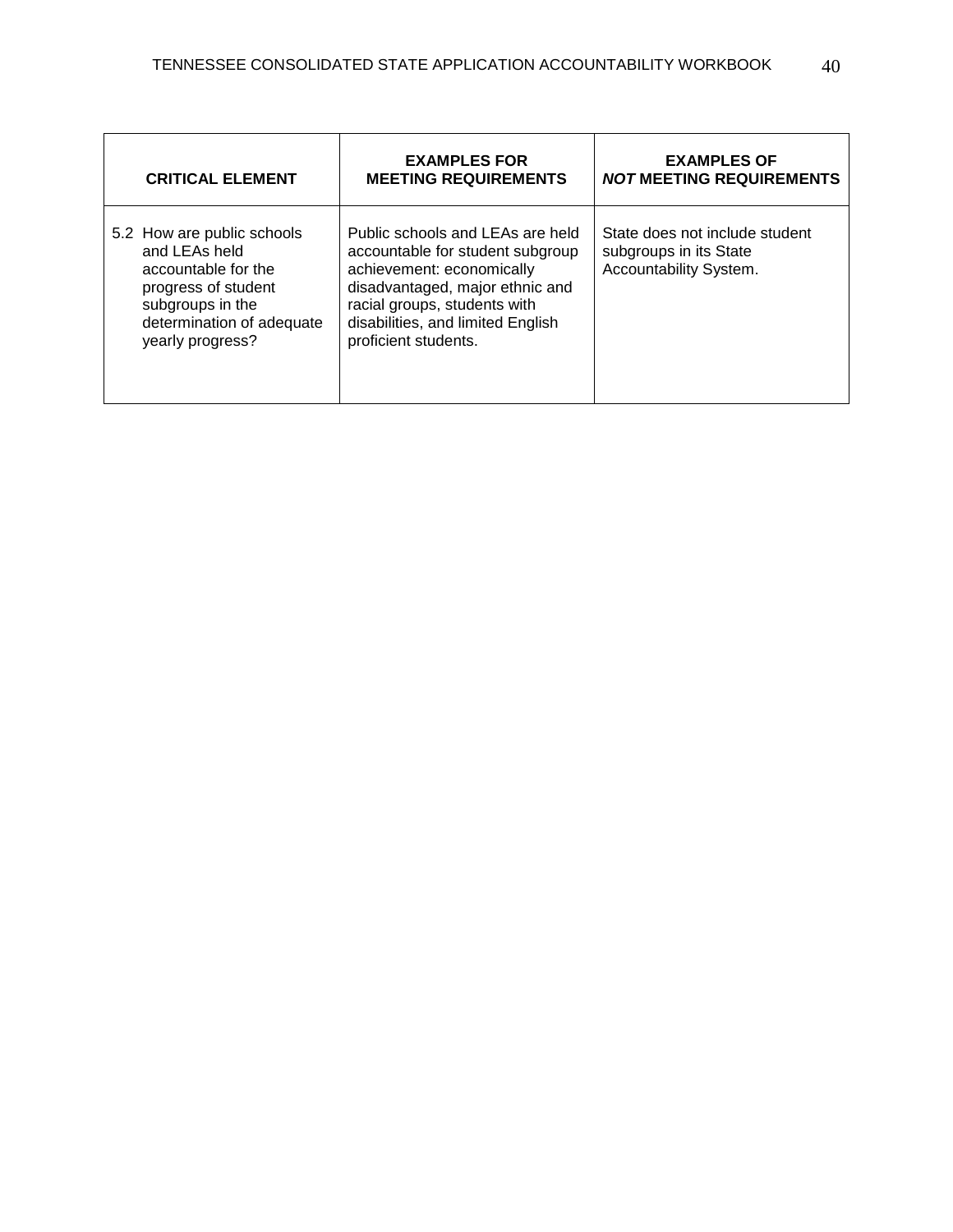| CRITICAL ELEMENT | EXAMPLES FOR MEETING REQUIREMENTS | EXAMPLES OF ***NOT*** MEETING REQUIREMENTS |
|---|---|---|
| 5.2 How are public schools and LEAs held accountable for the progress of student subgroups in the determination of adequate yearly progress? | Public schools and LEAs are held accountable for student subgroup achievement: economically disadvantaged, major ethnic and racial groups, students with disabilities, and limited English proficient students. | State does not include student subgroups in its State Accountability System. |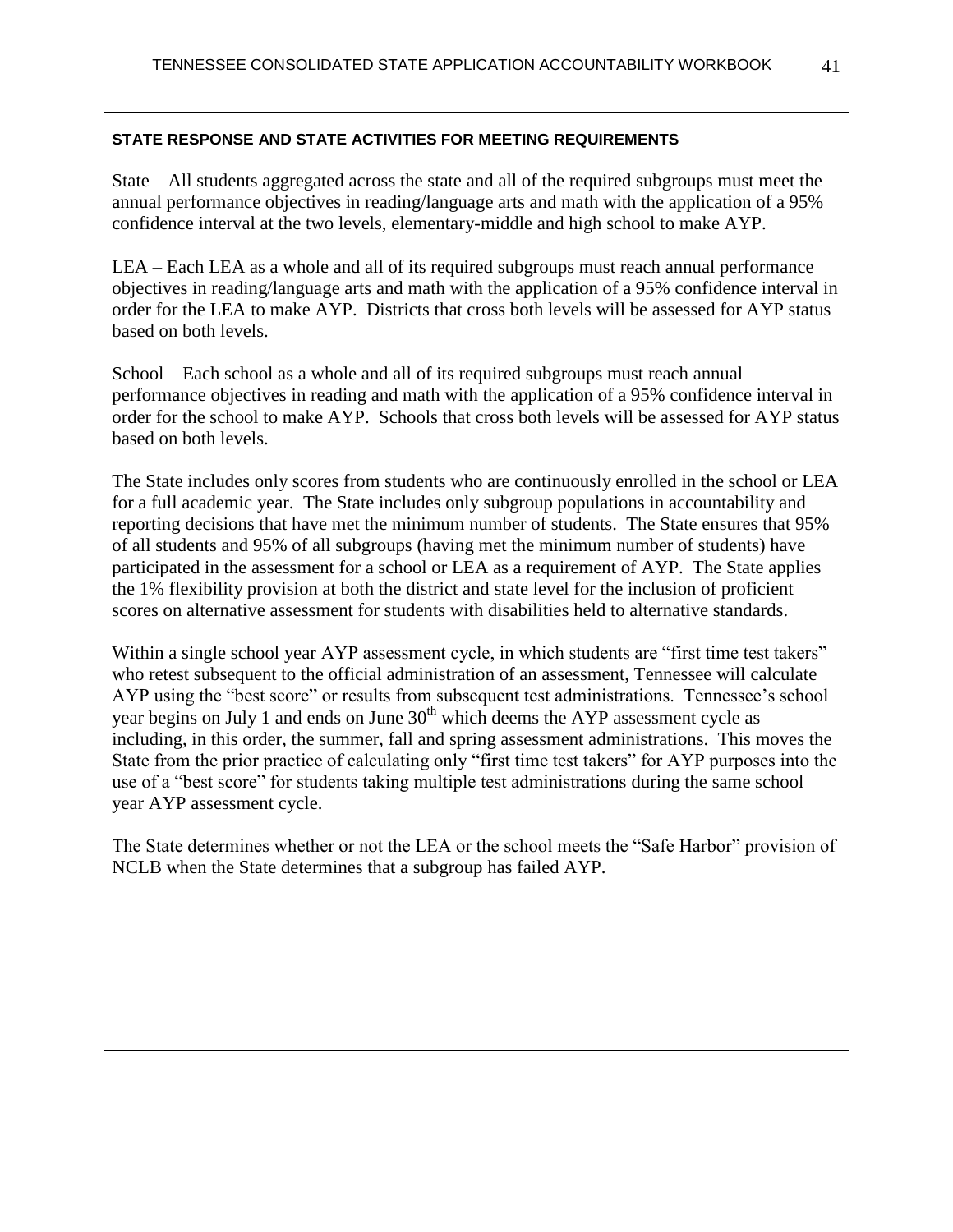**STATE RESPONSE AND STATE ACTIVITIES FOR MEETING REQUIREMENTS**

State – All students aggregated across the state and all of the required subgroups must meet the annual performance objectives in reading/language arts and math with the application of a 95% confidence interval at the two levels, elementary-middle and high school to make AYP.

LEA – Each LEA as a whole and all of its required subgroups must reach annual performance objectives in reading/language arts and math with the application of a 95% confidence interval in order for the LEA to make AYP. Districts that cross both levels will be assessed for AYP status based on both levels.

School – Each school as a whole and all of its required subgroups must reach annual performance objectives in reading and math with the application of a 95% confidence interval in order for the school to make AYP. Schools that cross both levels will be assessed for AYP status based on both levels.

The State includes only scores from students who are continuously enrolled in the school or LEA for a full academic year. The State includes only subgroup populations in accountability and reporting decisions that have met the minimum number of students. The State ensures that 95% of all students and 95% of all subgroups (having met the minimum number of students) have participated in the assessment for a school or LEA as a requirement of AYP. The State applies the 1% flexibility provision at both the district and state level for the inclusion of proficient scores on alternative assessment for students with disabilities held to alternative standards.

Within a single school year AYP assessment cycle, in which students are "first time test takers" who retest subsequent to the official administration of an assessment, Tennessee will calculate AYP using the "best score" or results from subsequent test administrations. Tennessee's school year begins on July 1 and ends on June 30th which deems the AYP assessment cycle as including, in this order, the summer, fall and spring assessment administrations. This moves the State from the prior practice of calculating only "first time test takers" for AYP purposes into the use of a "best score" for students taking multiple test administrations during the same school year AYP assessment cycle.

The State determines whether or not the LEA or the school meets the "Safe Harbor" provision of NCLB when the State determines that a subgroup has failed AYP.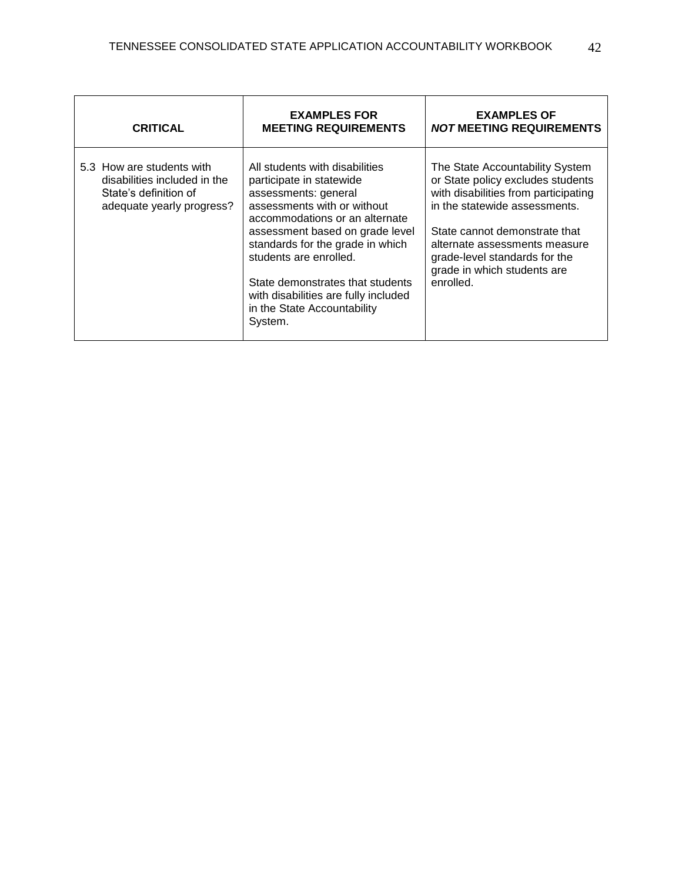| CRITICAL | EXAMPLES FOR MEETING REQUIREMENTS | EXAMPLES OF *NOT* MEETING REQUIREMENTS |
|---|---|---|
| 5.3 How are students with disabilities included in the State's definition of adequate yearly progress? | All students with disabilities participate in statewide assessments: general assessments with or without accommodations or an alternate assessment based on grade level standards for the grade in which students are enrolled.<br><br>State demonstrates that students with disabilities are fully included in the State Accountability System. | The State Accountability System or State policy excludes students with disabilities from participating in the statewide assessments.<br><br>State cannot demonstrate that alternate assessments measure grade-level standards for the grade in which students are enrolled. |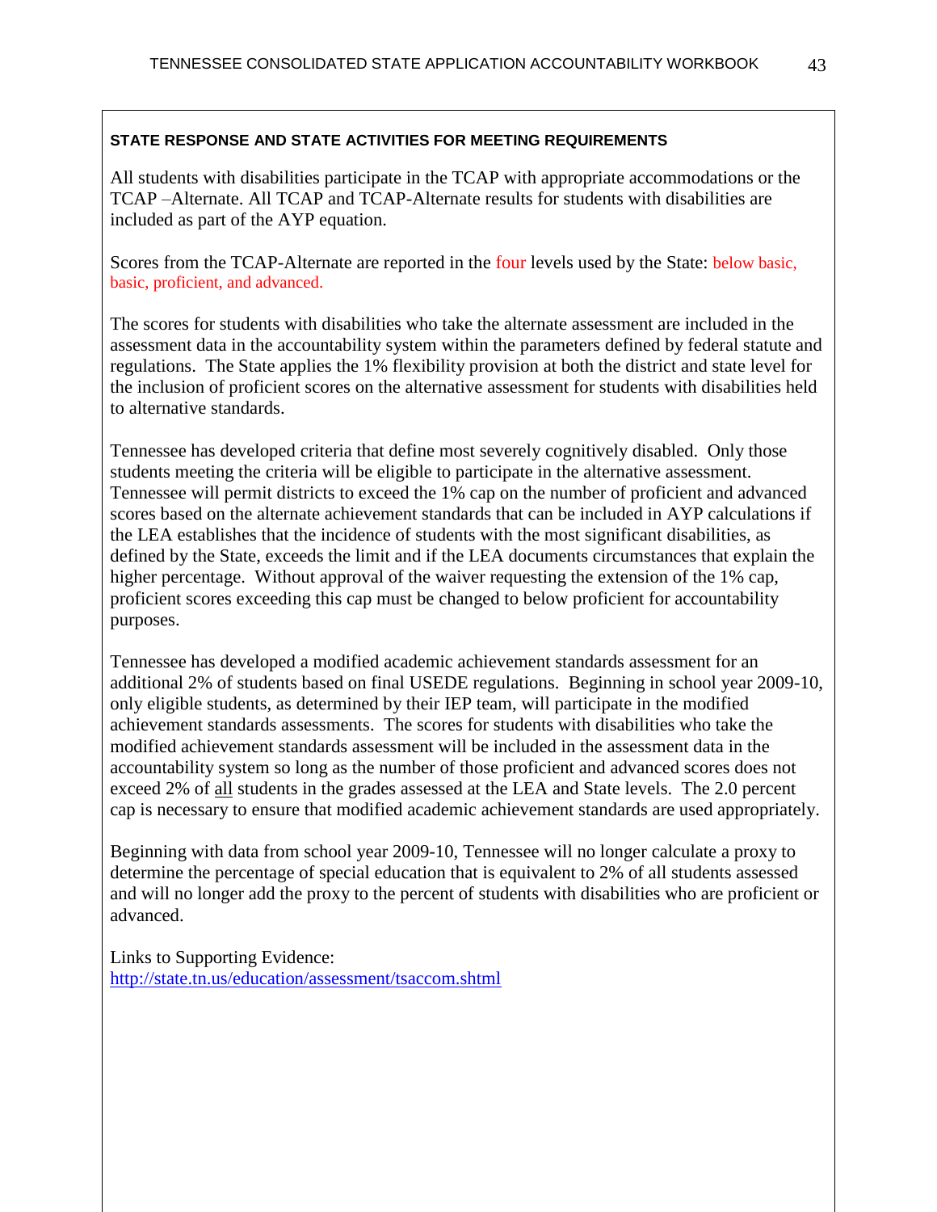**STATE RESPONSE AND STATE ACTIVITIES FOR MEETING REQUIREMENTS**

All students with disabilities participate in the TCAP with appropriate accommodations or the TCAP –Alternate. All TCAP and TCAP-Alternate results for students with disabilities are included as part of the AYP equation.

Scores from the TCAP-Alternate are reported in the four levels used by the State: below basic, basic, proficient, and advanced.

The scores for students with disabilities who take the alternate assessment are included in the assessment data in the accountability system within the parameters defined by federal statute and regulations. The State applies the 1% flexibility provision at both the district and state level for the inclusion of proficient scores on the alternative assessment for students with disabilities held to alternative standards.

Tennessee has developed criteria that define most severely cognitively disabled. Only those students meeting the criteria will be eligible to participate in the alternative assessment. Tennessee will permit districts to exceed the 1% cap on the number of proficient and advanced scores based on the alternate achievement standards that can be included in AYP calculations if the LEA establishes that the incidence of students with the most significant disabilities, as defined by the State, exceeds the limit and if the LEA documents circumstances that explain the higher percentage. Without approval of the waiver requesting the extension of the 1% cap, proficient scores exceeding this cap must be changed to below proficient for accountability purposes.

Tennessee has developed a modified academic achievement standards assessment for an additional 2% of students based on final USEDE regulations. Beginning in school year 2009-10, only eligible students, as determined by their IEP team, will participate in the modified achievement standards assessments. The scores for students with disabilities who take the modified achievement standards assessment will be included in the assessment data in the accountability system so long as the number of those proficient and advanced scores does not exceed 2% of all students in the grades assessed at the LEA and State levels. The 2.0 percent cap is necessary to ensure that modified academic achievement standards are used appropriately.

Beginning with data from school year 2009-10, Tennessee will no longer calculate a proxy to determine the percentage of special education that is equivalent to 2% of all students assessed and will no longer add the proxy to the percent of students with disabilities who are proficient or advanced.

Links to Supporting Evidence:
http://state.tn.us/education/assessment/tsaccom.shtml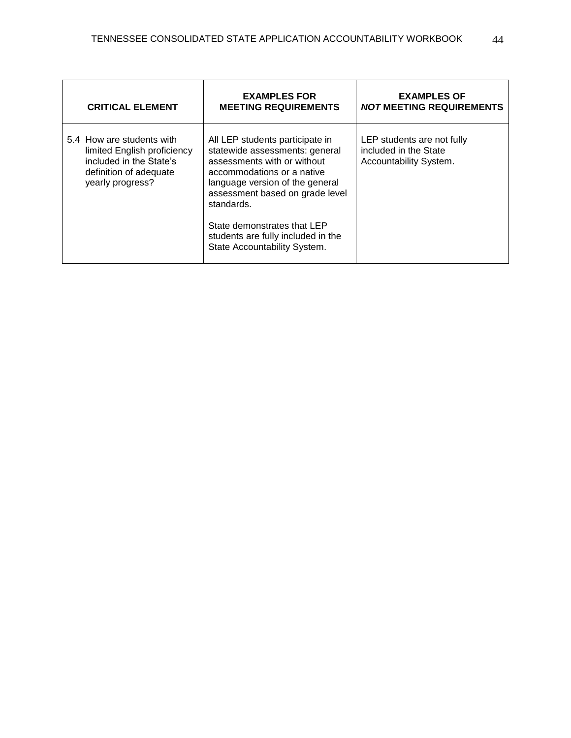| CRITICAL ELEMENT | EXAMPLES FOR MEETING REQUIREMENTS | EXAMPLES OF *NOT* MEETING REQUIREMENTS |
|---|---|---|
| 5.4 How are students with limited English proficiency included in the State's definition of adequate yearly progress? | All LEP students participate in statewide assessments: general assessments with or without accommodations or a native language version of the general assessment based on grade level standards.<br><br>State demonstrates that LEP students are fully included in the State Accountability System. | LEP students are not fully included in the State Accountability System. |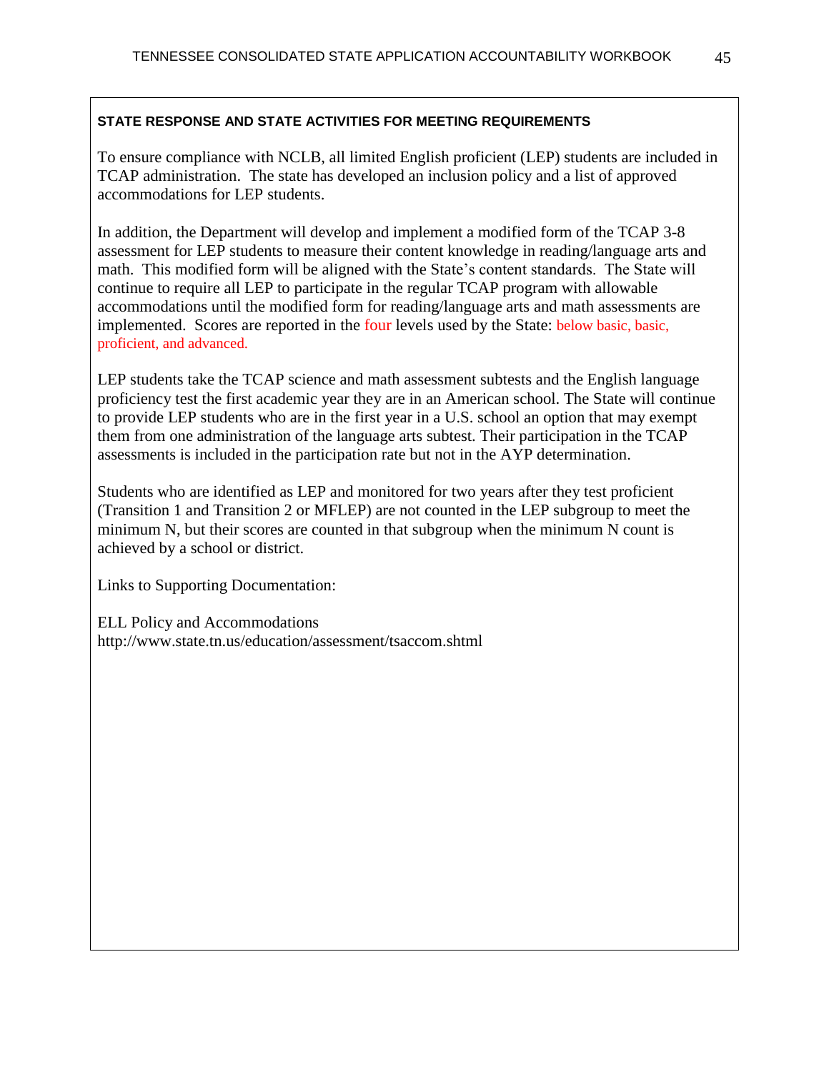**STATE RESPONSE AND STATE ACTIVITIES FOR MEETING REQUIREMENTS**

To ensure compliance with NCLB, all limited English proficient (LEP) students are included in TCAP administration. The state has developed an inclusion policy and a list of approved accommodations for LEP students.

In addition, the Department will develop and implement a modified form of the TCAP 3-8 assessment for LEP students to measure their content knowledge in reading/language arts and math. This modified form will be aligned with the State's content standards. The State will continue to require all LEP to participate in the regular TCAP program with allowable accommodations until the modified form for reading/language arts and math assessments are implemented. Scores are reported in the four levels used by the State: below basic, basic, proficient, and advanced.

LEP students take the TCAP science and math assessment subtests and the English language proficiency test the first academic year they are in an American school. The State will continue to provide LEP students who are in the first year in a U.S. school an option that may exempt them from one administration of the language arts subtest. Their participation in the TCAP assessments is included in the participation rate but not in the AYP determination.

Students who are identified as LEP and monitored for two years after they test proficient (Transition 1 and Transition 2 or MFLEP) are not counted in the LEP subgroup to meet the minimum N, but their scores are counted in that subgroup when the minimum N count is achieved by a school or district.

Links to Supporting Documentation:

ELL Policy and Accommodations
http://www.state.tn.us/education/assessment/tsaccom.shtml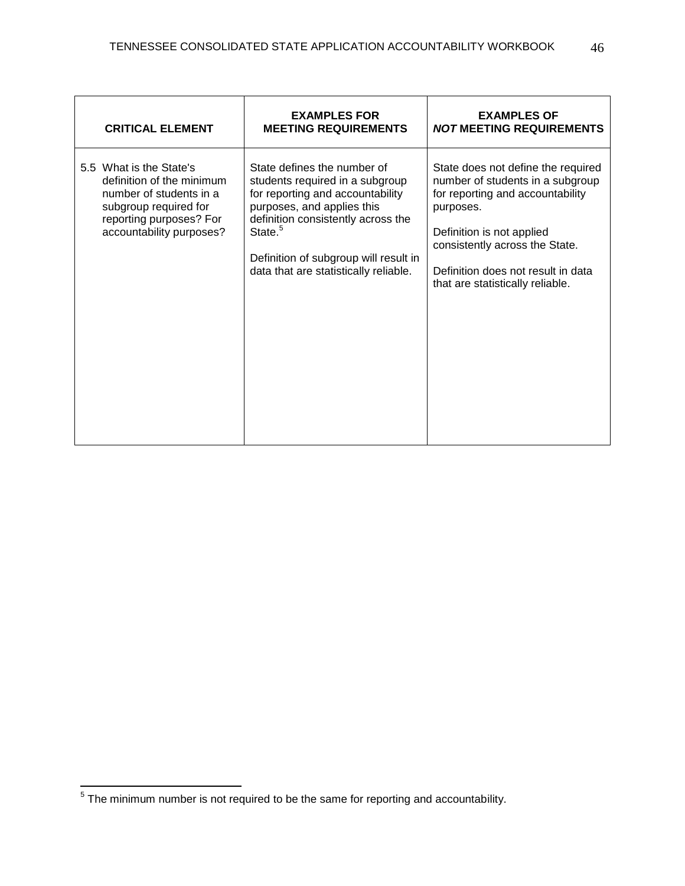| CRITICAL ELEMENT | EXAMPLES FOR MEETING REQUIREMENTS | EXAMPLES OF *NOT* MEETING REQUIREMENTS |
|---|---|---|
| 5.5 What is the State's definition of the minimum number of students in a subgroup required for reporting purposes? For accountability purposes? | State defines the number of students required in a subgroup for reporting and accountability purposes, and applies this definition consistently across the State.[5]<br><br>Definition of subgroup will result in data that are statistically reliable. | State does not define the required number of students in a subgroup for reporting and accountability purposes.<br><br>Definition is not applied consistently across the State.<br><br>Definition does not result in data that are statistically reliable. |

[5] The minimum number is not required to be the same for reporting and accountability.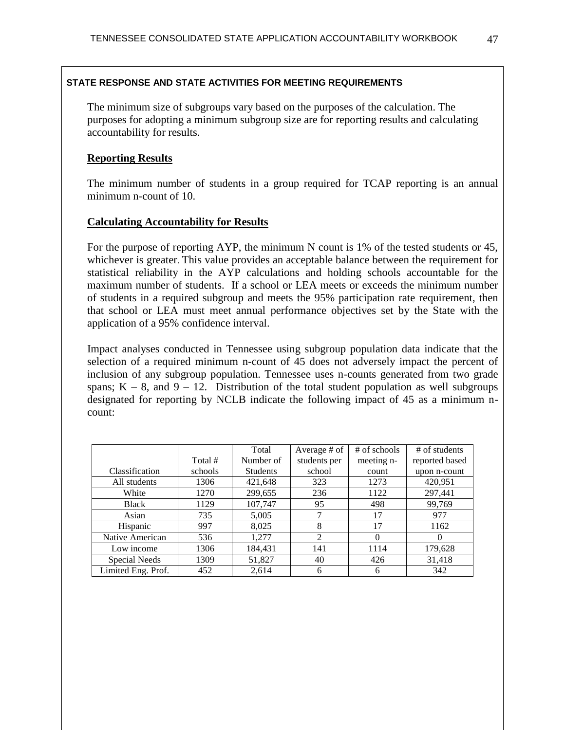**STATE RESPONSE AND STATE ACTIVITIES FOR MEETING REQUIREMENTS**

The minimum size of subgroups vary based on the purposes of the calculation. The purposes for adopting a minimum subgroup size are for reporting results and calculating accountability for results.

**Reporting Results**

The minimum number of students in a group required for TCAP reporting is an annual minimum n-count of 10.

**Calculating Accountability for Results**

For the purpose of reporting AYP, the minimum N count is 1% of the tested students or 45, whichever is greater. This value provides an acceptable balance between the requirement for statistical reliability in the AYP calculations and holding schools accountable for the maximum number of students. If a school or LEA meets or exceeds the minimum number of students in a required subgroup and meets the 95% participation rate requirement, then that school or LEA must meet annual performance objectives set by the State with the application of a 95% confidence interval.

Impact analyses conducted in Tennessee using subgroup population data indicate that the selection of a required minimum n-count of 45 does not adversely impact the percent of inclusion of any subgroup population. Tennessee uses n-counts generated from two grade spans; K – 8, and 9 – 12. Distribution of the total student population as well subgroups designated for reporting by NCLB indicate the following impact of 45 as a minimum n-count:

| Classification | Total # schools | Total Number of Students | Average # of students per school | # of schools meeting n-count | # of students reported based upon n-count |
|---|---|---|---|---|---|
| All students | 1306 | 421,648 | 323 | 1273 | 420,951 |
| White | 1270 | 299,655 | 236 | 1122 | 297,441 |
| Black | 1129 | 107,747 | 95 | 498 | 99,769 |
| Asian | 735 | 5,005 | 7 | 17 | 977 |
| Hispanic | 997 | 8,025 | 8 | 17 | 1162 |
| Native American | 536 | 1,277 | 2 | 0 | 0 |
| Low income | 1306 | 184,431 | 141 | 1114 | 179,628 |
| Special Needs | 1309 | 51,827 | 40 | 426 | 31,418 |
| Limited Eng. Prof. | 452 | 2,614 | 6 | 6 | 342 |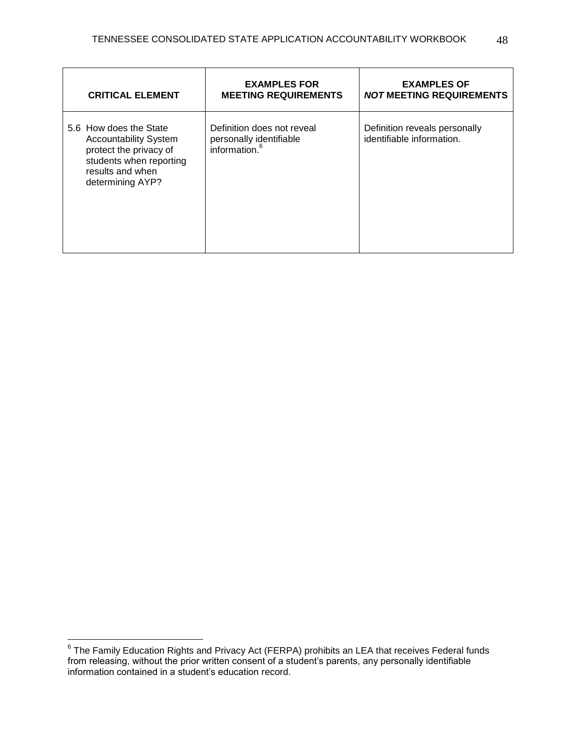| CRITICAL ELEMENT | EXAMPLES FOR MEETING REQUIREMENTS | EXAMPLES OF *NOT* MEETING REQUIREMENTS |
|---|---|---|
| 5.6 How does the State Accountability System protect the privacy of students when reporting results and when determining AYP? | Definition does not reveal personally identifiable information.[6] | Definition reveals personally identifiable information. |

[6] The Family Education Rights and Privacy Act (FERPA) prohibits an LEA that receives Federal funds from releasing, without the prior written consent of a student's parents, any personally identifiable information contained in a student's education record.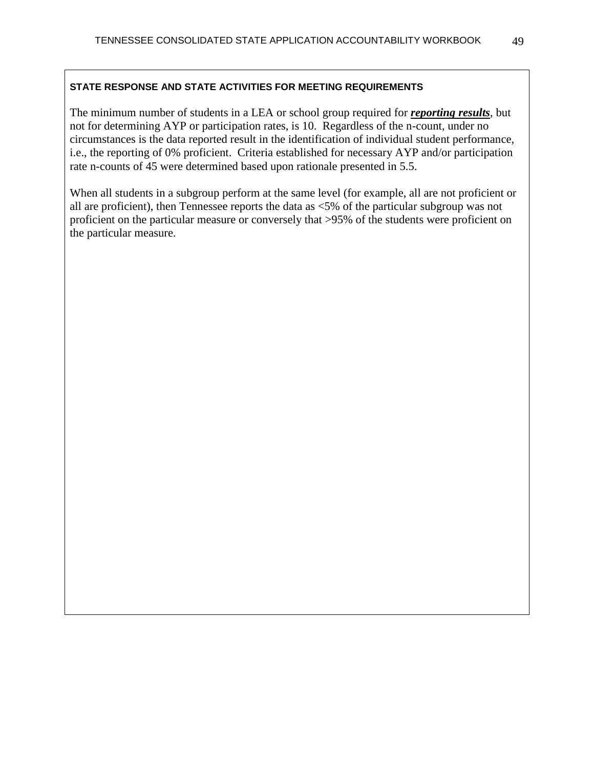**STATE RESPONSE AND STATE ACTIVITIES FOR MEETING REQUIREMENTS**

The minimum number of students in a LEA or school group required for ***reporting results***, but not for determining AYP or participation rates, is 10. Regardless of the n-count, under no circumstances is the data reported result in the identification of individual student performance, i.e., the reporting of 0% proficient. Criteria established for necessary AYP and/or participation rate n-counts of 45 were determined based upon rationale presented in 5.5.

When all students in a subgroup perform at the same level (for example, all are not proficient or all are proficient), then Tennessee reports the data as <5% of the particular subgroup was not proficient on the particular measure or conversely that >95% of the students were proficient on the particular measure.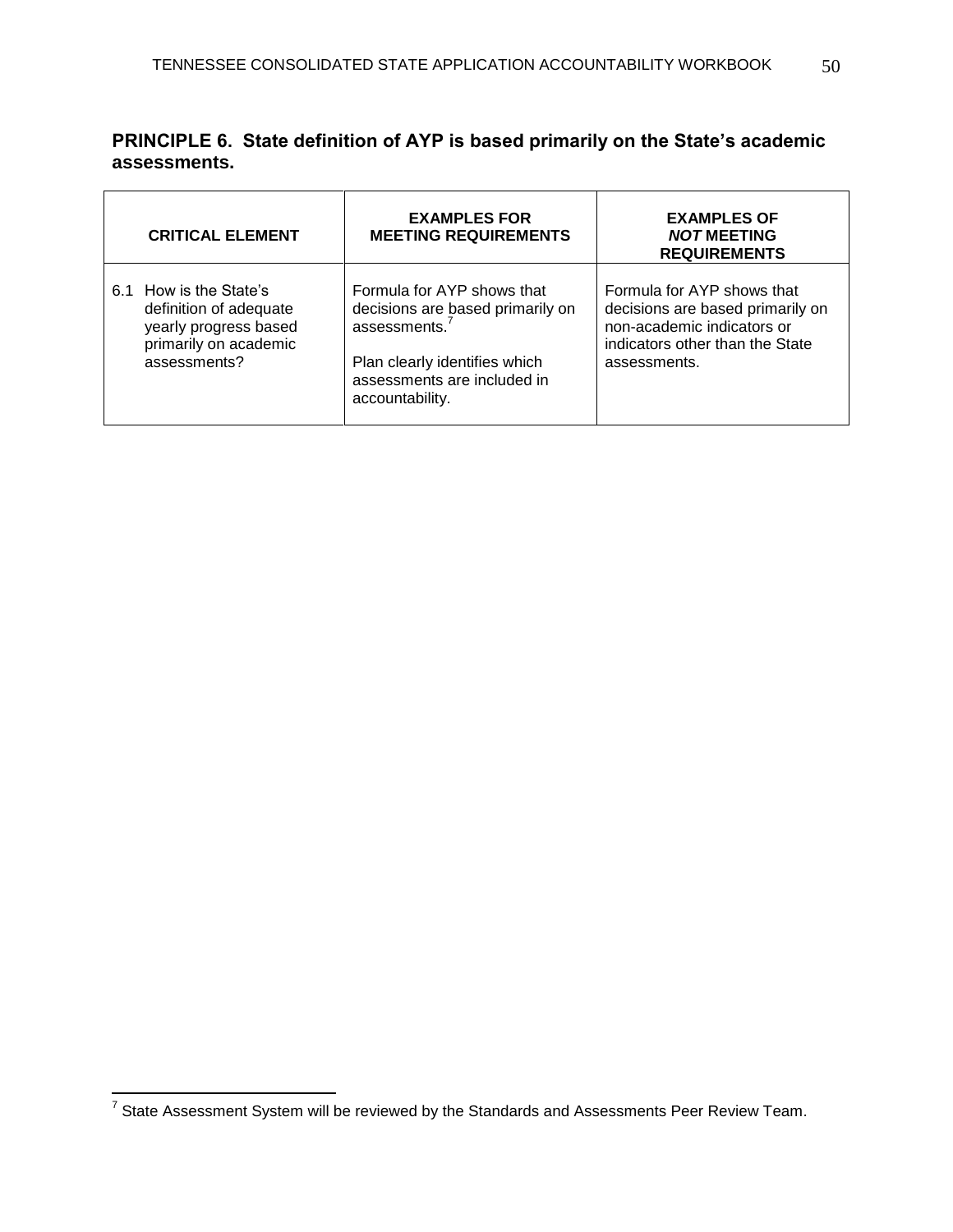## PRINCIPLE 6. State definition of AYP is based primarily on the State's academic assessments.

| CRITICAL ELEMENT | EXAMPLES FOR MEETING REQUIREMENTS | EXAMPLES OF ***NOT*** MEETING REQUIREMENTS |
|---|---|---|
| 6.1 How is the State's definition of adequate yearly progress based primarily on academic assessments? | Formula for AYP shows that decisions are based primarily on assessments.[7]<br><br>Plan clearly identifies which assessments are included in accountability. | Formula for AYP shows that decisions are based primarily on non-academic indicators or indicators other than the State assessments. |

[7] State Assessment System will be reviewed by the Standards and Assessments Peer Review Team.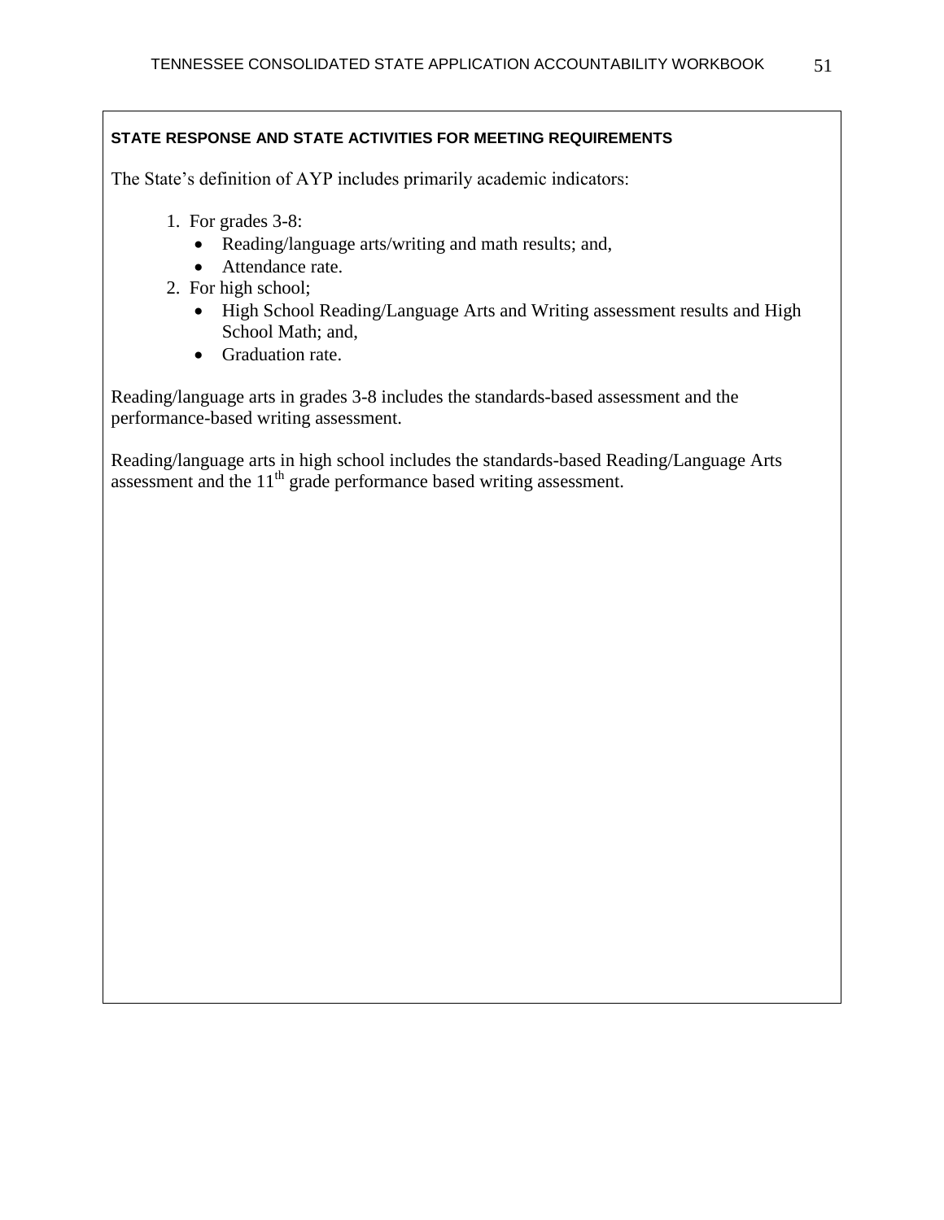**STATE RESPONSE AND STATE ACTIVITIES FOR MEETING REQUIREMENTS**

The State's definition of AYP includes primarily academic indicators:

1. For grades 3-8:
   - Reading/language arts/writing and math results; and,
   - Attendance rate.
2. For high school;
   - High School Reading/Language Arts and Writing assessment results and High School Math; and,
   - Graduation rate.

Reading/language arts in grades 3-8 includes the standards-based assessment and the performance-based writing assessment.

Reading/language arts in high school includes the standards-based Reading/Language Arts assessment and the 11th grade performance based writing assessment.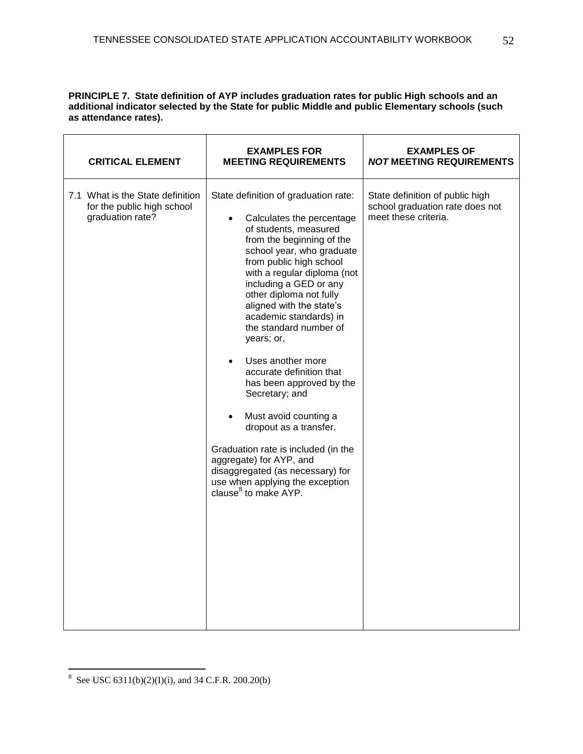**PRINCIPLE 7. State definition of AYP includes graduation rates for public High schools and an additional indicator selected by the State for public Middle and public Elementary schools (such as attendance rates).**

| CRITICAL ELEMENT | EXAMPLES FOR MEETING REQUIREMENTS | EXAMPLES OF *NOT* MEETING REQUIREMENTS |
|---|---|---|
| 7.1 What is the State definition for the public high school graduation rate? | State definition of graduation rate:<br><br>• Calculates the percentage of students, measured from the beginning of the school year, who graduate from public high school with a regular diploma (not including a GED or any other diploma not fully aligned with the state's academic standards) in the standard number of years; or,<br><br>• Uses another more accurate definition that has been approved by the Secretary; and<br><br>• Must avoid counting a dropout as a transfer.<br><br>Graduation rate is included (in the aggregate) for AYP, and disaggregated (as necessary) for use when applying the exception clause[8] to make AYP. | State definition of public high school graduation rate does not meet these criteria. |

[8] See USC 6311(b)(2)(I)(i), and 34 C.F.R. 200.20(b)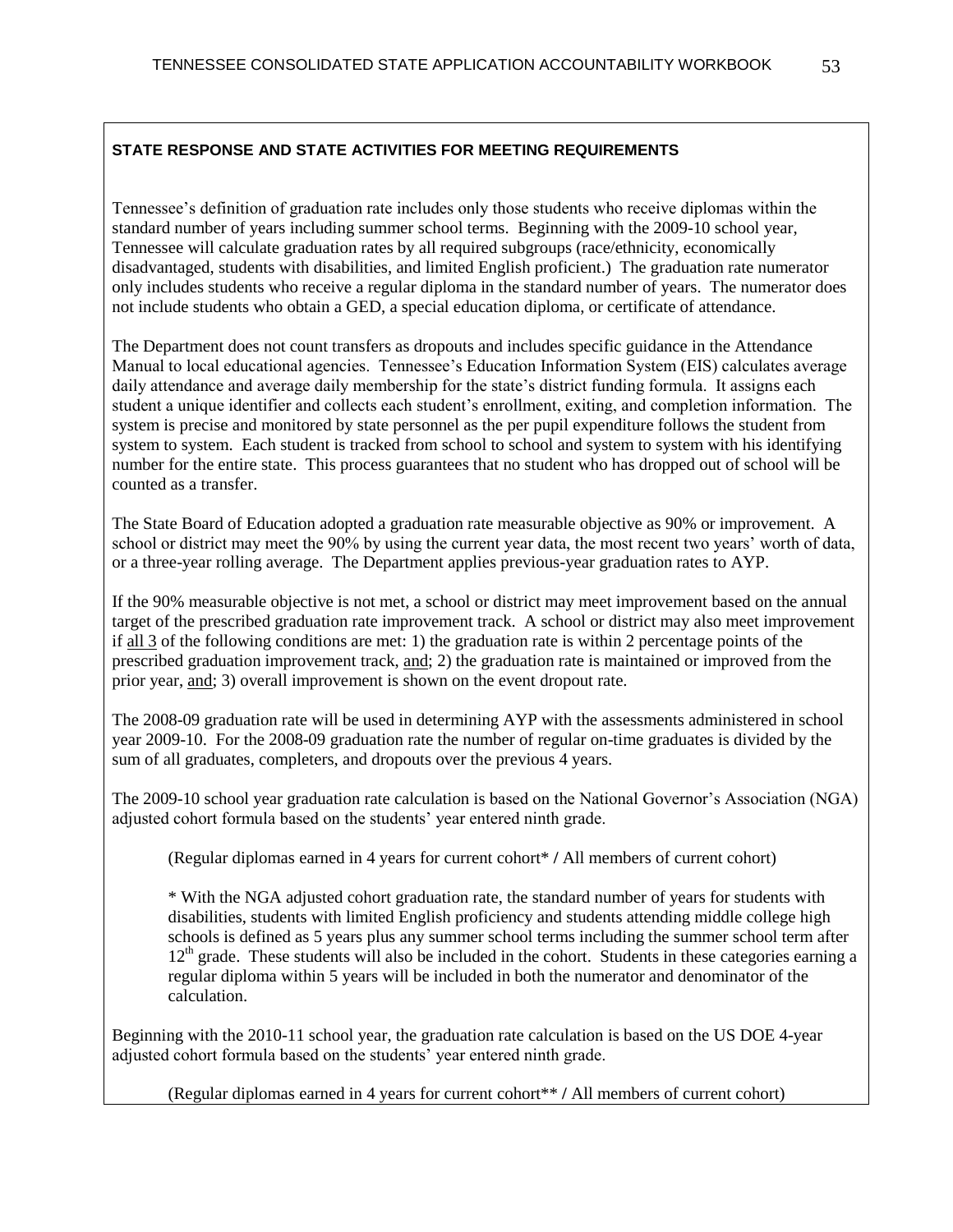**STATE RESPONSE AND STATE ACTIVITIES FOR MEETING REQUIREMENTS**

Tennessee's definition of graduation rate includes only those students who receive diplomas within the standard number of years including summer school terms. Beginning with the 2009-10 school year, Tennessee will calculate graduation rates by all required subgroups (race/ethnicity, economically disadvantaged, students with disabilities, and limited English proficient.) The graduation rate numerator only includes students who receive a regular diploma in the standard number of years. The numerator does not include students who obtain a GED, a special education diploma, or certificate of attendance.

The Department does not count transfers as dropouts and includes specific guidance in the Attendance Manual to local educational agencies. Tennessee's Education Information System (EIS) calculates average daily attendance and average daily membership for the state's district funding formula. It assigns each student a unique identifier and collects each student's enrollment, exiting, and completion information. The system is precise and monitored by state personnel as the per pupil expenditure follows the student from system to system. Each student is tracked from school to school and system to system with his identifying number for the entire state. This process guarantees that no student who has dropped out of school will be counted as a transfer.

The State Board of Education adopted a graduation rate measurable objective as 90% or improvement. A school or district may meet the 90% by using the current year data, the most recent two years' worth of data, or a three-year rolling average. The Department applies previous-year graduation rates to AYP.

If the 90% measurable objective is not met, a school or district may meet improvement based on the annual target of the prescribed graduation rate improvement track. A school or district may also meet improvement if all 3 of the following conditions are met: 1) the graduation rate is within 2 percentage points of the prescribed graduation improvement track, and; 2) the graduation rate is maintained or improved from the prior year, and; 3) overall improvement is shown on the event dropout rate.

The 2008-09 graduation rate will be used in determining AYP with the assessments administered in school year 2009-10. For the 2008-09 graduation rate the number of regular on-time graduates is divided by the sum of all graduates, completers, and dropouts over the previous 4 years.

The 2009-10 school year graduation rate calculation is based on the National Governor's Association (NGA) adjusted cohort formula based on the students' year entered ninth grade.

(Regular diplomas earned in 4 years for current cohort* / All members of current cohort)

\* With the NGA adjusted cohort graduation rate, the standard number of years for students with disabilities, students with limited English proficiency and students attending middle college high schools is defined as 5 years plus any summer school terms including the summer school term after 12th grade. These students will also be included in the cohort. Students in these categories earning a regular diploma within 5 years will be included in both the numerator and denominator of the calculation.

Beginning with the 2010-11 school year, the graduation rate calculation is based on the US DOE 4-year adjusted cohort formula based on the students' year entered ninth grade.

(Regular diplomas earned in 4 years for current cohort** / All members of current cohort)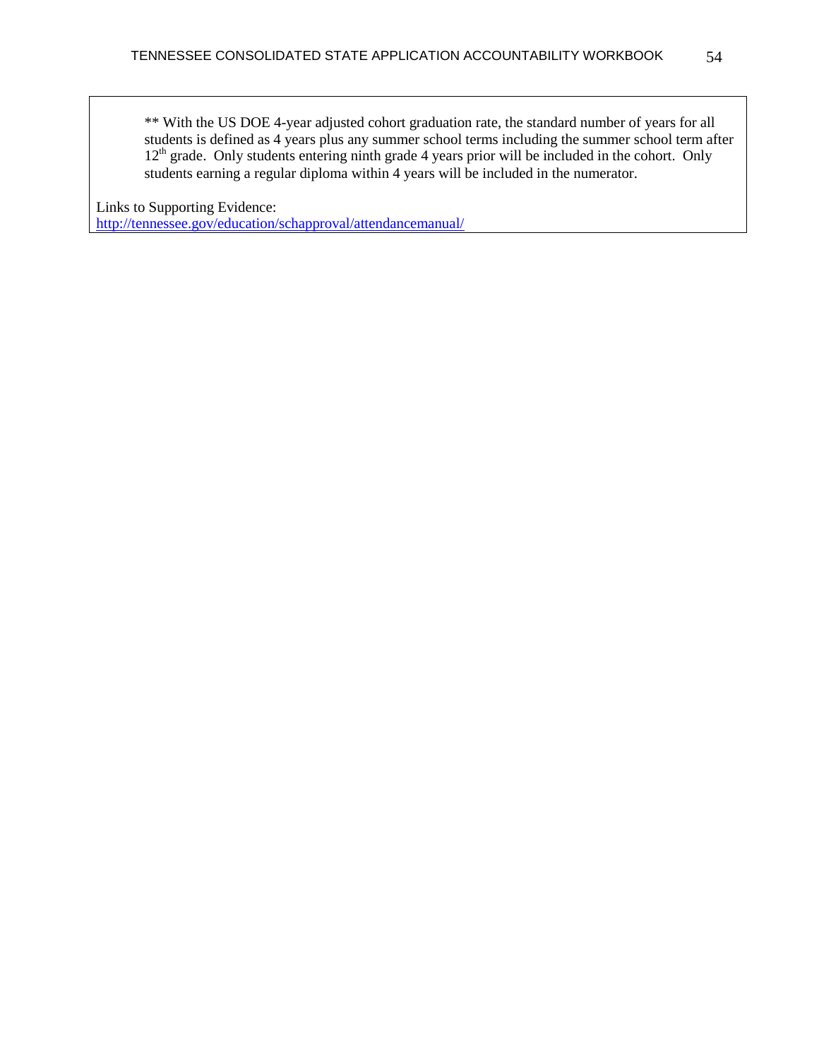** With the US DOE 4-year adjusted cohort graduation rate, the standard number of years for all students is defined as 4 years plus any summer school terms including the summer school term after 12th grade. Only students entering ninth grade 4 years prior will be included in the cohort. Only students earning a regular diploma within 4 years will be included in the numerator.

Links to Supporting Evidence:
http://tennessee.gov/education/schapproval/attendancemanual/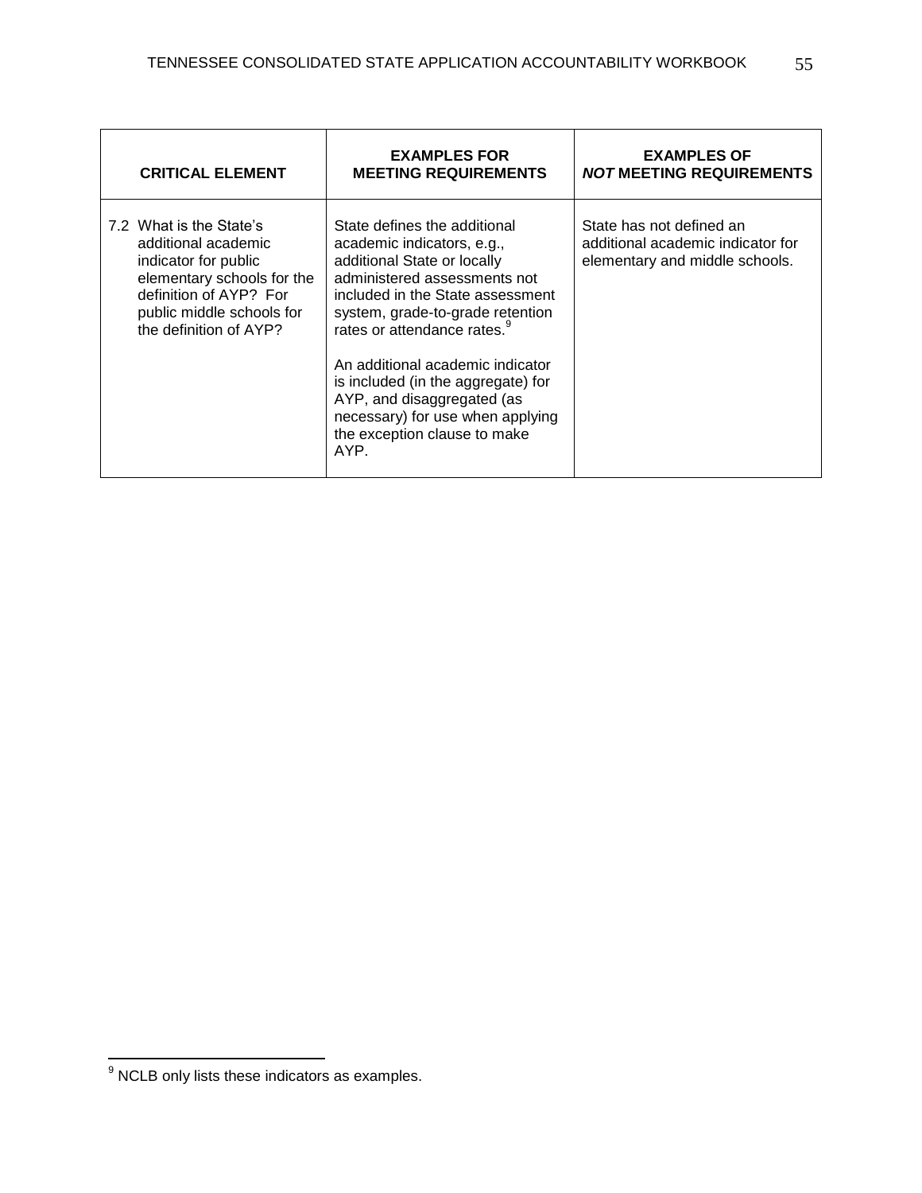| CRITICAL ELEMENT | EXAMPLES FOR MEETING REQUIREMENTS | EXAMPLES OF *NOT* MEETING REQUIREMENTS |
|---|---|---|
| 7.2 What is the State's additional academic indicator for public elementary schools for the definition of AYP? For public middle schools for the definition of AYP? | State defines the additional academic indicators, e.g., additional State or locally administered assessments not included in the State assessment system, grade-to-grade retention rates or attendance rates.[9]<br><br>An additional academic indicator is included (in the aggregate) for AYP, and disaggregated (as necessary) for use when applying the exception clause to make AYP. | State has not defined an additional academic indicator for elementary and middle schools. |

[9] NCLB only lists these indicators as examples.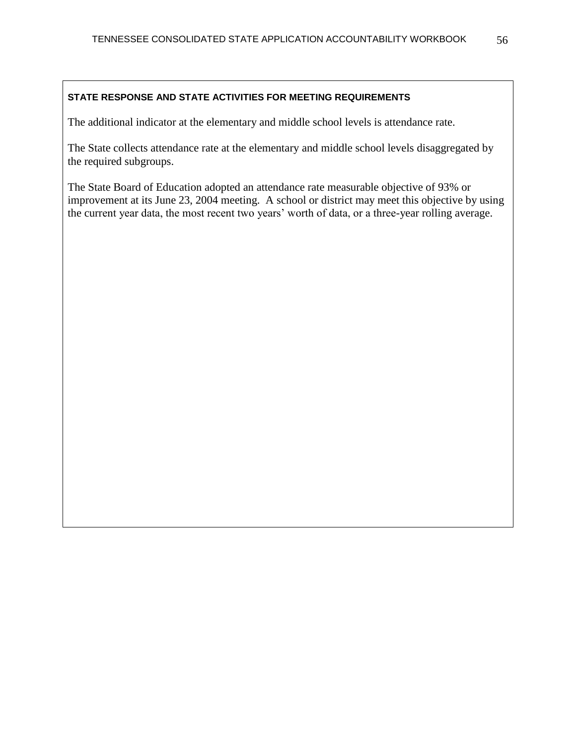**STATE RESPONSE AND STATE ACTIVITIES FOR MEETING REQUIREMENTS**

The additional indicator at the elementary and middle school levels is attendance rate.

The State collects attendance rate at the elementary and middle school levels disaggregated by the required subgroups.

The State Board of Education adopted an attendance rate measurable objective of 93% or improvement at its June 23, 2004 meeting. A school or district may meet this objective by using the current year data, the most recent two years' worth of data, or a three-year rolling average.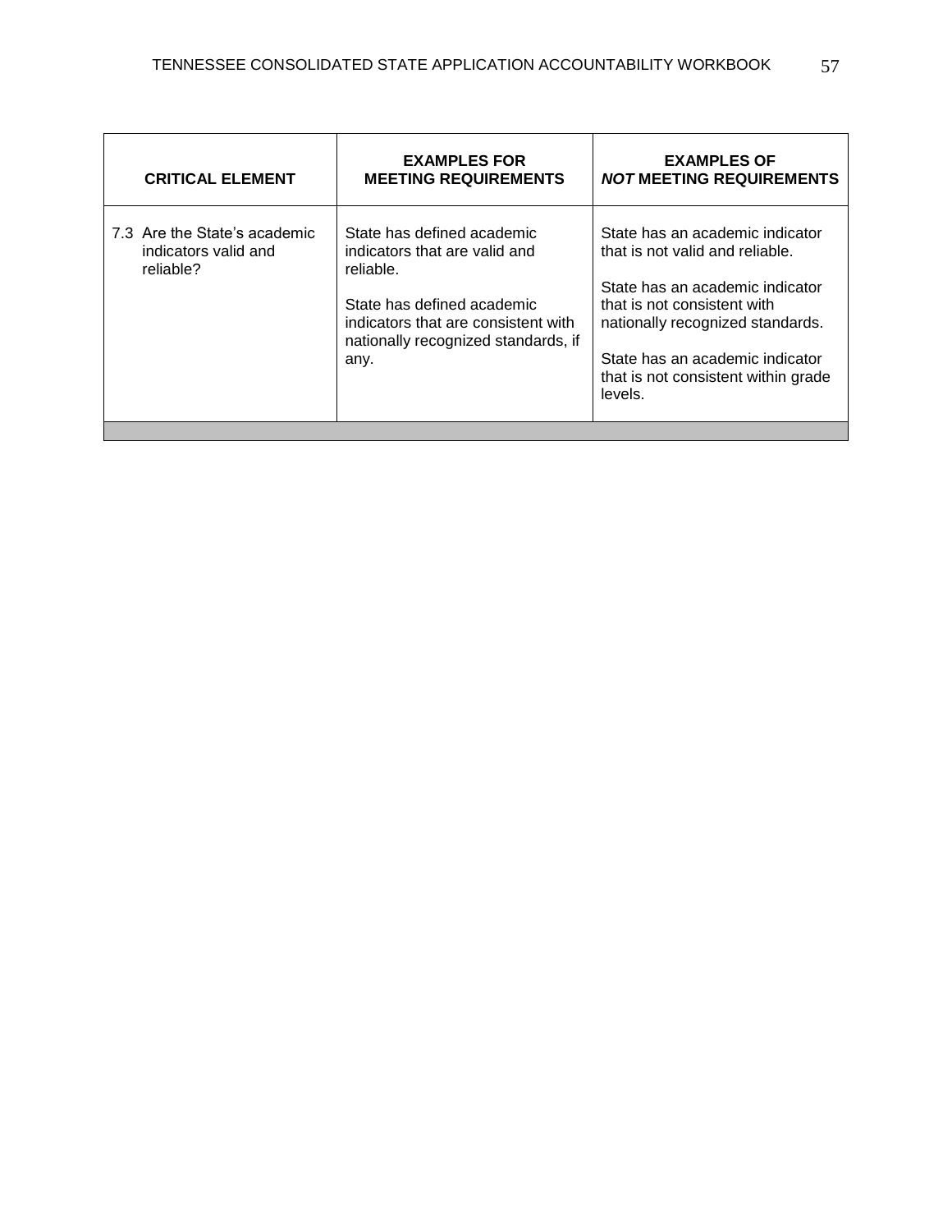| CRITICAL ELEMENT | EXAMPLES FOR MEETING REQUIREMENTS | EXAMPLES OF *NOT* MEETING REQUIREMENTS |
|---|---|---|
| 7.3 Are the State's academic indicators valid and reliable? | State has defined academic indicators that are valid and reliable.<br><br>State has defined academic indicators that are consistent with nationally recognized standards, if any. | State has an academic indicator that is not valid and reliable.<br><br>State has an academic indicator that is not consistent with nationally recognized standards.<br><br>State has an academic indicator that is not consistent within grade levels. |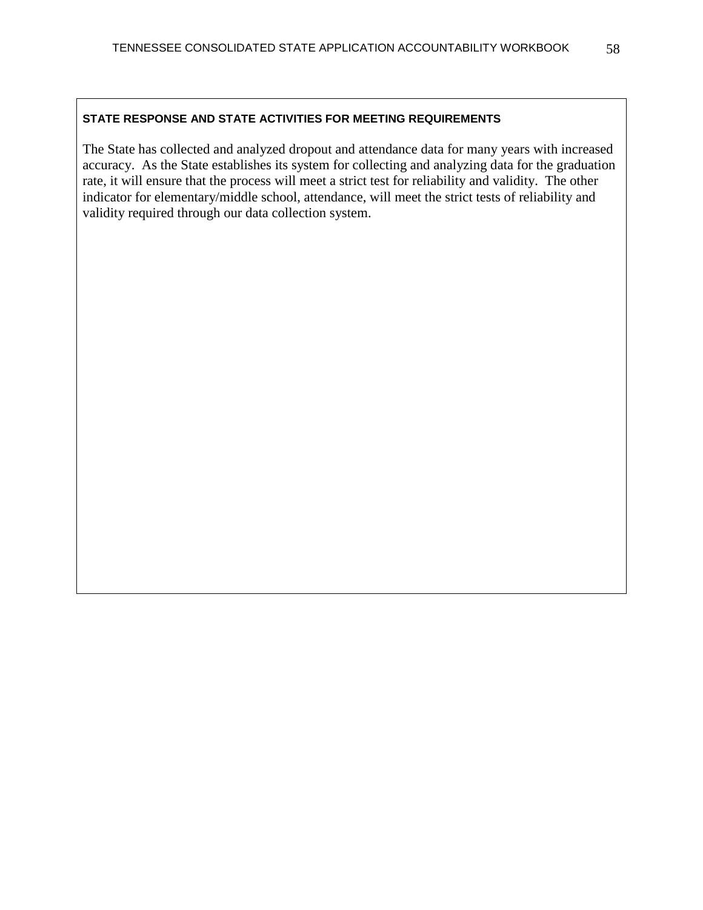**STATE RESPONSE AND STATE ACTIVITIES FOR MEETING REQUIREMENTS**

The State has collected and analyzed dropout and attendance data for many years with increased accuracy. As the State establishes its system for collecting and analyzing data for the graduation rate, it will ensure that the process will meet a strict test for reliability and validity. The other indicator for elementary/middle school, attendance, will meet the strict tests of reliability and validity required through our data collection system.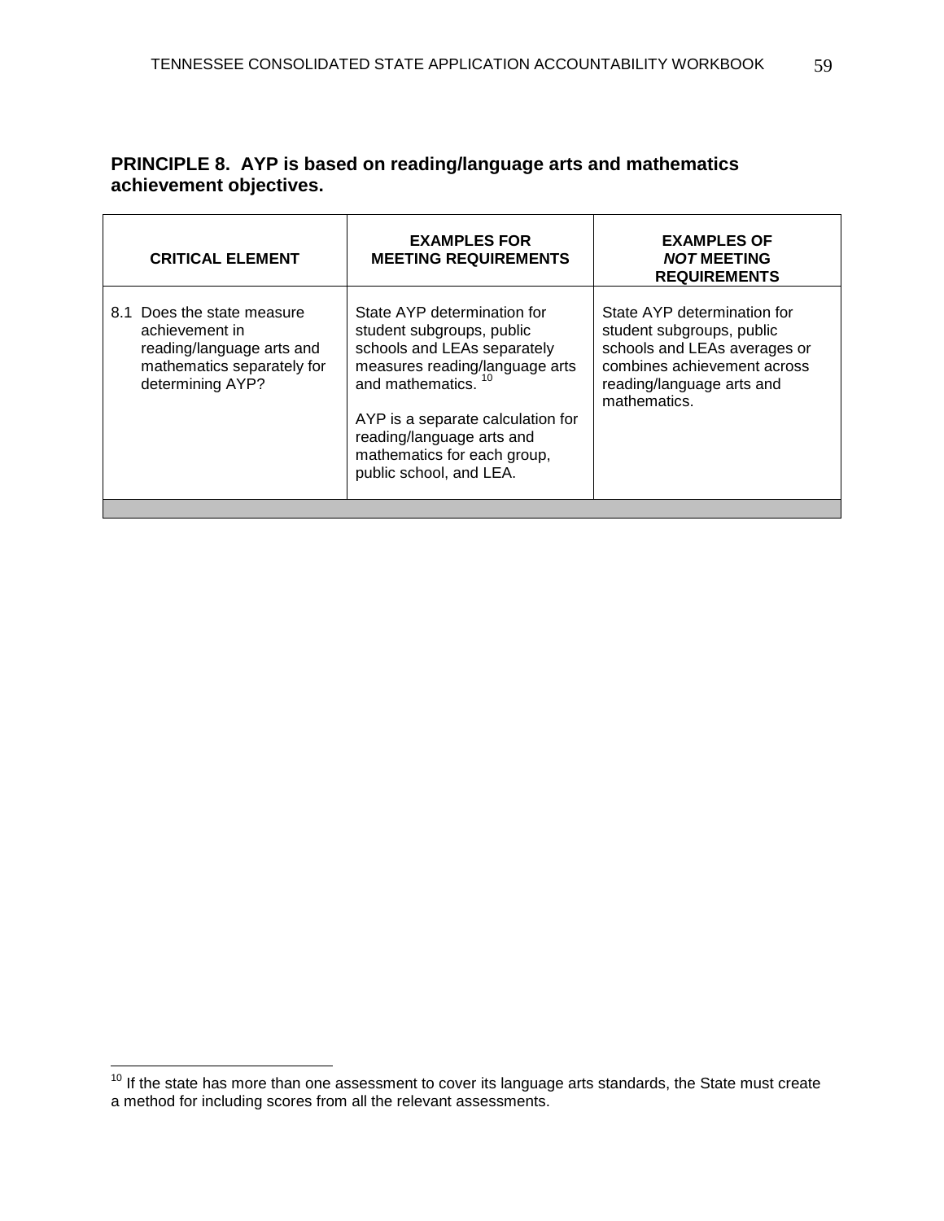## PRINCIPLE 8. AYP is based on reading/language arts and mathematics achievement objectives.

| CRITICAL ELEMENT | EXAMPLES FOR MEETING REQUIREMENTS | EXAMPLES OF ***NOT*** MEETING REQUIREMENTS |
|---|---|---|
| 8.1 Does the state measure achievement in reading/language arts and mathematics separately for determining AYP? | State AYP determination for student subgroups, public schools and LEAs separately measures reading/language arts and mathematics.[10]<br><br>AYP is a separate calculation for reading/language arts and mathematics for each group, public school, and LEA. | State AYP determination for student subgroups, public schools and LEAs averages or combines achievement across reading/language arts and mathematics. |

[10] If the state has more than one assessment to cover its language arts standards, the State must create a method for including scores from all the relevant assessments.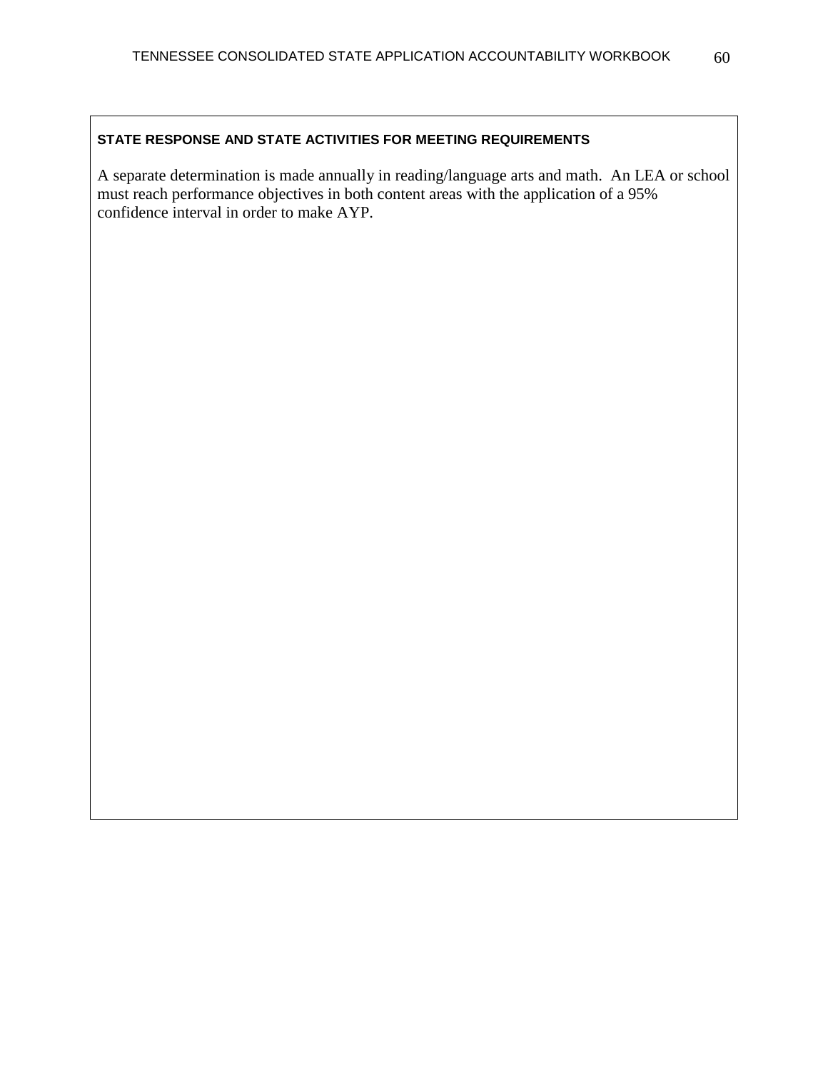**STATE RESPONSE AND STATE ACTIVITIES FOR MEETING REQUIREMENTS**

A separate determination is made annually in reading/language arts and math. An LEA or school must reach performance objectives in both content areas with the application of a 95% confidence interval in order to make AYP.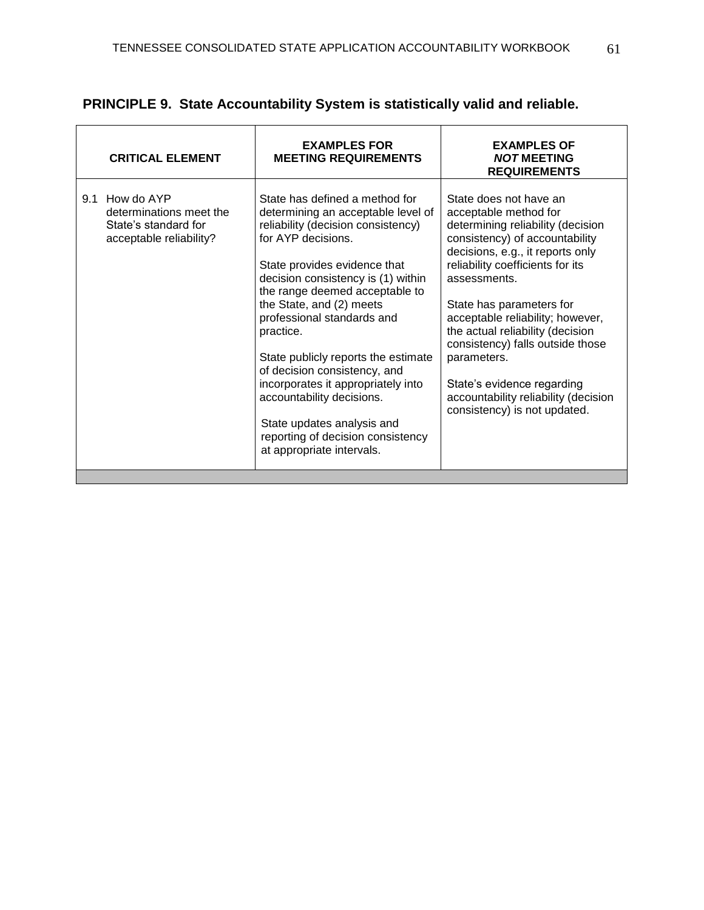## PRINCIPLE 9. State Accountability System is statistically valid and reliable.

| CRITICAL ELEMENT | EXAMPLES FOR MEETING REQUIREMENTS | EXAMPLES OF *NOT* MEETING REQUIREMENTS |
|---|---|---|
| 9.1 How do AYP determinations meet the State's standard for acceptable reliability? | State has defined a method for determining an acceptable level of reliability (decision consistency) for AYP decisions.<br><br>State provides evidence that decision consistency is (1) within the range deemed acceptable to the State, and (2) meets professional standards and practice.<br><br>State publicly reports the estimate of decision consistency, and incorporates it appropriately into accountability decisions.<br><br>State updates analysis and reporting of decision consistency at appropriate intervals. | State does not have an acceptable method for determining reliability (decision consistency) of accountability decisions, e.g., it reports only reliability coefficients for its assessments.<br><br>State has parameters for acceptable reliability; however, the actual reliability (decision consistency) falls outside those parameters.<br><br>State's evidence regarding accountability reliability (decision consistency) is not updated. |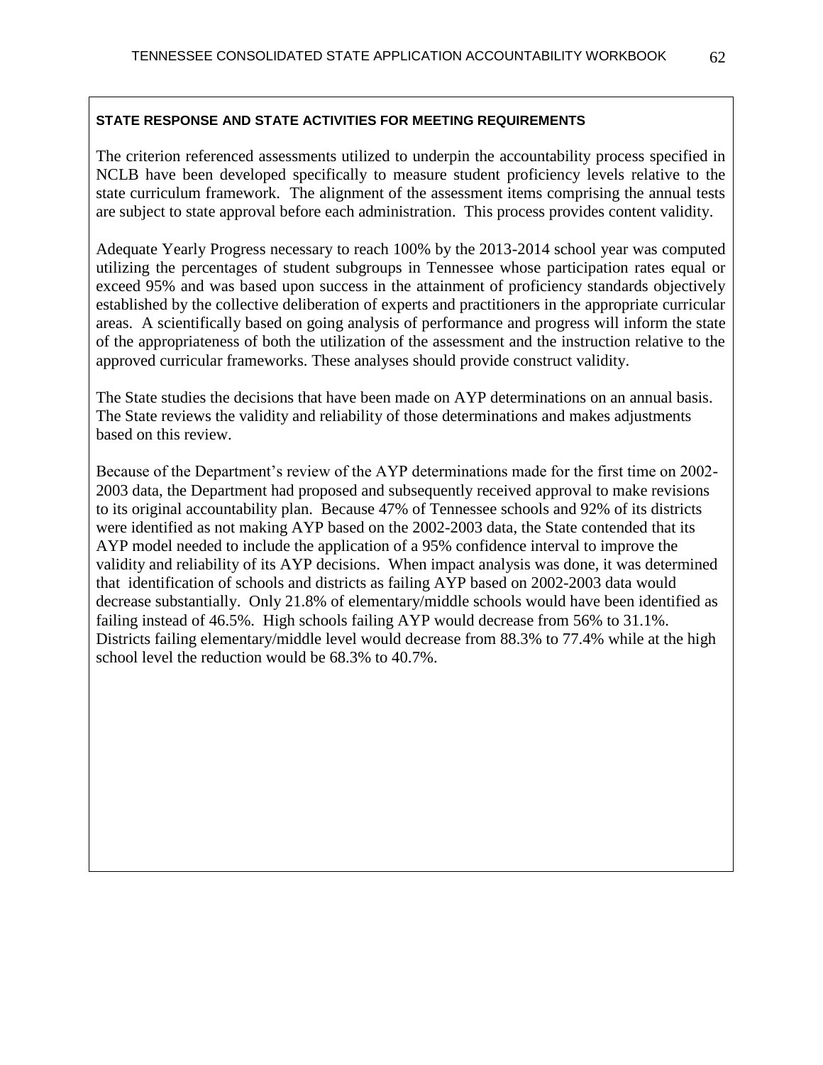**STATE RESPONSE AND STATE ACTIVITIES FOR MEETING REQUIREMENTS**

The criterion referenced assessments utilized to underpin the accountability process specified in NCLB have been developed specifically to measure student proficiency levels relative to the state curriculum framework. The alignment of the assessment items comprising the annual tests are subject to state approval before each administration. This process provides content validity.

Adequate Yearly Progress necessary to reach 100% by the 2013-2014 school year was computed utilizing the percentages of student subgroups in Tennessee whose participation rates equal or exceed 95% and was based upon success in the attainment of proficiency standards objectively established by the collective deliberation of experts and practitioners in the appropriate curricular areas. A scientifically based on going analysis of performance and progress will inform the state of the appropriateness of both the utilization of the assessment and the instruction relative to the approved curricular frameworks. These analyses should provide construct validity.

The State studies the decisions that have been made on AYP determinations on an annual basis. The State reviews the validity and reliability of those determinations and makes adjustments based on this review.

Because of the Department's review of the AYP determinations made for the first time on 2002-2003 data, the Department had proposed and subsequently received approval to make revisions to its original accountability plan. Because 47% of Tennessee schools and 92% of its districts were identified as not making AYP based on the 2002-2003 data, the State contended that its AYP model needed to include the application of a 95% confidence interval to improve the validity and reliability of its AYP decisions. When impact analysis was done, it was determined that identification of schools and districts as failing AYP based on 2002-2003 data would decrease substantially. Only 21.8% of elementary/middle schools would have been identified as failing instead of 46.5%. High schools failing AYP would decrease from 56% to 31.1%. Districts failing elementary/middle level would decrease from 88.3% to 77.4% while at the high school level the reduction would be 68.3% to 40.7%.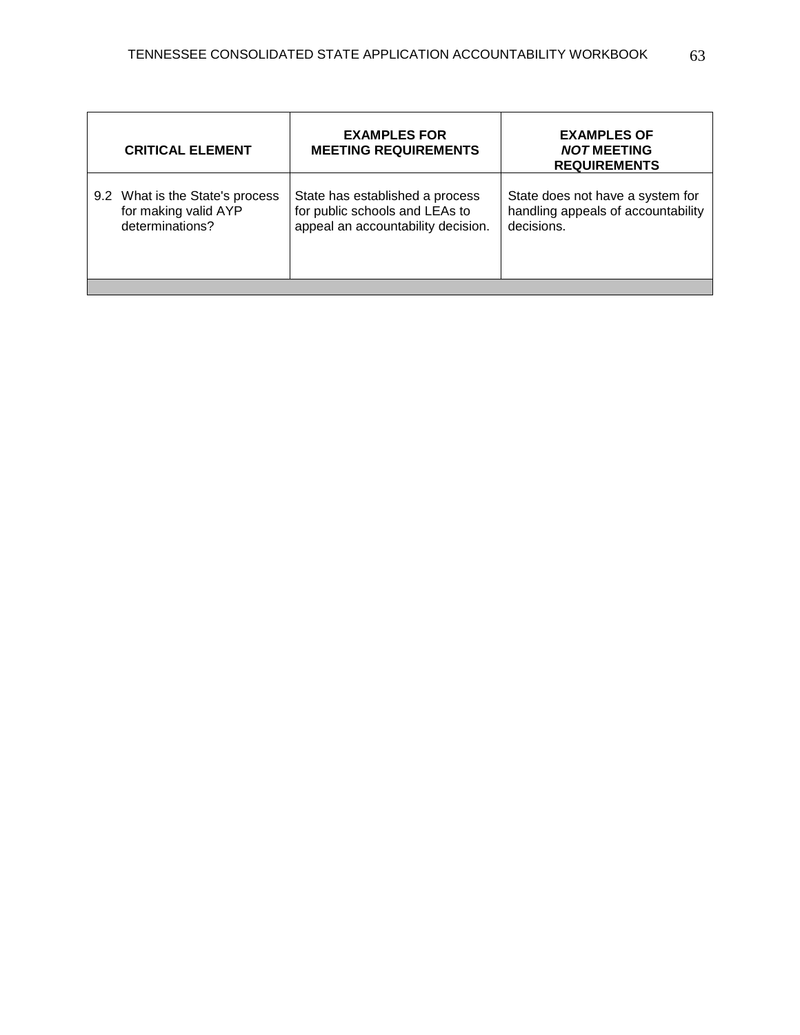| CRITICAL ELEMENT | EXAMPLES FOR MEETING REQUIREMENTS | EXAMPLES OF ***NOT*** MEETING REQUIREMENTS |
|---|---|---|
| 9.2 What is the State's process for making valid AYP determinations? | State has established a process for public schools and LEAs to appeal an accountability decision. | State does not have a system for handling appeals of accountability decisions. |
| | | |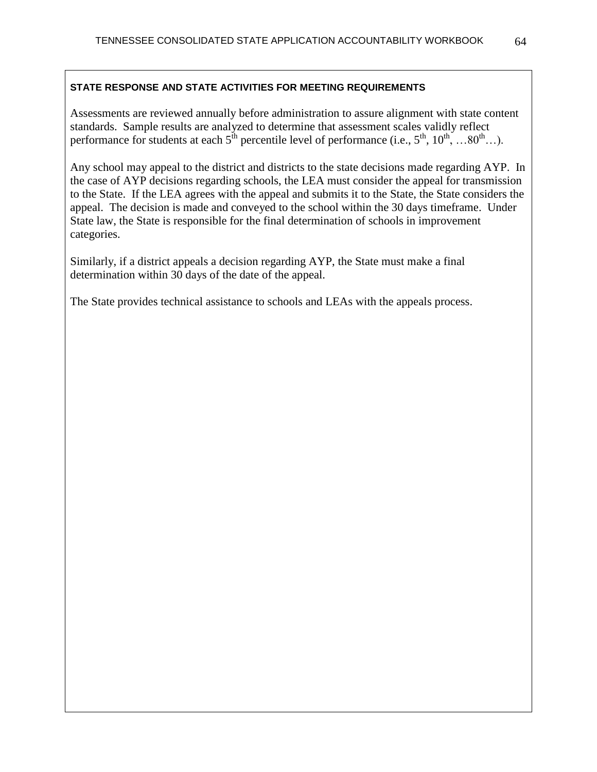**STATE RESPONSE AND STATE ACTIVITIES FOR MEETING REQUIREMENTS**

Assessments are reviewed annually before administration to assure alignment with state content standards. Sample results are analyzed to determine that assessment scales validly reflect performance for students at each 5th percentile level of performance (i.e., 5th, 10th, …80th…).

Any school may appeal to the district and districts to the state decisions made regarding AYP. In the case of AYP decisions regarding schools, the LEA must consider the appeal for transmission to the State. If the LEA agrees with the appeal and submits it to the State, the State considers the appeal. The decision is made and conveyed to the school within the 30 days timeframe. Under State law, the State is responsible for the final determination of schools in improvement categories.

Similarly, if a district appeals a decision regarding AYP, the State must make a final determination within 30 days of the date of the appeal.

The State provides technical assistance to schools and LEAs with the appeals process.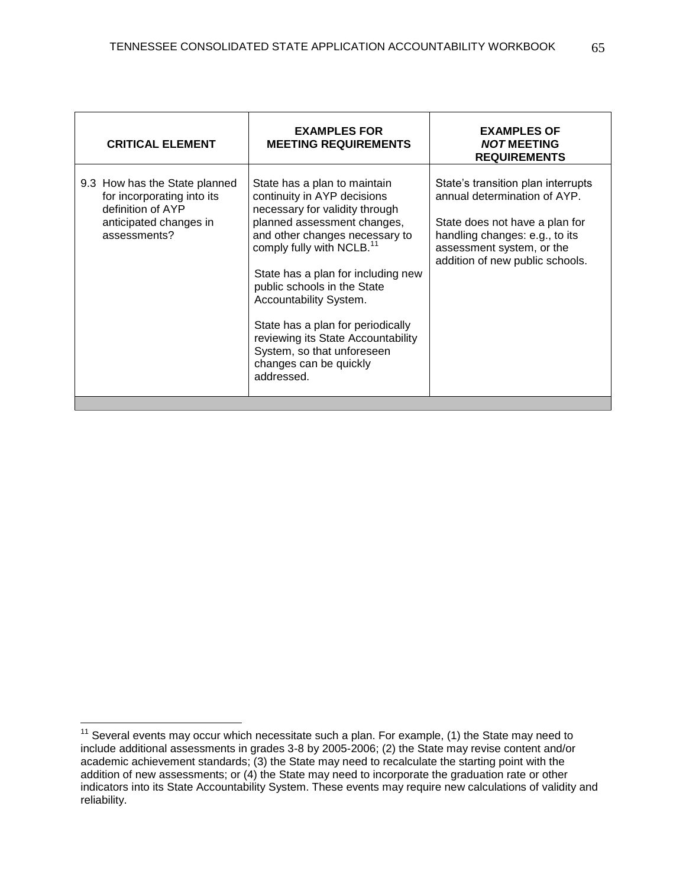| CRITICAL ELEMENT | EXAMPLES FOR MEETING REQUIREMENTS | EXAMPLES OF *NOT* MEETING REQUIREMENTS |
|---|---|---|
| 9.3 How has the State planned for incorporating into its definition of AYP anticipated changes in assessments? | State has a plan to maintain continuity in AYP decisions necessary for validity through planned assessment changes, and other changes necessary to comply fully with NCLB.[11]<br><br>State has a plan for including new public schools in the State Accountability System.<br><br>State has a plan for periodically reviewing its State Accountability System, so that unforeseen changes can be quickly addressed. | State's transition plan interrupts annual determination of AYP.<br><br>State does not have a plan for handling changes: e.g., to its assessment system, or the addition of new public schools. |

[11] Several events may occur which necessitate such a plan. For example, (1) the State may need to include additional assessments in grades 3-8 by 2005-2006; (2) the State may revise content and/or academic achievement standards; (3) the State may need to recalculate the starting point with the addition of new assessments; or (4) the State may need to incorporate the graduation rate or other indicators into its State Accountability System. These events may require new calculations of validity and reliability.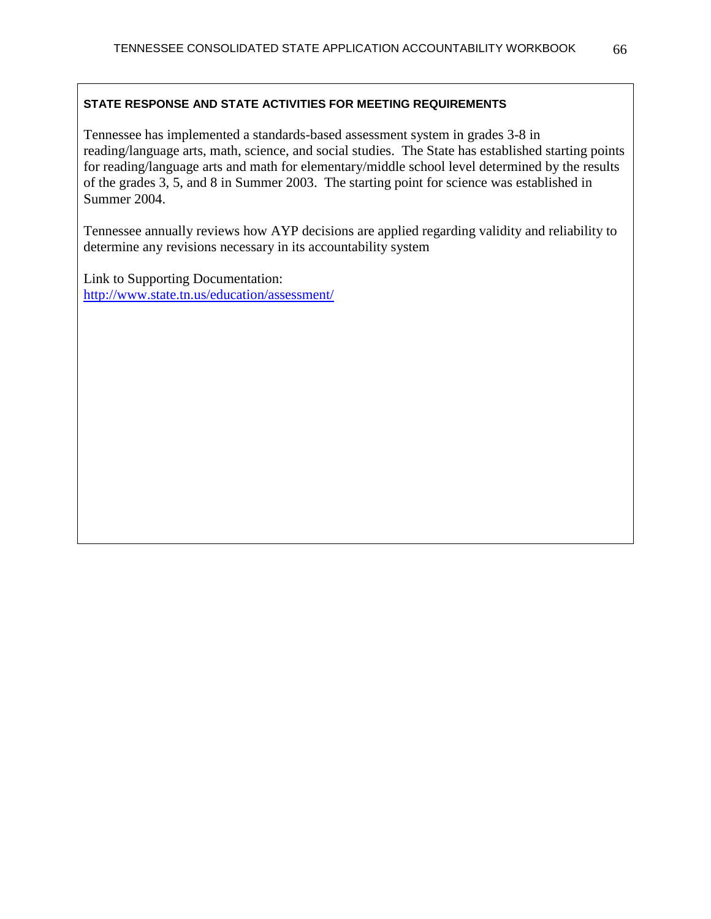**STATE RESPONSE AND STATE ACTIVITIES FOR MEETING REQUIREMENTS**

Tennessee has implemented a standards-based assessment system in grades 3-8 in reading/language arts, math, science, and social studies. The State has established starting points for reading/language arts and math for elementary/middle school level determined by the results of the grades 3, 5, and 8 in Summer 2003. The starting point for science was established in Summer 2004.

Tennessee annually reviews how AYP decisions are applied regarding validity and reliability to determine any revisions necessary in its accountability system

Link to Supporting Documentation:
http://www.state.tn.us/education/assessment/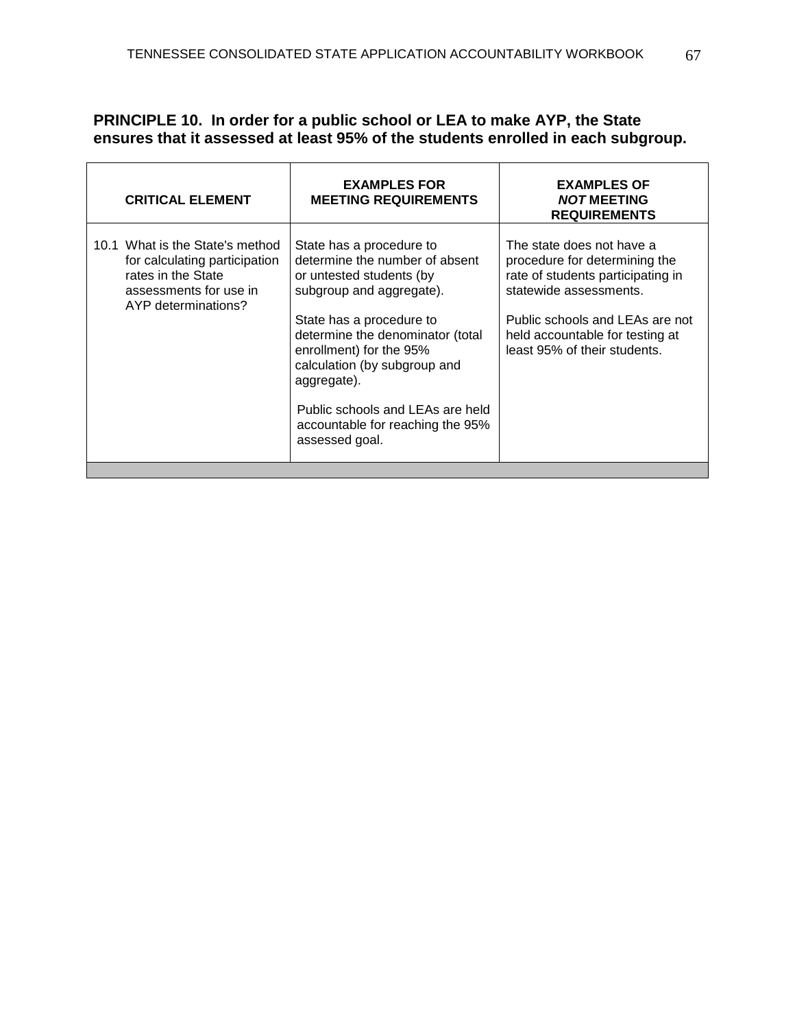**PRINCIPLE 10. In order for a public school or LEA to make AYP, the State ensures that it assessed at least 95% of the students enrolled in each subgroup.**

| CRITICAL ELEMENT | EXAMPLES FOR MEETING REQUIREMENTS | EXAMPLES OF *NOT* MEETING REQUIREMENTS |
|---|---|---|
| 10.1 What is the State's method for calculating participation rates in the State assessments for use in AYP determinations? | State has a procedure to determine the number of absent or untested students (by subgroup and aggregate).<br><br>State has a procedure to determine the denominator (total enrollment) for the 95% calculation (by subgroup and aggregate).<br><br>Public schools and LEAs are held accountable for reaching the 95% assessed goal. | The state does not have a procedure for determining the rate of students participating in statewide assessments.<br><br>Public schools and LEAs are not held accountable for testing at least 95% of their students. |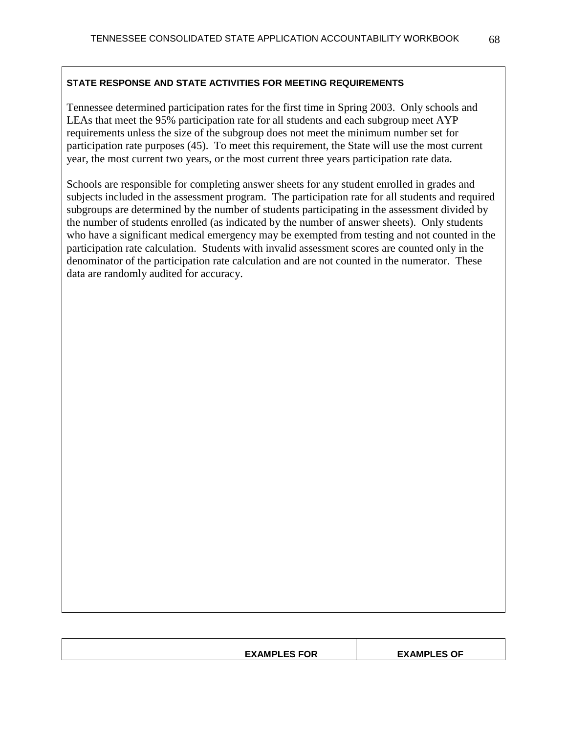**STATE RESPONSE AND STATE ACTIVITIES FOR MEETING REQUIREMENTS**

Tennessee determined participation rates for the first time in Spring 2003. Only schools and LEAs that meet the 95% participation rate for all students and each subgroup meet AYP requirements unless the size of the subgroup does not meet the minimum number set for participation rate purposes (45). To meet this requirement, the State will use the most current year, the most current two years, or the most current three years participation rate data.

Schools are responsible for completing answer sheets for any student enrolled in grades and subjects included in the assessment program. The participation rate for all students and required subgroups are determined by the number of students participating in the assessment divided by the number of students enrolled (as indicated by the number of answer sheets). Only students who have a significant medical emergency may be exempted from testing and not counted in the participation rate calculation. Students with invalid assessment scores are counted only in the denominator of the participation rate calculation and are not counted in the numerator. These data are randomly audited for accuracy.

| | EXAMPLES FOR | EXAMPLES OF |
|---|---|---|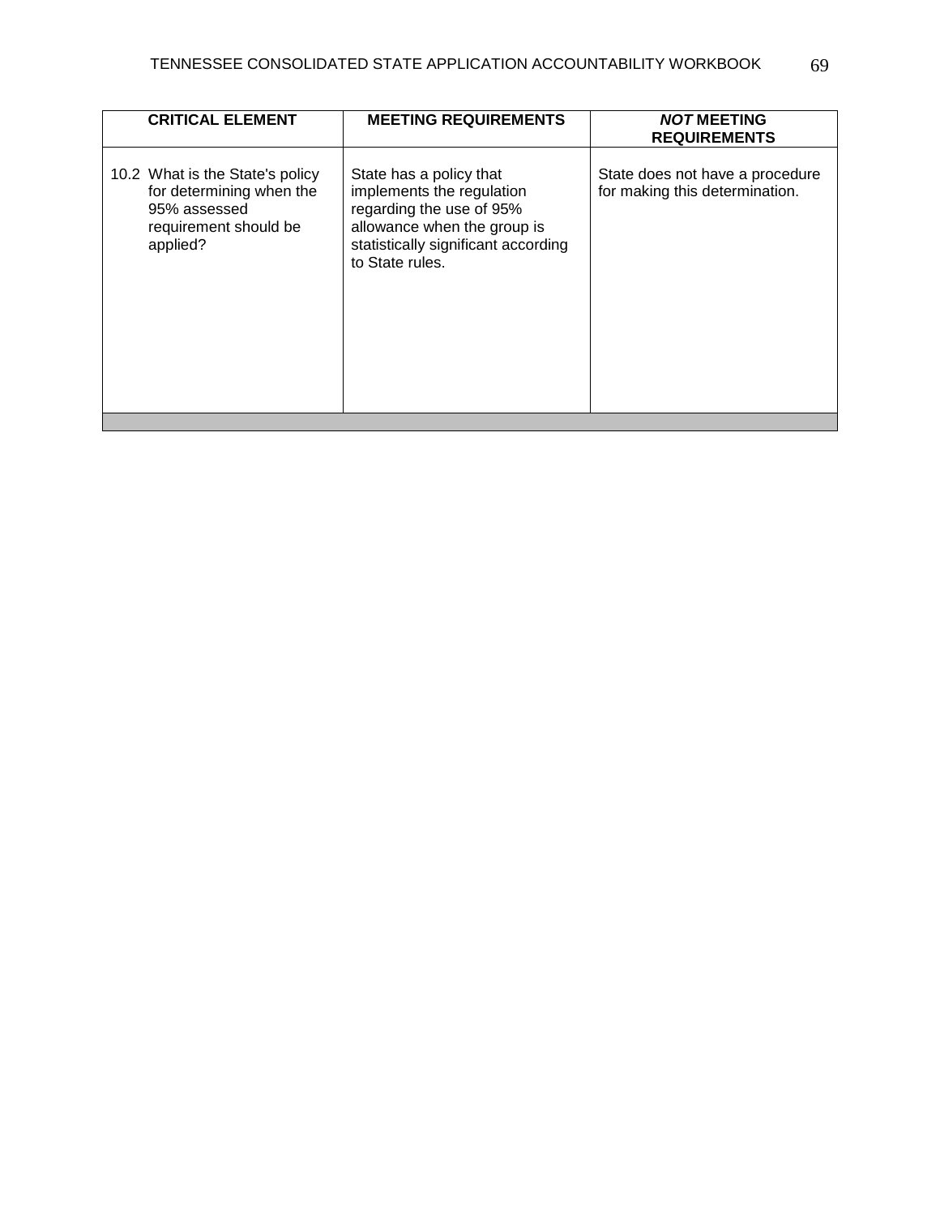| CRITICAL ELEMENT | MEETING REQUIREMENTS | ***NOT* MEETING REQUIREMENTS** |
|---|---|---|
| 10.2 What is the State's policy for determining when the 95% assessed requirement should be applied? | State has a policy that implements the regulation regarding the use of 95% allowance when the group is statistically significant according to State rules. | State does not have a procedure for making this determination. |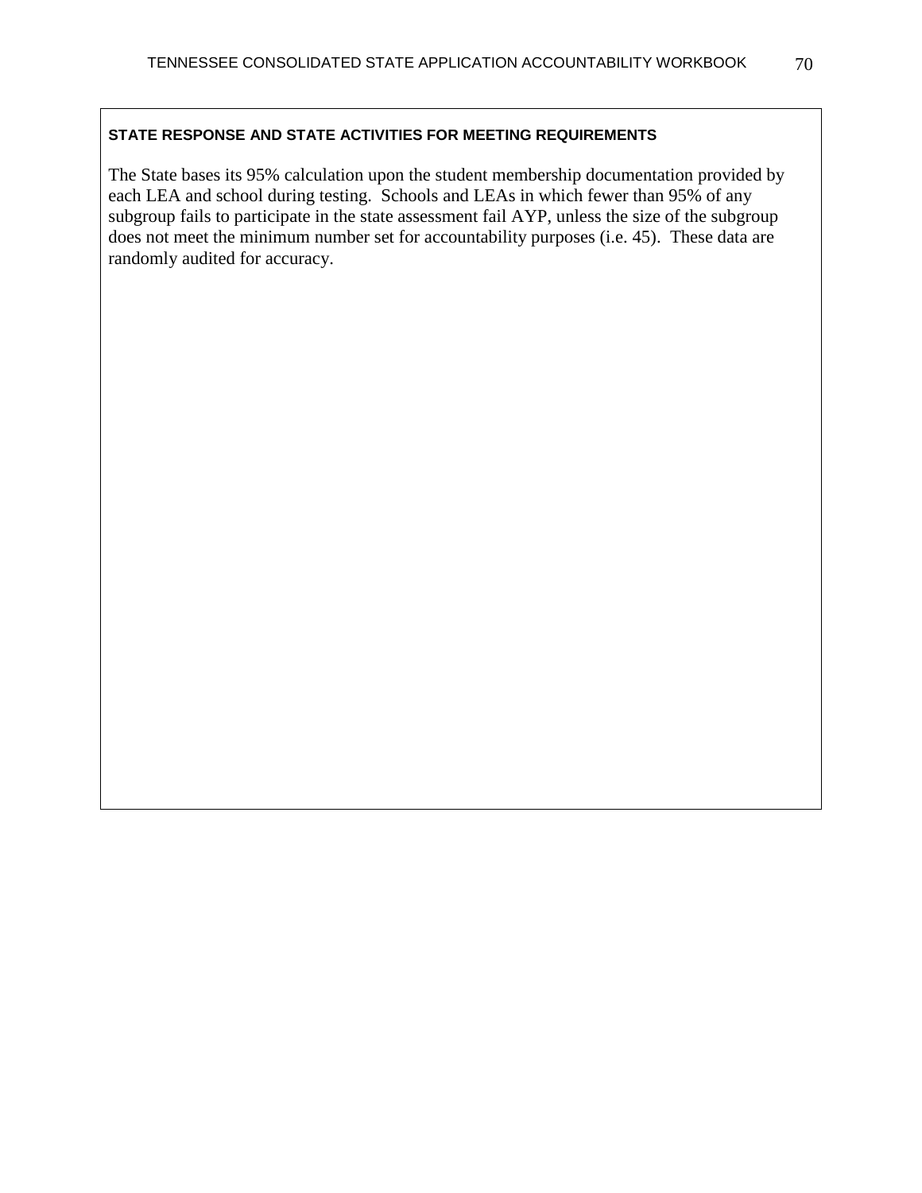**STATE RESPONSE AND STATE ACTIVITIES FOR MEETING REQUIREMENTS**

The State bases its 95% calculation upon the student membership documentation provided by each LEA and school during testing. Schools and LEAs in which fewer than 95% of any subgroup fails to participate in the state assessment fail AYP, unless the size of the subgroup does not meet the minimum number set for accountability purposes (i.e. 45). These data are randomly audited for accuracy.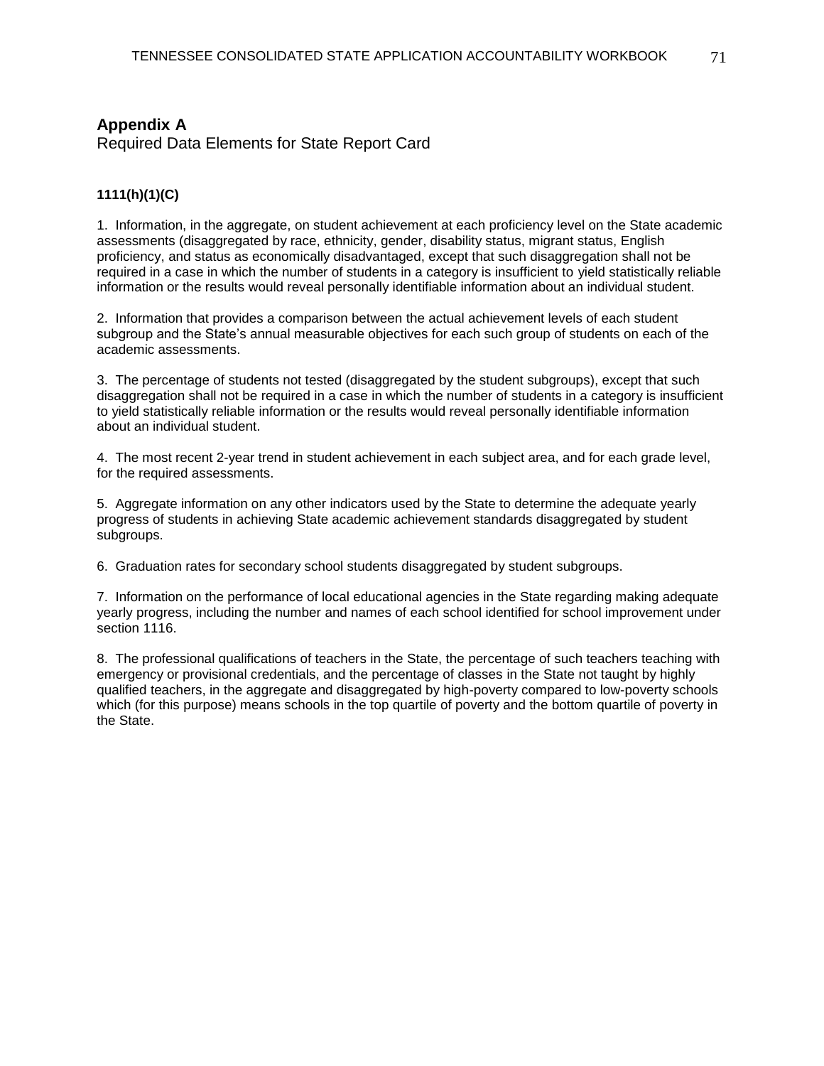## Appendix A

Required Data Elements for State Report Card

**1111(h)(1)(C)**

1. Information, in the aggregate, on student achievement at each proficiency level on the State academic assessments (disaggregated by race, ethnicity, gender, disability status, migrant status, English proficiency, and status as economically disadvantaged, except that such disaggregation shall not be required in a case in which the number of students in a category is insufficient to yield statistically reliable information or the results would reveal personally identifiable information about an individual student.

2. Information that provides a comparison between the actual achievement levels of each student subgroup and the State's annual measurable objectives for each such group of students on each of the academic assessments.

3. The percentage of students not tested (disaggregated by the student subgroups), except that such disaggregation shall not be required in a case in which the number of students in a category is insufficient to yield statistically reliable information or the results would reveal personally identifiable information about an individual student.

4. The most recent 2-year trend in student achievement in each subject area, and for each grade level, for the required assessments.

5. Aggregate information on any other indicators used by the State to determine the adequate yearly progress of students in achieving State academic achievement standards disaggregated by student subgroups.

6. Graduation rates for secondary school students disaggregated by student subgroups.

7. Information on the performance of local educational agencies in the State regarding making adequate yearly progress, including the number and names of each school identified for school improvement under section 1116.

8. The professional qualifications of teachers in the State, the percentage of such teachers teaching with emergency or provisional credentials, and the percentage of classes in the State not taught by highly qualified teachers, in the aggregate and disaggregated by high-poverty compared to low-poverty schools which (for this purpose) means schools in the top quartile of poverty and the bottom quartile of poverty in the State.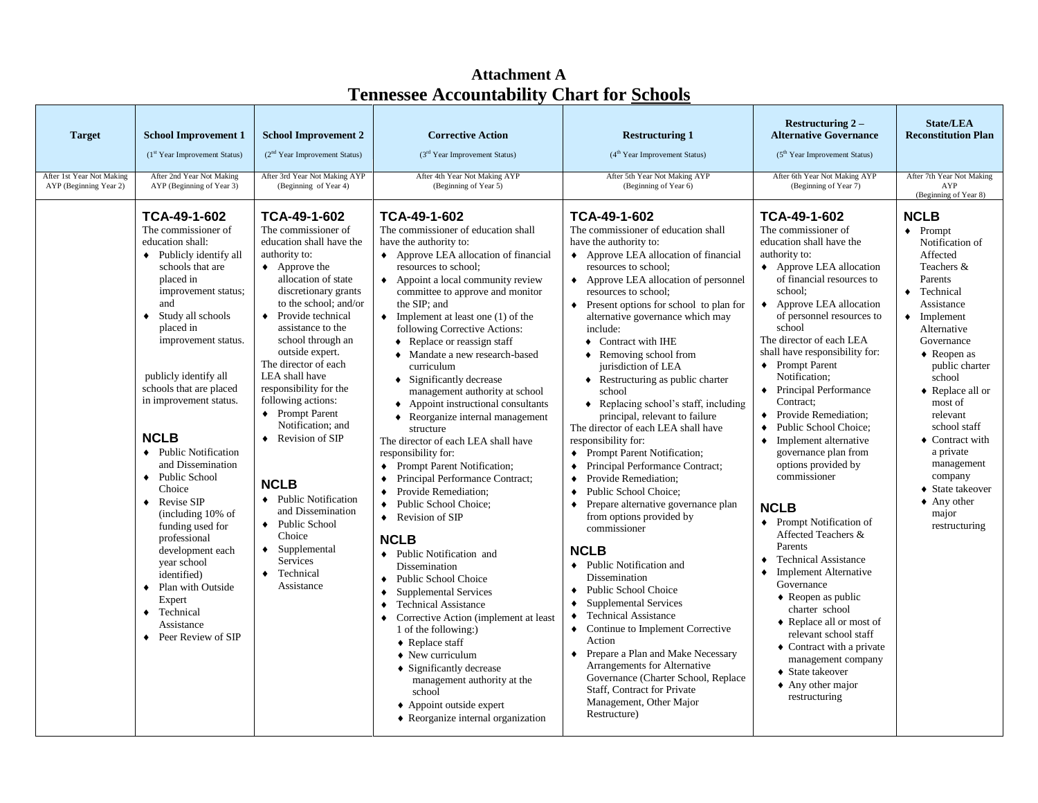# Attachment A

## Tennessee Accountability Chart for Schools

| Target | School Improvement 1 (1st Year Improvement Status) | School Improvement 2 (2nd Year Improvement Status) | Corrective Action (3rd Year Improvement Status) | Restructuring 1 (4th Year Improvement Status) | Restructuring 2 – Alternative Governance (5th Year Improvement Status) | State/LEA Reconstitution Plan |
|---|---|---|---|---|---|---|
| After 1st Year Not Making AYP (Beginning Year 2) | After 2nd Year Not Making AYP (Beginning of Year 3) | After 3rd Year Not Making AYP (Beginning of Year 4) | After 4th Year Not Making AYP (Beginning of Year 5) | After 5th Year Not Making AYP (Beginning of Year 6) | After 6th Year Not Making AYP (Beginning of Year 7) | After 7th Year Not Making AYP (Beginning of Year 8) |
| | **TCA-49-1-602**<br>The commissioner of education shall:<br>♦ Publicly identify all schools that are placed in improvement status; and<br>♦ Study all schools placed in improvement status.<br><br>publicly identify all schools that are placed in improvement status.<br><br>**NCLB**<br>♦ Public Notification and Dissemination<br>♦ Public School Choice<br>♦ Revise SIP (including 10% of funding used for professional development each year school identified)<br>♦ Plan with Outside Expert<br>♦ Technical Assistance<br>♦ Peer Review of SIP | **TCA-49-1-602**<br>The commissioner of education shall have the authority to:<br>♦ Approve the allocation of state discretionary grants to the school; and/or<br>♦ Provide technical assistance to the school through an outside expert.<br>The director of each LEA shall have responsibility for the following actions:<br>♦ Prompt Parent Notification; and<br>♦ Revision of SIP<br><br>**NCLB**<br>♦ Public Notification and Dissemination<br>♦ Public School Choice<br>♦ Supplemental Services<br>♦ Technical Assistance | **TCA-49-1-602**<br>The commissioner of education shall have the authority to:<br>♦ Approve LEA allocation of financial resources to school;<br>♦ Appoint a local community review committee to approve and monitor the SIP; and<br>♦ Implement at least one (1) of the following Corrective Actions:<br>  ♦ Replace or reassign staff<br>  ♦ Mandate a new research-based curriculum<br>  ♦ Significantly decrease management authority at school<br>  ♦ Appoint instructional consultants<br>  ♦ Reorganize internal management structure<br>The director of each LEA shall have responsibility for:<br>♦ Prompt Parent Notification;<br>♦ Principal Performance Contract;<br>♦ Provide Remediation;<br>♦ Public School Choice;<br>♦ Revision of SIP<br><br>**NCLB**<br>♦ Public Notification and Dissemination<br>♦ Public School Choice<br>♦ Supplemental Services<br>♦ Technical Assistance<br>♦ Corrective Action (implement at least 1 of the following:)<br>  ♦ Replace staff<br>  ♦ New curriculum<br>  ♦ Significantly decrease management authority at the school<br>  ♦ Appoint outside expert<br>  ♦ Reorganize internal organization | **TCA-49-1-602**<br>The commissioner of education shall have the authority to:<br>♦ Approve LEA allocation of financial resources to school;<br>♦ Approve LEA allocation of personnel resources to school;<br>♦ Present options for school to plan for alternative governance which may include:<br>  ♦ Contract with IHE<br>  ♦ Removing school from jurisdiction of LEA<br>  ♦ Restructuring as public charter school<br>  ♦ Replacing school's staff, including principal, relevant to failure<br>The director of each LEA shall have responsibility for:<br>♦ Prompt Parent Notification;<br>♦ Principal Performance Contract;<br>♦ Provide Remediation;<br>♦ Public School Choice;<br>♦ Prepare alternative governance plan from options provided by commissioner<br><br>**NCLB**<br>♦ Public Notification and Dissemination<br>♦ Public School Choice<br>♦ Supplemental Services<br>♦ Technical Assistance<br>♦ Continue to Implement Corrective Action<br>♦ Prepare a Plan and Make Necessary Arrangements for Alternative Governance (Charter School, Replace Staff, Contract for Private Management, Other Major Restructure) | **TCA-49-1-602**<br>The commissioner of education shall have the authority to:<br>♦ Approve LEA allocation of financial resources to school;<br>♦ Approve LEA allocation of personnel resources to school<br>The director of each LEA shall have responsibility for:<br>♦ Prompt Parent Notification;<br>♦ Principal Performance Contract;<br>♦ Provide Remediation;<br>♦ Public School Choice;<br>♦ Implement alternative governance plan from options provided by commissioner<br><br>**NCLB**<br>♦ Prompt Notification of Affected Teachers & Parents<br>♦ Technical Assistance<br>♦ Implement Alternative Governance<br>  ♦ Reopen as public charter school<br>  ♦ Replace all or most of relevant school staff<br>  ♦ Contract with a private management company<br>  ♦ State takeover<br>  ♦ Any other major restructuring | **NCLB**<br>♦ Prompt Notification of Affected Teachers & Parents<br>♦ Technical Assistance<br>♦ Implement Alternative Governance<br>  ♦ Reopen as public charter school<br>  ♦ Replace all or most of relevant school staff<br>  ♦ Contract with a private management company<br>  ♦ State takeover<br>  ♦ Any other major restructuring |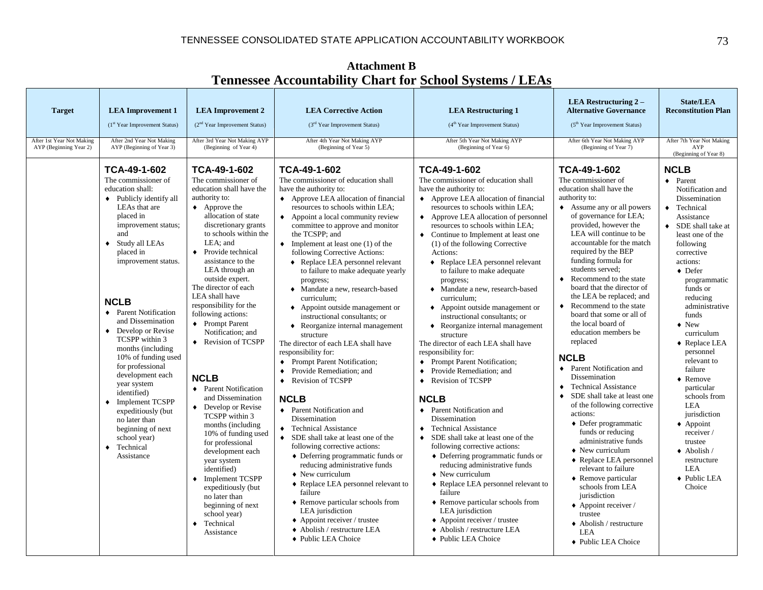## Attachment B

## Tennessee Accountability Chart for School Systems / LEAs

| Target | LEA Improvement 1 (1st Year Improvement Status) | LEA Improvement 2 (2nd Year Improvement Status) | LEA Corrective Action (3rd Year Improvement Status) | LEA Restructuring 1 (4th Year Improvement Status) | LEA Restructuring 2 – Alternative Governance (5th Year Improvement Status) | State/LEA Reconstitution Plan |
|---|---|---|---|---|---|---|
| After 1st Year Not Making AYP (Beginning Year 2) | After 2nd Year Not Making AYP (Beginning of Year 3) | After 3rd Year Not Making AYP (Beginning of Year 4) | After 4th Year Not Making AYP (Beginning of Year 5) | After 5th Year Not Making AYP (Beginning of Year 6) | After 6th Year Not Making AYP (Beginning of Year 7) | After 7th Year Not Making AYP (Beginning of Year 8) |
| | **TCA-49-1-602**<br>The commissioner of education shall:<br>♦ Publicly identify all LEAs that are placed in improvement status; and<br>♦ Study all LEAs placed in improvement status.<br><br>**NCLB**<br>♦ Parent Notification and Dissemination<br>♦ Develop or Revise TCSPP within 3 months (including 10% of funding used for professional development each year system identified)<br>♦ Implement TCSPP expeditiously (but no later than beginning of next school year)<br>♦ Technical Assistance | **TCA-49-1-602**<br>The commissioner of education shall have the authority to:<br>♦ Approve the allocation of state discretionary grants to schools within the LEA; and<br>♦ Provide technical assistance to the LEA through an outside expert.<br>The director of each LEA shall have responsibility for the following actions:<br>♦ Prompt Parent Notification; and<br>♦ Revision of TCSPP<br><br>**NCLB**<br>♦ Parent Notification and Dissemination<br>♦ Develop or Revise TCSPP within 3 months (including 10% of funding used for professional development each year system identified)<br>♦ Implement TCSPP expeditiously (but no later than beginning of next school year)<br>♦ Technical Assistance | **TCA-49-1-602**<br>The commissioner of education shall have the authority to:<br>♦ Approve LEA allocation of financial resources to schools within LEA;<br>♦ Appoint a local community review committee to approve and monitor the TCSPP; and<br>♦ Implement at least one (1) of the following Corrective Actions:<br>  ♦ Replace LEA personnel relevant to failure to make adequate yearly progress;<br>  ♦ Mandate a new, research-based curriculum;<br>  ♦ Appoint outside management or instructional consultants; or<br>  ♦ Reorganize internal management structure<br>The director of each LEA shall have responsibility for:<br>♦ Prompt Parent Notification;<br>♦ Provide Remediation; and<br>♦ Revision of TCSPP<br><br>**NCLB**<br>♦ Parent Notification and Dissemination<br>♦ Technical Assistance<br>♦ SDE shall take at least one of the following corrective actions:<br>  ♦ Deferring programmatic funds or reducing administrative funds<br>  ♦ New curriculum<br>  ♦ Replace LEA personnel relevant to failure<br>  ♦ Remove particular schools from LEA jurisdiction<br>  ♦ Appoint receiver / trustee<br>  ♦ Abolish / restructure LEA<br>  ♦ Public LEA Choice | **TCA-49-1-602**<br>The commissioner of education shall have the authority to:<br>♦ Approve LEA allocation of financial resources to schools within LEA;<br>♦ Approve LEA allocation of personnel resources to schools within LEA;<br>♦ Continue to Implement at least one (1) of the following Corrective Actions:<br>  ♦ Replace LEA personnel relevant to failure to make adequate progress;<br>  ♦ Mandate a new, research-based curriculum;<br>  ♦ Appoint outside management or instructional consultants; or<br>  ♦ Reorganize internal management structure<br>The director of each LEA shall have responsibility for:<br>♦ Prompt Parent Notification;<br>♦ Provide Remediation; and<br>♦ Revision of TCSPP<br><br>**NCLB**<br>♦ Parent Notification and Dissemination<br>♦ Technical Assistance<br>♦ SDE shall take at least one of the following corrective actions:<br>  ♦ Deferring programmatic funds or reducing administrative funds<br>  ♦ New curriculum<br>  ♦ Replace LEA personnel relevant to failure<br>  ♦ Remove particular schools from LEA jurisdiction<br>  ♦ Appoint receiver / trustee<br>  ♦ Abolish / restructure LEA<br>  ♦ Public LEA Choice | **TCA-49-1-602**<br>The commissioner of education shall have the authority to:<br>♦ Assume any or all powers of governance for LEA; provided, however the LEA will continue to be accountable for the match required by the BEP funding formula for students served;<br>♦ Recommend to the state board that the director of the LEA be replaced; and<br>♦ Recommend to the state board that some or all of the local board of education members be replaced<br><br>**NCLB**<br>♦ Parent Notification and Dissemination<br>♦ Technical Assistance<br>♦ SDE shall take at least one of the following corrective actions:<br>  ♦ Defer programmatic funds or reducing administrative funds<br>  ♦ New curriculum<br>  ♦ Replace LEA personnel relevant to failure<br>  ♦ Remove particular schools from LEA jurisdiction<br>  ♦ Appoint receiver / trustee<br>  ♦ Abolish / restructure LEA<br>  ♦ Public LEA Choice | **NCLB**<br>♦ Parent Notification and Dissemination<br>♦ Technical Assistance<br>♦ SDE shall take at least one of the following corrective actions:<br>  ♦ Defer programmatic funds or reducing administrative funds<br>  ♦ New curriculum<br>  ♦ Replace LEA personnel relevant to failure<br>  ♦ Remove particular schools from LEA jurisdiction<br>  ♦ Appoint receiver / trustee<br>  ♦ Abolish / restructure LEA<br>  ♦ Public LEA Choice |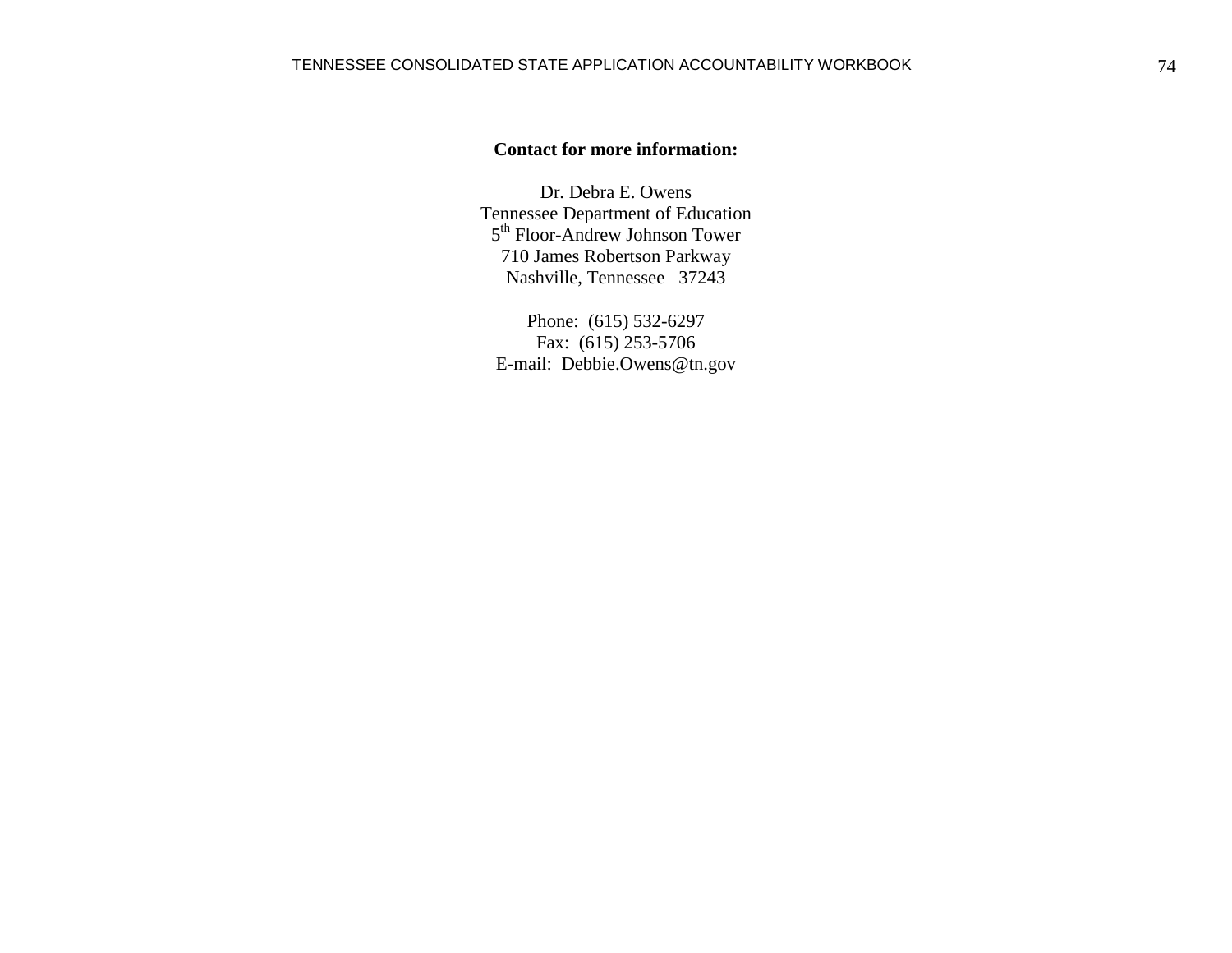**Contact for more information:**

Dr. Debra E. Owens
Tennessee Department of Education
5th Floor-Andrew Johnson Tower
710 James Robertson Parkway
Nashville, Tennessee 37243

Phone: (615) 532-6297
Fax: (615) 253-5706
E-mail: Debbie.Owens@tn.gov